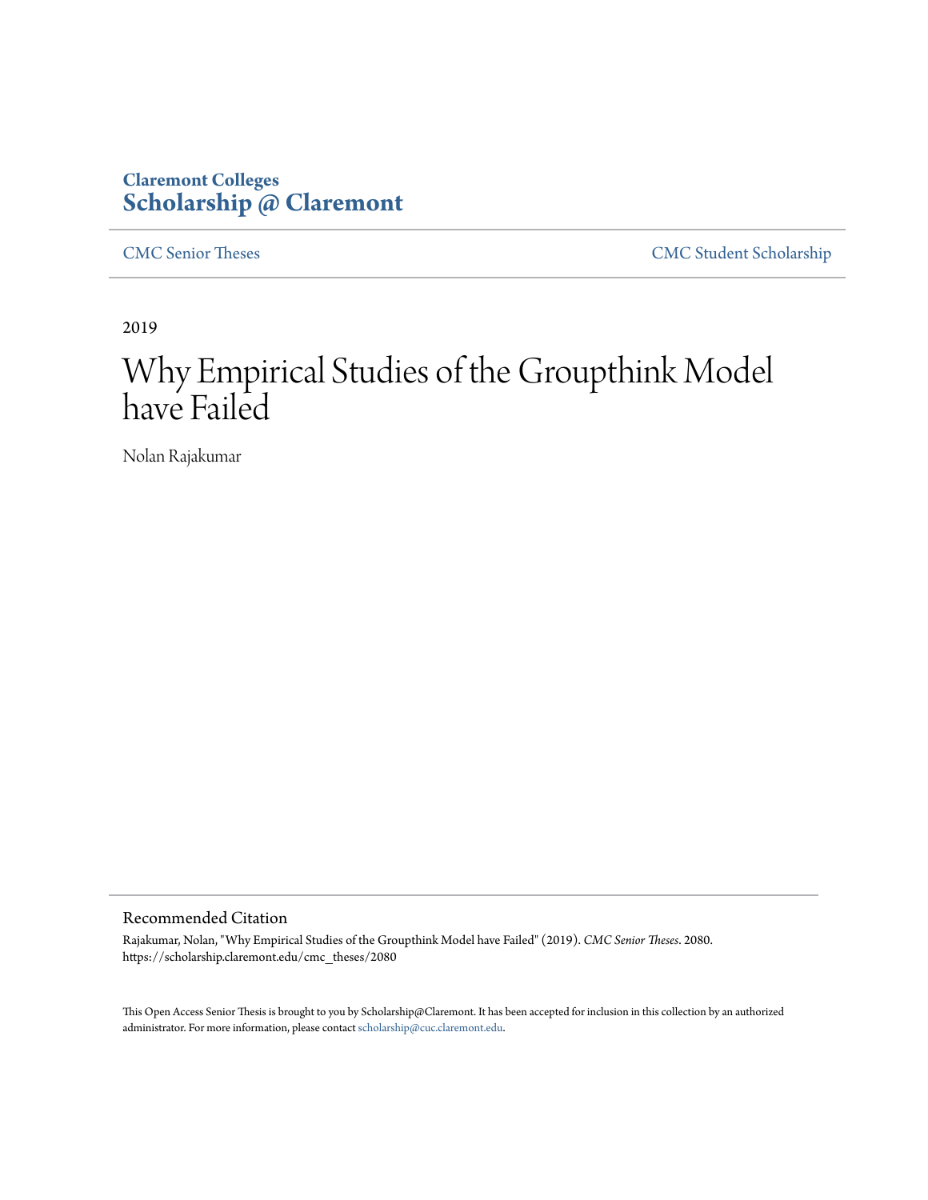**Claremont Colleges**
**Scholarship @ Claremont**

CMC Senior Theses | CMC Student Scholarship

2019

# Why Empirical Studies of the Groupthink Model have Failed

Nolan Rajakumar

## Recommended Citation

Rajakumar, Nolan, "Why Empirical Studies of the Groupthink Model have Failed" (2019). *CMC Senior Theses*. 2080.
https://scholarship.claremont.edu/cmc_theses/2080

This Open Access Senior Thesis is brought to you by Scholarship@Claremont. It has been accepted for inclusion in this collection by an authorized administrator. For more information, please contact scholarship@cuc.claremont.edu.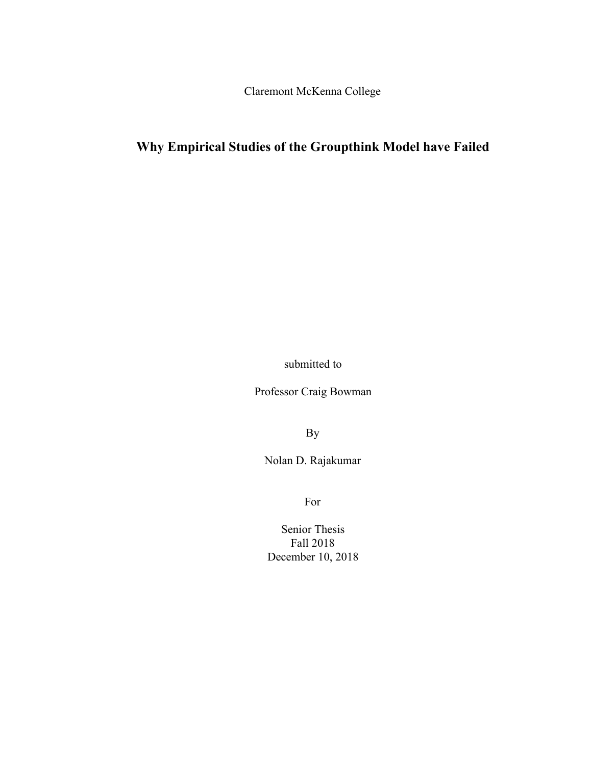Claremont McKenna College

# Why Empirical Studies of the Groupthink Model have Failed

submitted to

Professor Craig Bowman

By

Nolan D. Rajakumar

For

Senior Thesis
Fall 2018
December 10, 2018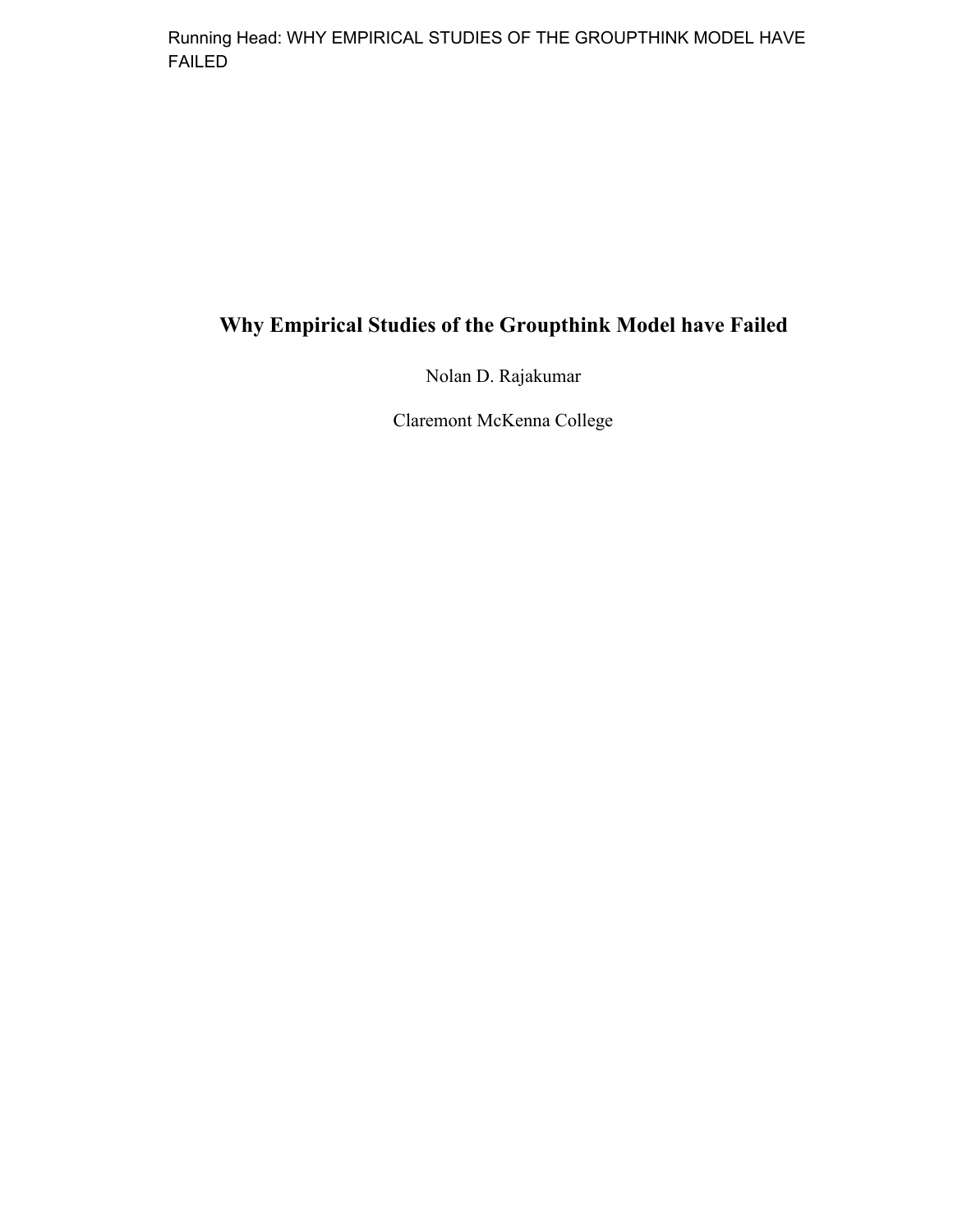# Why Empirical Studies of the Groupthink Model have Failed

Nolan D. Rajakumar

Claremont McKenna College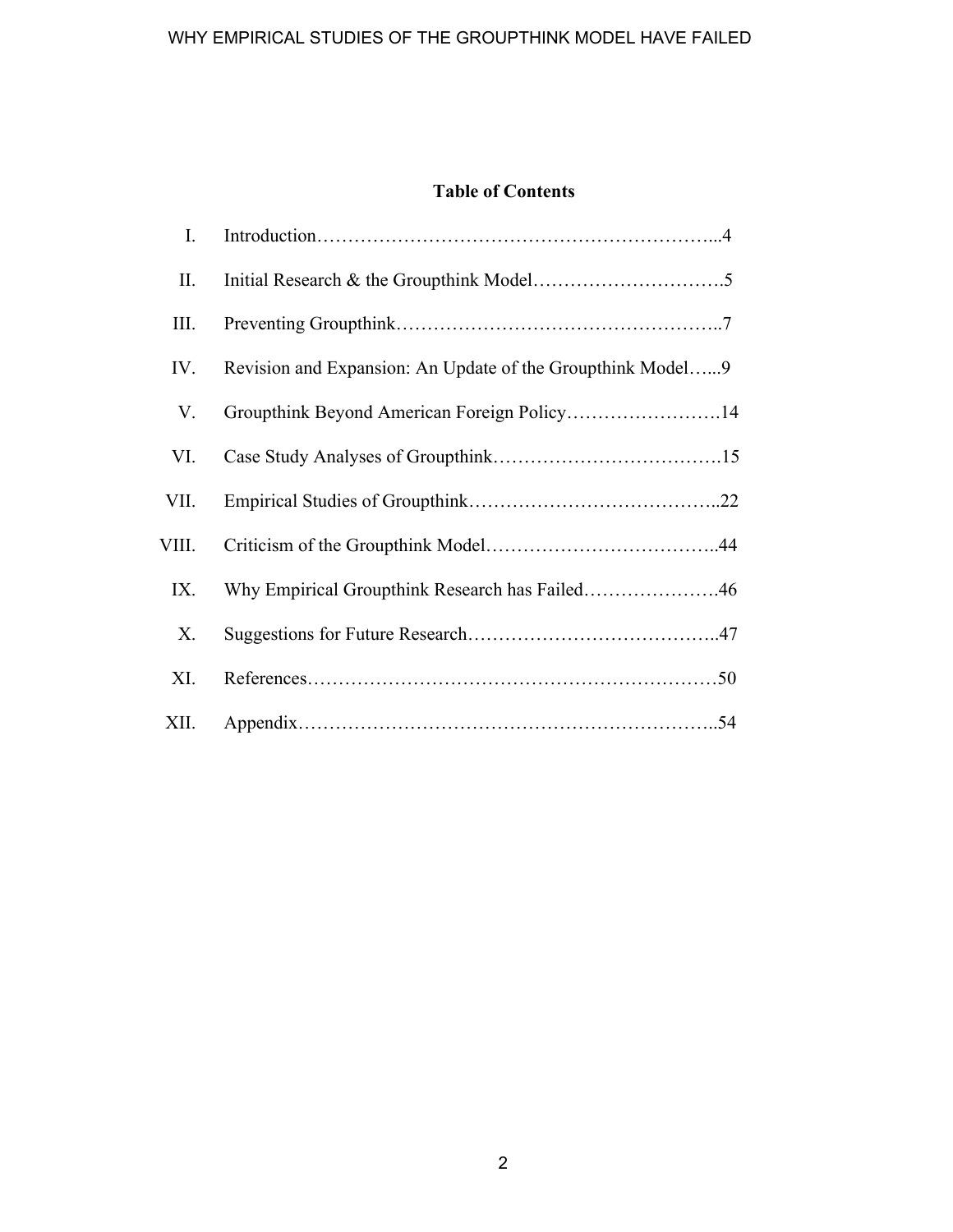# Table of Contents

| | | |
|---|---|---|
| I. | Introduction | 4 |
| II. | Initial Research & the Groupthink Model | 5 |
| III. | Preventing Groupthink | 7 |
| IV. | Revision and Expansion: An Update of the Groupthink Model | 9 |
| V. | Groupthink Beyond American Foreign Policy | 14 |
| VI. | Case Study Analyses of Groupthink | 15 |
| VII. | Empirical Studies of Groupthink | 22 |
| VIII. | Criticism of the Groupthink Model | 44 |
| IX. | Why Empirical Groupthink Research has Failed | 46 |
| X. | Suggestions for Future Research | 47 |
| XI. | References | 50 |
| XII. | Appendix | 54 |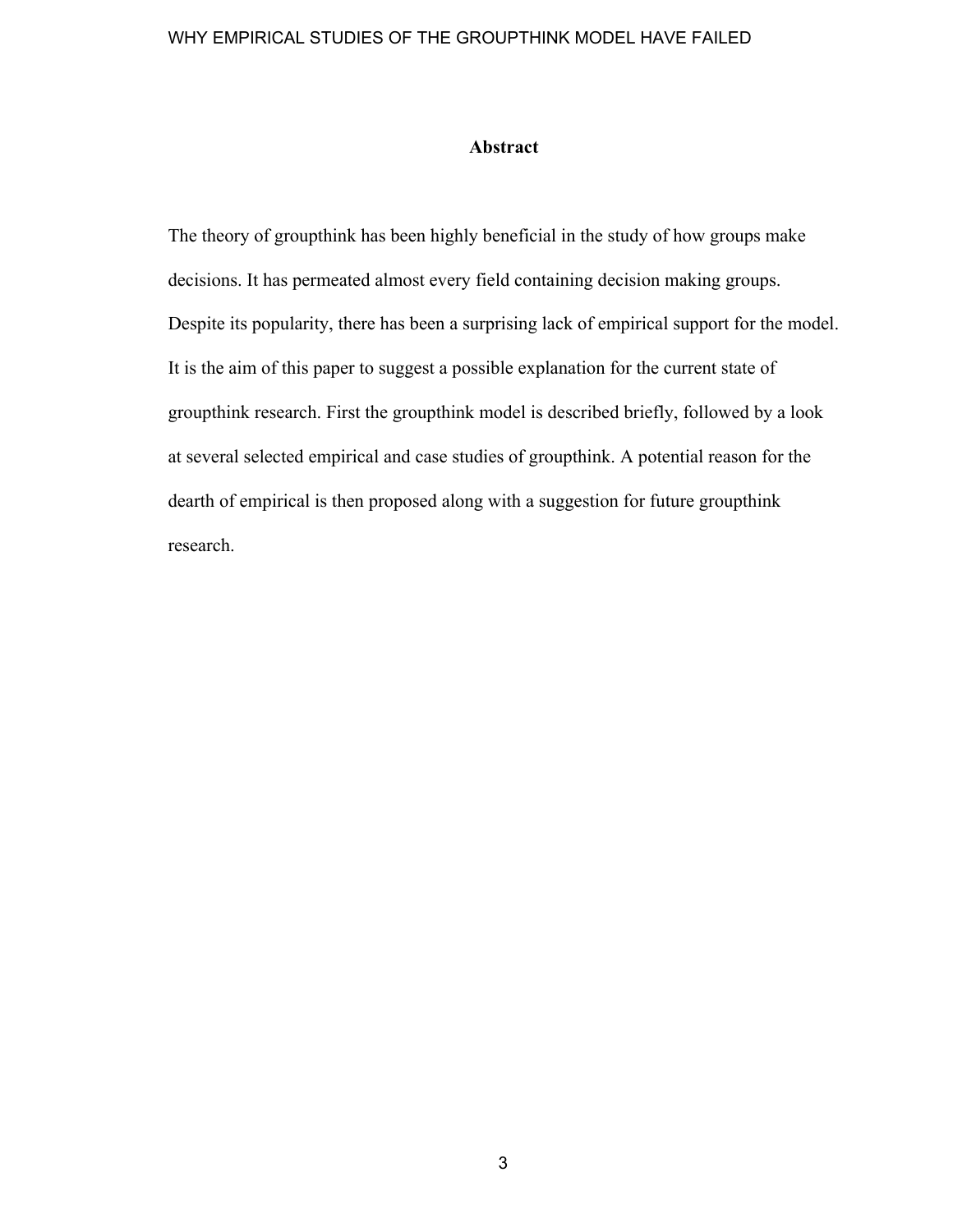## Abstract

The theory of groupthink has been highly beneficial in the study of how groups make decisions. It has permeated almost every field containing decision making groups. Despite its popularity, there has been a surprising lack of empirical support for the model. It is the aim of this paper to suggest a possible explanation for the current state of groupthink research. First the groupthink model is described briefly, followed by a look at several selected empirical and case studies of groupthink. A potential reason for the dearth of empirical is then proposed along with a suggestion for future groupthink research.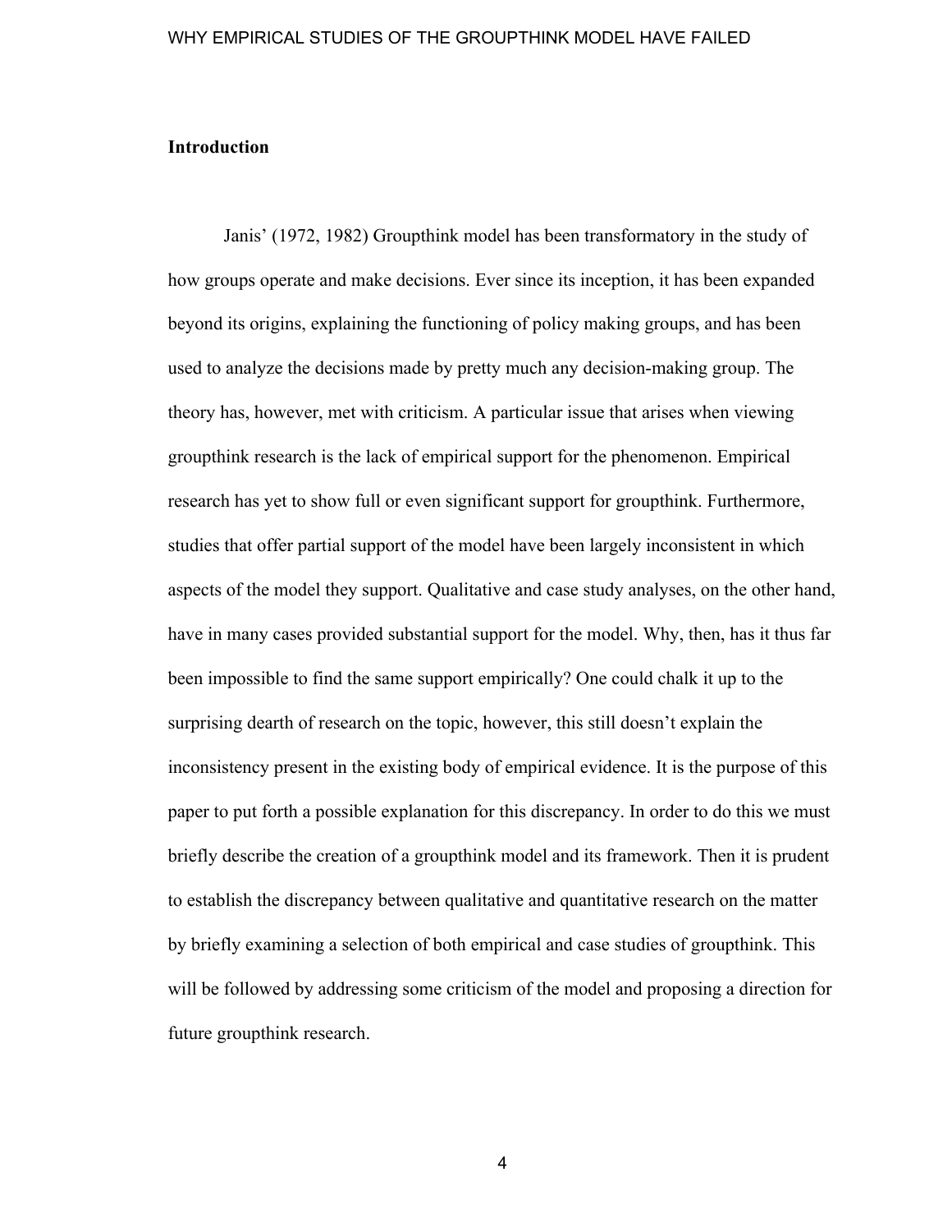## Introduction

Janis' (1972, 1982) Groupthink model has been transformatory in the study of how groups operate and make decisions. Ever since its inception, it has been expanded beyond its origins, explaining the functioning of policy making groups, and has been used to analyze the decisions made by pretty much any decision-making group. The theory has, however, met with criticism. A particular issue that arises when viewing groupthink research is the lack of empirical support for the phenomenon. Empirical research has yet to show full or even significant support for groupthink. Furthermore, studies that offer partial support of the model have been largely inconsistent in which aspects of the model they support. Qualitative and case study analyses, on the other hand, have in many cases provided substantial support for the model. Why, then, has it thus far been impossible to find the same support empirically? One could chalk it up to the surprising dearth of research on the topic, however, this still doesn't explain the inconsistency present in the existing body of empirical evidence. It is the purpose of this paper to put forth a possible explanation for this discrepancy. In order to do this we must briefly describe the creation of a groupthink model and its framework. Then it is prudent to establish the discrepancy between qualitative and quantitative research on the matter by briefly examining a selection of both empirical and case studies of groupthink. This will be followed by addressing some criticism of the model and proposing a direction for future groupthink research.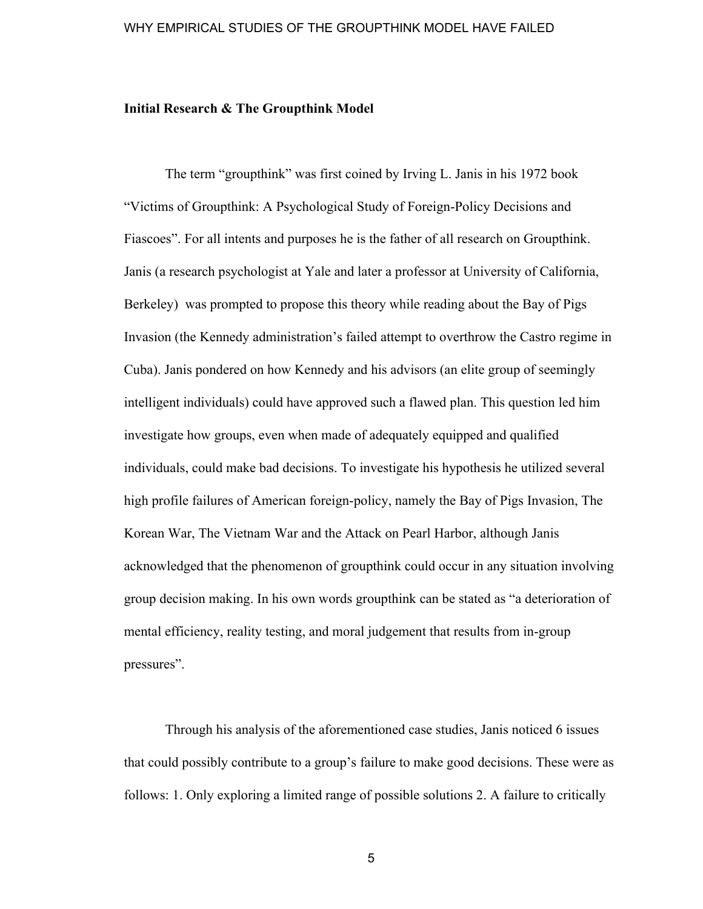## Initial Research & The Groupthink Model

The term “groupthink” was first coined by Irving L. Janis in his 1972 book “Victims of Groupthink: A Psychological Study of Foreign-Policy Decisions and Fiascoes”. For all intents and purposes he is the father of all research on Groupthink. Janis (a research psychologist at Yale and later a professor at University of California, Berkeley) was prompted to propose this theory while reading about the Bay of Pigs Invasion (the Kennedy administration’s failed attempt to overthrow the Castro regime in Cuba). Janis pondered on how Kennedy and his advisors (an elite group of seemingly intelligent individuals) could have approved such a flawed plan. This question led him investigate how groups, even when made of adequately equipped and qualified individuals, could make bad decisions. To investigate his hypothesis he utilized several high profile failures of American foreign-policy, namely the Bay of Pigs Invasion, The Korean War, The Vietnam War and the Attack on Pearl Harbor, although Janis acknowledged that the phenomenon of groupthink could occur in any situation involving group decision making. In his own words groupthink can be stated as “a deterioration of mental efficiency, reality testing, and moral judgement that results from in-group pressures”.

Through his analysis of the aforementioned case studies, Janis noticed 6 issues that could possibly contribute to a group’s failure to make good decisions. These were as follows: 1. Only exploring a limited range of possible solutions 2. A failure to critically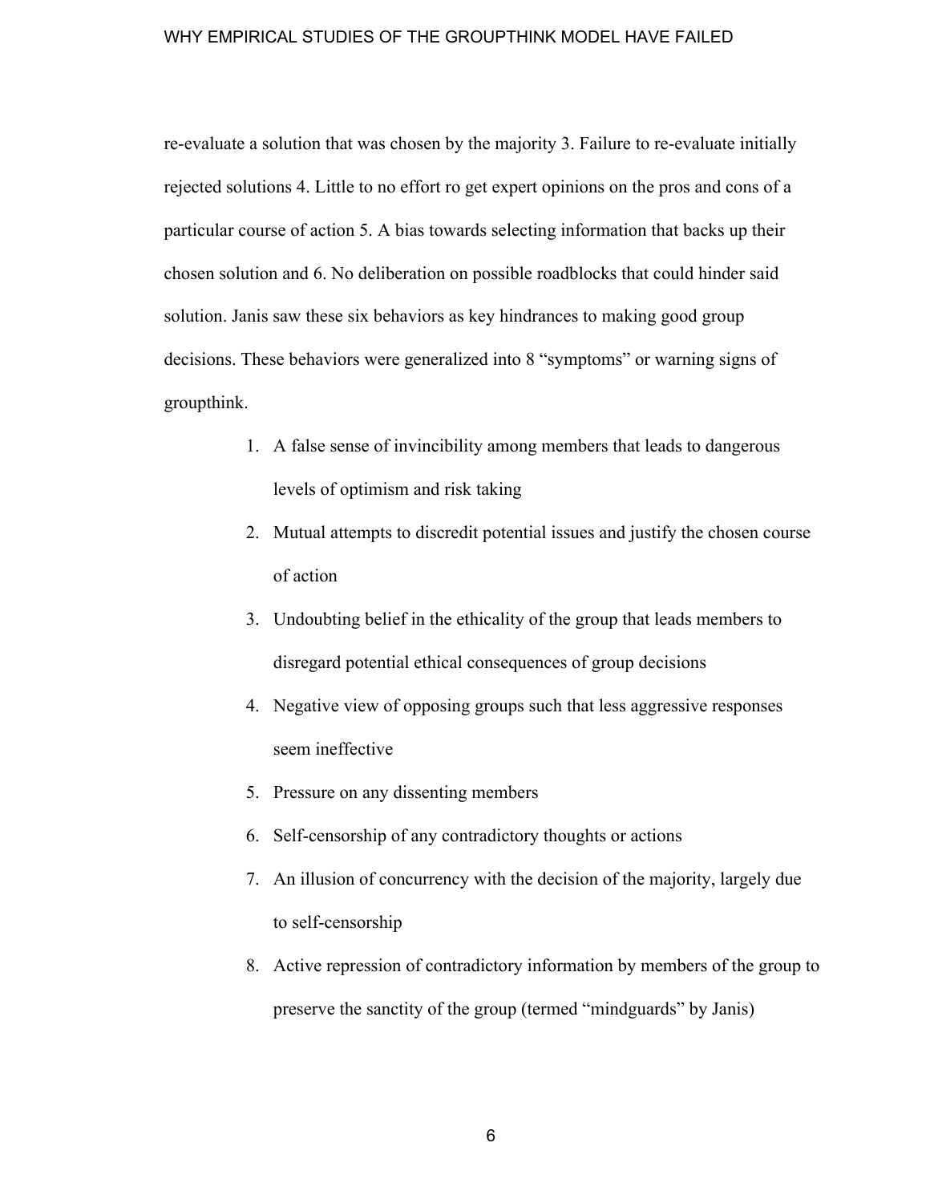re-evaluate a solution that was chosen by the majority 3. Failure to re-evaluate initially rejected solutions 4. Little to no effort ro get expert opinions on the pros and cons of a particular course of action 5. A bias towards selecting information that backs up their chosen solution and 6. No deliberation on possible roadblocks that could hinder said solution. Janis saw these six behaviors as key hindrances to making good group decisions. These behaviors were generalized into 8 "symptoms" or warning signs of groupthink.

1. A false sense of invincibility among members that leads to dangerous levels of optimism and risk taking
2. Mutual attempts to discredit potential issues and justify the chosen course of action
3. Undoubting belief in the ethicality of the group that leads members to disregard potential ethical consequences of group decisions
4. Negative view of opposing groups such that less aggressive responses seem ineffective
5. Pressure on any dissenting members
6. Self-censorship of any contradictory thoughts or actions
7. An illusion of concurrency with the decision of the majority, largely due to self-censorship
8. Active repression of contradictory information by members of the group to preserve the sanctity of the group (termed "mindguards" by Janis)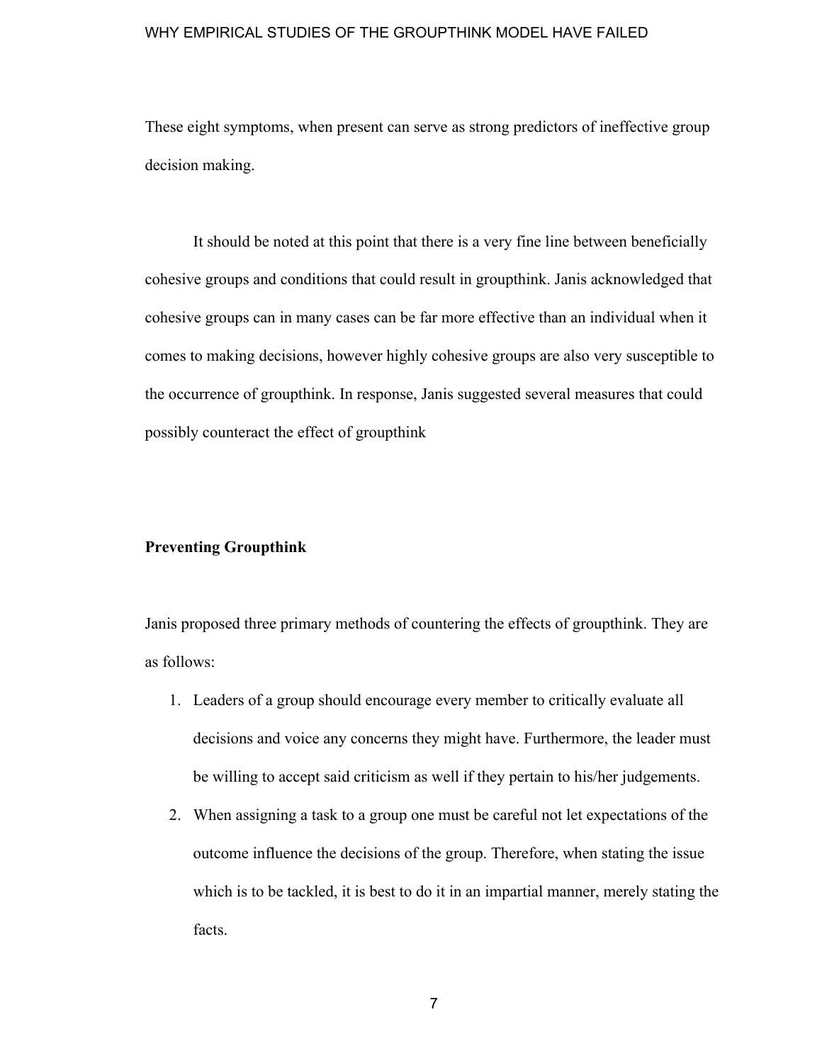These eight symptoms, when present can serve as strong predictors of ineffective group decision making.

It should be noted at this point that there is a very fine line between beneficially cohesive groups and conditions that could result in groupthink. Janis acknowledged that cohesive groups can in many cases can be far more effective than an individual when it comes to making decisions, however highly cohesive groups are also very susceptible to the occurrence of groupthink. In response, Janis suggested several measures that could possibly counteract the effect of groupthink

**Preventing Groupthink**

Janis proposed three primary methods of countering the effects of groupthink. They are as follows:

1. Leaders of a group should encourage every member to critically evaluate all decisions and voice any concerns they might have. Furthermore, the leader must be willing to accept said criticism as well if they pertain to his/her judgements.
2. When assigning a task to a group one must be careful not let expectations of the outcome influence the decisions of the group. Therefore, when stating the issue which is to be tackled, it is best to do it in an impartial manner, merely stating the facts.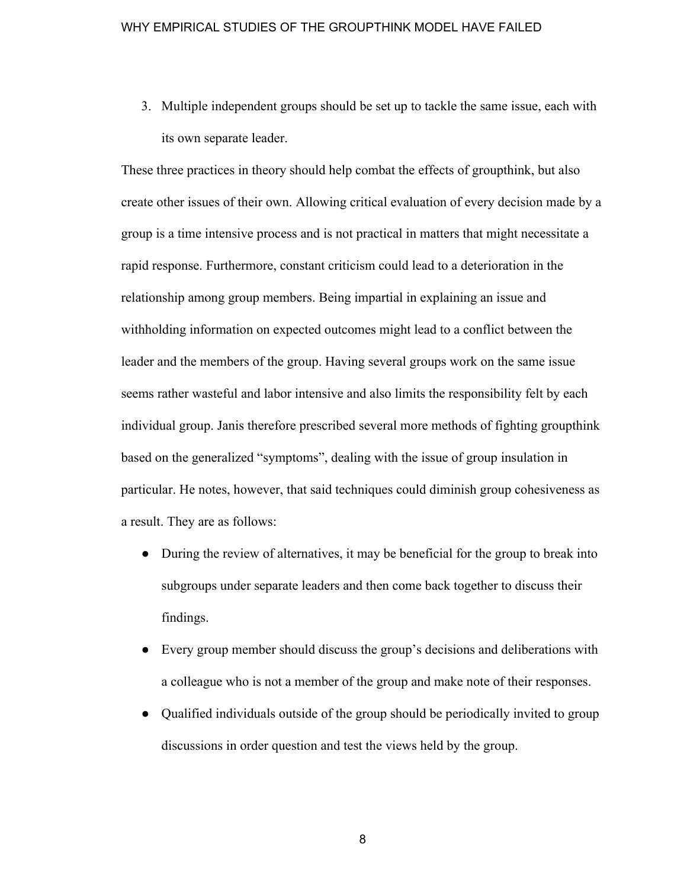3. Multiple independent groups should be set up to tackle the same issue, each with its own separate leader.

These three practices in theory should help combat the effects of groupthink, but also create other issues of their own. Allowing critical evaluation of every decision made by a group is a time intensive process and is not practical in matters that might necessitate a rapid response. Furthermore, constant criticism could lead to a deterioration in the relationship among group members. Being impartial in explaining an issue and withholding information on expected outcomes might lead to a conflict between the leader and the members of the group. Having several groups work on the same issue seems rather wasteful and labor intensive and also limits the responsibility felt by each individual group. Janis therefore prescribed several more methods of fighting groupthink based on the generalized "symptoms", dealing with the issue of group insulation in particular. He notes, however, that said techniques could diminish group cohesiveness as a result. They are as follows:

- During the review of alternatives, it may be beneficial for the group to break into subgroups under separate leaders and then come back together to discuss their findings.
- Every group member should discuss the group's decisions and deliberations with a colleague who is not a member of the group and make note of their responses.
- Qualified individuals outside of the group should be periodically invited to group discussions in order question and test the views held by the group.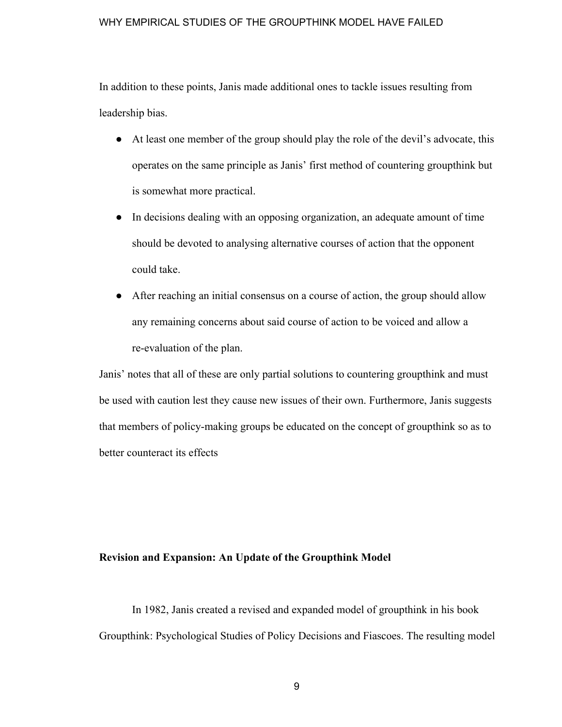In addition to these points, Janis made additional ones to tackle issues resulting from leadership bias.

- At least one member of the group should play the role of the devil's advocate, this operates on the same principle as Janis' first method of countering groupthink but is somewhat more practical.
- In decisions dealing with an opposing organization, an adequate amount of time should be devoted to analysing alternative courses of action that the opponent could take.
- After reaching an initial consensus on a course of action, the group should allow any remaining concerns about said course of action to be voiced and allow a re-evaluation of the plan.

Janis' notes that all of these are only partial solutions to countering groupthink and must be used with caution lest they cause new issues of their own. Furthermore, Janis suggests that members of policy-making groups be educated on the concept of groupthink so as to better counteract its effects

**Revision and Expansion: An Update of the Groupthink Model**

In 1982, Janis created a revised and expanded model of groupthink in his book Groupthink: Psychological Studies of Policy Decisions and Fiascoes. The resulting model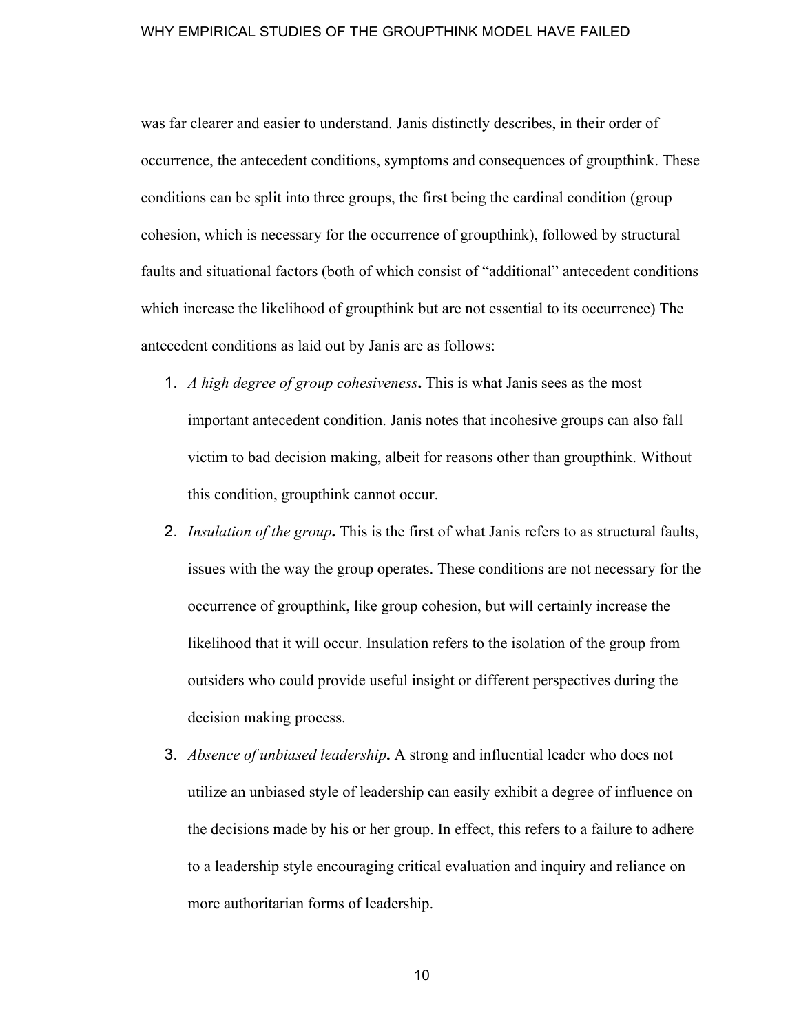was far clearer and easier to understand. Janis distinctly describes, in their order of occurrence, the antecedent conditions, symptoms and consequences of groupthink. These conditions can be split into three groups, the first being the cardinal condition (group cohesion, which is necessary for the occurrence of groupthink), followed by structural faults and situational factors (both of which consist of "additional" antecedent conditions which increase the likelihood of groupthink but are not essential to its occurrence) The antecedent conditions as laid out by Janis are as follows:

1. *A high degree of group cohesiveness***.** This is what Janis sees as the most important antecedent condition. Janis notes that incohesive groups can also fall victim to bad decision making, albeit for reasons other than groupthink. Without this condition, groupthink cannot occur.
2. *Insulation of the group***.** This is the first of what Janis refers to as structural faults, issues with the way the group operates. These conditions are not necessary for the occurrence of groupthink, like group cohesion, but will certainly increase the likelihood that it will occur. Insulation refers to the isolation of the group from outsiders who could provide useful insight or different perspectives during the decision making process.
3. *Absence of unbiased leadership***.** A strong and influential leader who does not utilize an unbiased style of leadership can easily exhibit a degree of influence on the decisions made by his or her group. In effect, this refers to a failure to adhere to a leadership style encouraging critical evaluation and inquiry and reliance on more authoritarian forms of leadership.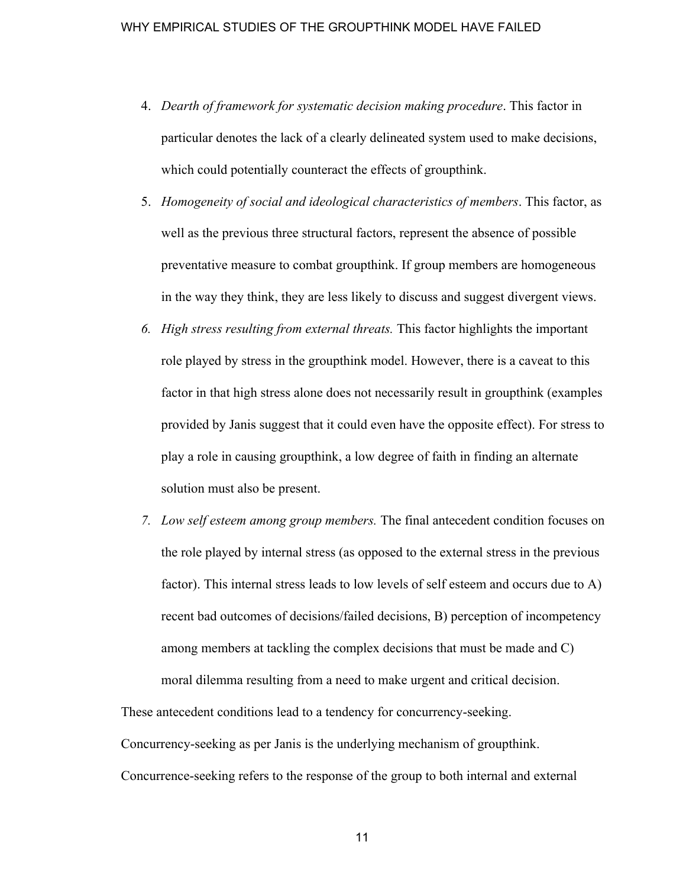4. *Dearth of framework for systematic decision making procedure*. This factor in particular denotes the lack of a clearly delineated system used to make decisions, which could potentially counteract the effects of groupthink.
5. *Homogeneity of social and ideological characteristics of members*. This factor, as well as the previous three structural factors, represent the absence of possible preventative measure to combat groupthink. If group members are homogeneous in the way they think, they are less likely to discuss and suggest divergent views.
6. *High stress resulting from external threats.* This factor highlights the important role played by stress in the groupthink model. However, there is a caveat to this factor in that high stress alone does not necessarily result in groupthink (examples provided by Janis suggest that it could even have the opposite effect). For stress to play a role in causing groupthink, a low degree of faith in finding an alternate solution must also be present.
7. *Low self esteem among group members.* The final antecedent condition focuses on the role played by internal stress (as opposed to the external stress in the previous factor). This internal stress leads to low levels of self esteem and occurs due to A) recent bad outcomes of decisions/failed decisions, B) perception of incompetency among members at tackling the complex decisions that must be made and C) moral dilemma resulting from a need to make urgent and critical decision.

These antecedent conditions lead to a tendency for concurrency-seeking. Concurrency-seeking as per Janis is the underlying mechanism of groupthink. Concurrence-seeking refers to the response of the group to both internal and external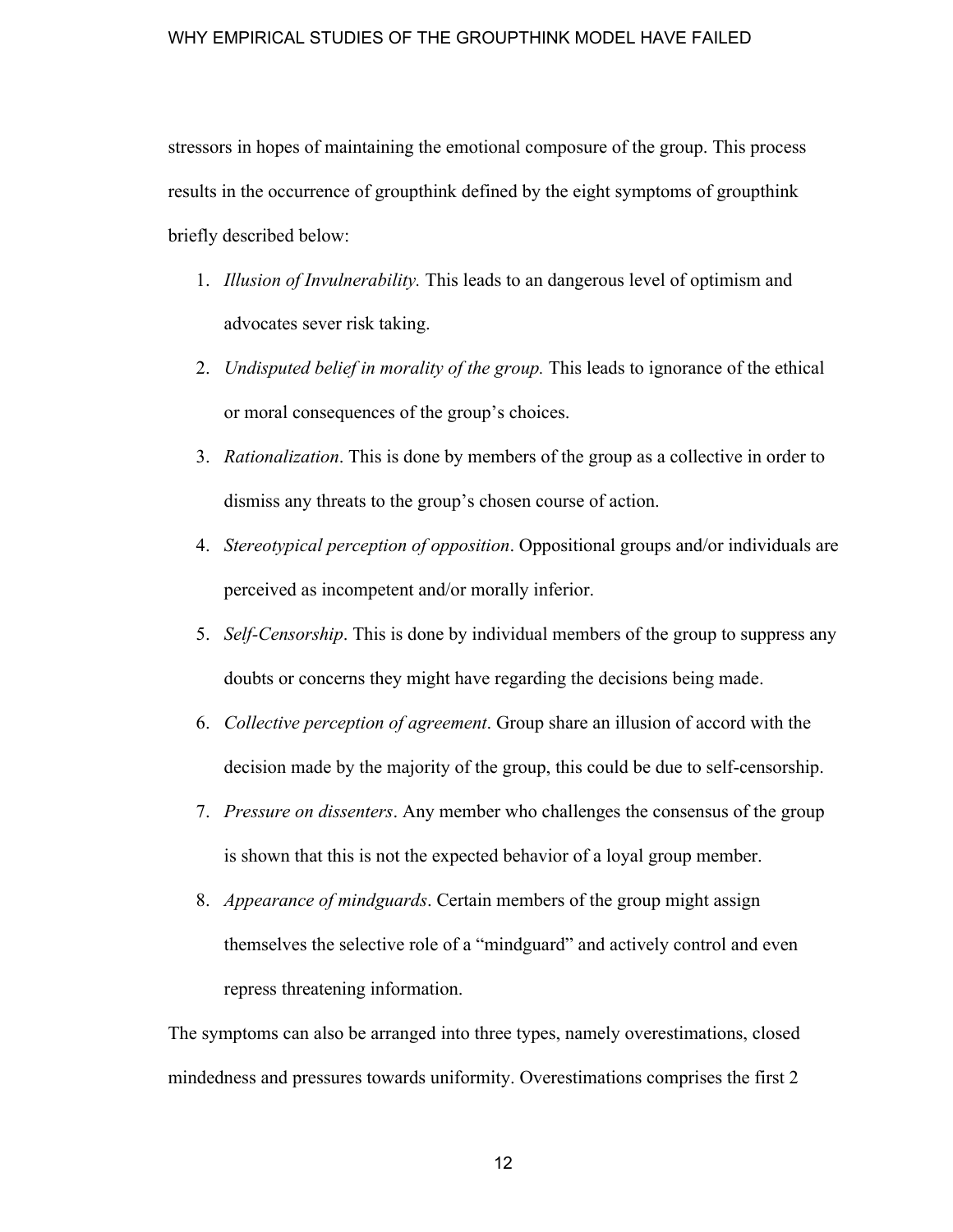stressors in hopes of maintaining the emotional composure of the group. This process results in the occurrence of groupthink defined by the eight symptoms of groupthink briefly described below:

1. *Illusion of Invulnerability.* This leads to an dangerous level of optimism and advocates sever risk taking.
2. *Undisputed belief in morality of the group.* This leads to ignorance of the ethical or moral consequences of the group's choices.
3. *Rationalization*. This is done by members of the group as a collective in order to dismiss any threats to the group's chosen course of action.
4. *Stereotypical perception of opposition*. Oppositional groups and/or individuals are perceived as incompetent and/or morally inferior.
5. *Self-Censorship*. This is done by individual members of the group to suppress any doubts or concerns they might have regarding the decisions being made.
6. *Collective perception of agreement*. Group share an illusion of accord with the decision made by the majority of the group, this could be due to self-censorship.
7. *Pressure on dissenters*. Any member who challenges the consensus of the group is shown that this is not the expected behavior of a loyal group member.
8. *Appearance of mindguards*. Certain members of the group might assign themselves the selective role of a "mindguard" and actively control and even repress threatening information.

The symptoms can also be arranged into three types, namely overestimations, closed mindedness and pressures towards uniformity. Overestimations comprises the first 2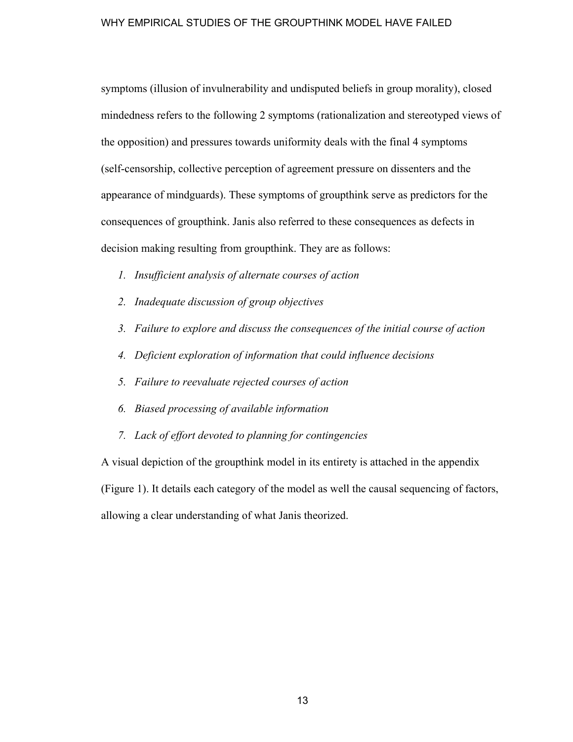symptoms (illusion of invulnerability and undisputed beliefs in group morality), closed mindedness refers to the following 2 symptoms (rationalization and stereotyped views of the opposition) and pressures towards uniformity deals with the final 4 symptoms (self-censorship, collective perception of agreement pressure on dissenters and the appearance of mindguards). These symptoms of groupthink serve as predictors for the consequences of groupthink. Janis also referred to these consequences as defects in decision making resulting from groupthink. They are as follows:

1. *Insufficient analysis of alternate courses of action*
2. *Inadequate discussion of group objectives*
3. *Failure to explore and discuss the consequences of the initial course of action*
4. *Deficient exploration of information that could influence decisions*
5. *Failure to reevaluate rejected courses of action*
6. *Biased processing of available information*
7. *Lack of effort devoted to planning for contingencies*

A visual depiction of the groupthink model in its entirety is attached in the appendix (Figure 1). It details each category of the model as well the causal sequencing of factors, allowing a clear understanding of what Janis theorized.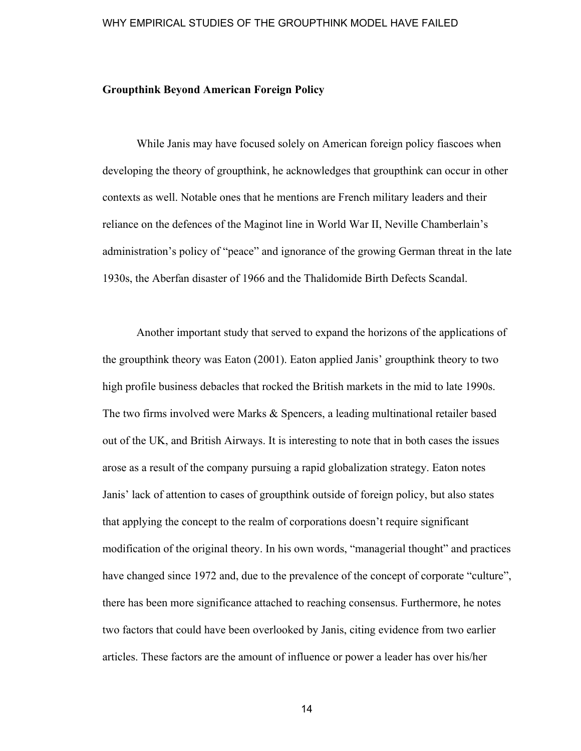**Groupthink Beyond American Foreign Policy**

While Janis may have focused solely on American foreign policy fiascoes when developing the theory of groupthink, he acknowledges that groupthink can occur in other contexts as well. Notable ones that he mentions are French military leaders and their reliance on the defences of the Maginot line in World War II, Neville Chamberlain's administration's policy of "peace" and ignorance of the growing German threat in the late 1930s, the Aberfan disaster of 1966 and the Thalidomide Birth Defects Scandal.

Another important study that served to expand the horizons of the applications of the groupthink theory was Eaton (2001). Eaton applied Janis' groupthink theory to two high profile business debacles that rocked the British markets in the mid to late 1990s. The two firms involved were Marks & Spencers, a leading multinational retailer based out of the UK, and British Airways. It is interesting to note that in both cases the issues arose as a result of the company pursuing a rapid globalization strategy. Eaton notes Janis' lack of attention to cases of groupthink outside of foreign policy, but also states that applying the concept to the realm of corporations doesn't require significant modification of the original theory. In his own words, "managerial thought" and practices have changed since 1972 and, due to the prevalence of the concept of corporate "culture", there has been more significance attached to reaching consensus. Furthermore, he notes two factors that could have been overlooked by Janis, citing evidence from two earlier articles. These factors are the amount of influence or power a leader has over his/her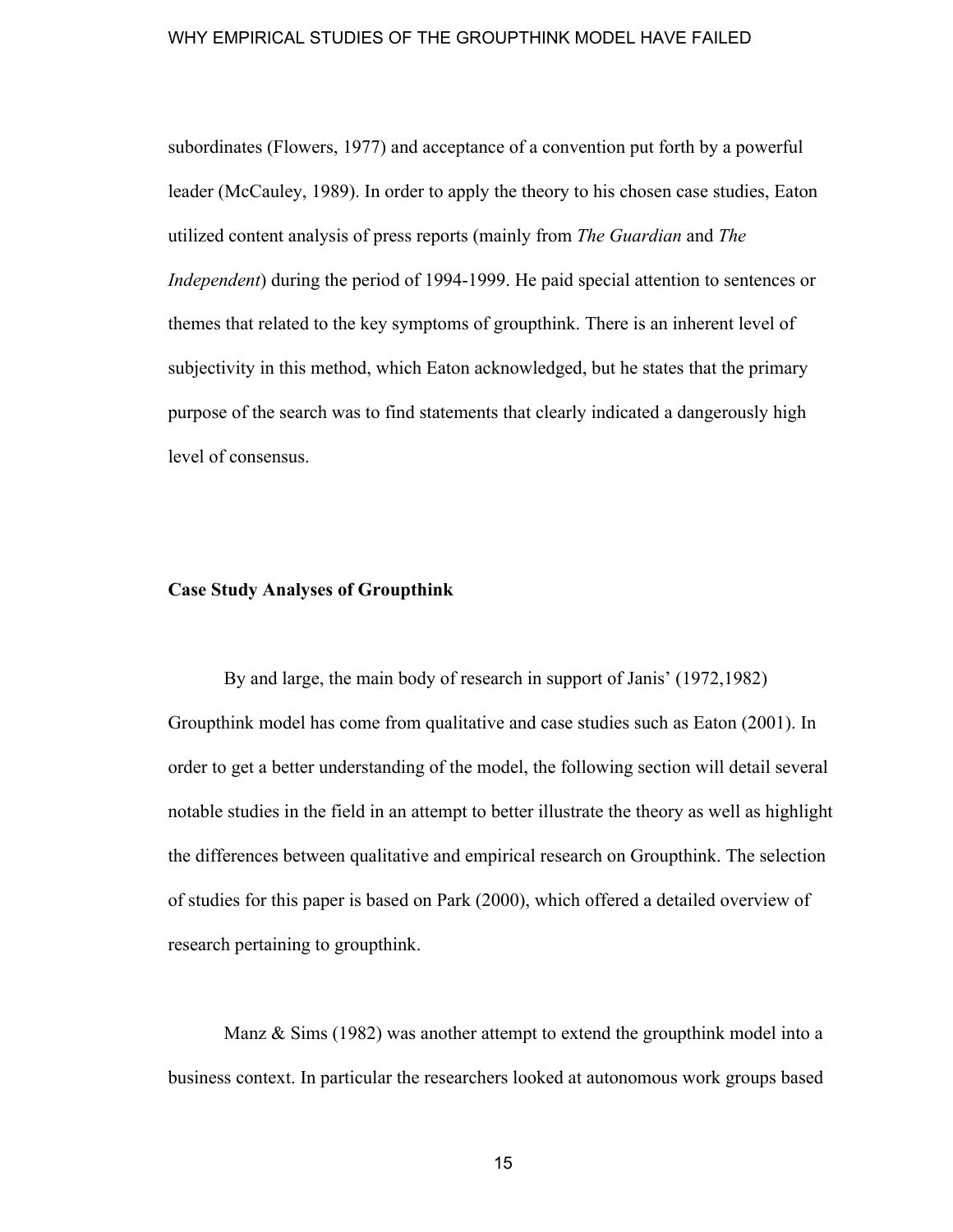subordinates (Flowers, 1977) and acceptance of a convention put forth by a powerful leader (McCauley, 1989). In order to apply the theory to his chosen case studies, Eaton utilized content analysis of press reports (mainly from *The Guardian* and *The Independent*) during the period of 1994-1999. He paid special attention to sentences or themes that related to the key symptoms of groupthink. There is an inherent level of subjectivity in this method, which Eaton acknowledged, but he states that the primary purpose of the search was to find statements that clearly indicated a dangerously high level of consensus.

**Case Study Analyses of Groupthink**

By and large, the main body of research in support of Janis' (1972,1982) Groupthink model has come from qualitative and case studies such as Eaton (2001). In order to get a better understanding of the model, the following section will detail several notable studies in the field in an attempt to better illustrate the theory as well as highlight the differences between qualitative and empirical research on Groupthink. The selection of studies for this paper is based on Park (2000), which offered a detailed overview of research pertaining to groupthink.

Manz & Sims (1982) was another attempt to extend the groupthink model into a business context. In particular the researchers looked at autonomous work groups based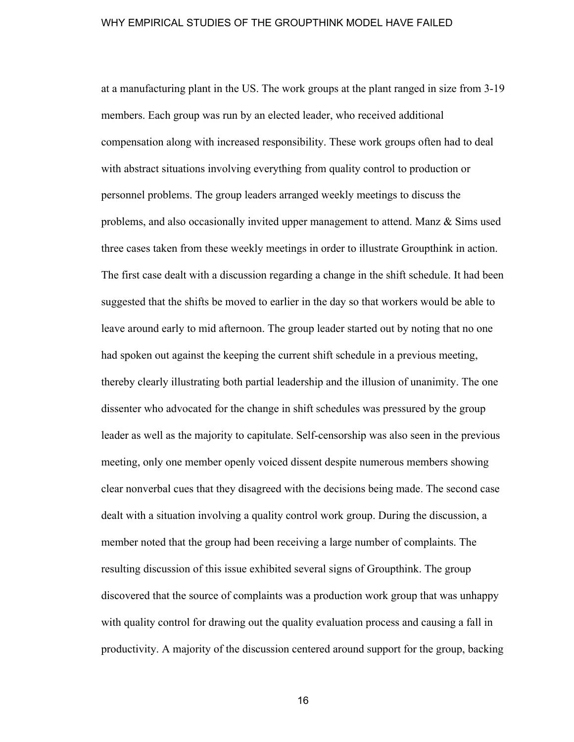at a manufacturing plant in the US. The work groups at the plant ranged in size from 3-19 members. Each group was run by an elected leader, who received additional compensation along with increased responsibility. These work groups often had to deal with abstract situations involving everything from quality control to production or personnel problems. The group leaders arranged weekly meetings to discuss the problems, and also occasionally invited upper management to attend. Manz & Sims used three cases taken from these weekly meetings in order to illustrate Groupthink in action. The first case dealt with a discussion regarding a change in the shift schedule. It had been suggested that the shifts be moved to earlier in the day so that workers would be able to leave around early to mid afternoon. The group leader started out by noting that no one had spoken out against the keeping the current shift schedule in a previous meeting, thereby clearly illustrating both partial leadership and the illusion of unanimity. The one dissenter who advocated for the change in shift schedules was pressured by the group leader as well as the majority to capitulate. Self-censorship was also seen in the previous meeting, only one member openly voiced dissent despite numerous members showing clear nonverbal cues that they disagreed with the decisions being made. The second case dealt with a situation involving a quality control work group. During the discussion, a member noted that the group had been receiving a large number of complaints. The resulting discussion of this issue exhibited several signs of Groupthink. The group discovered that the source of complaints was a production work group that was unhappy with quality control for drawing out the quality evaluation process and causing a fall in productivity. A majority of the discussion centered around support for the group, backing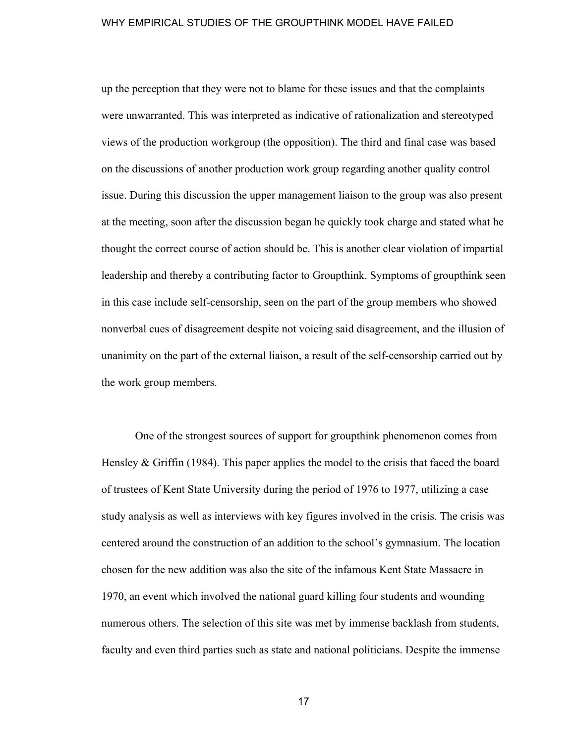up the perception that they were not to blame for these issues and that the complaints were unwarranted. This was interpreted as indicative of rationalization and stereotyped views of the production workgroup (the opposition). The third and final case was based on the discussions of another production work group regarding another quality control issue. During this discussion the upper management liaison to the group was also present at the meeting, soon after the discussion began he quickly took charge and stated what he thought the correct course of action should be. This is another clear violation of impartial leadership and thereby a contributing factor to Groupthink. Symptoms of groupthink seen in this case include self-censorship, seen on the part of the group members who showed nonverbal cues of disagreement despite not voicing said disagreement, and the illusion of unanimity on the part of the external liaison, a result of the self-censorship carried out by the work group members.

One of the strongest sources of support for groupthink phenomenon comes from Hensley & Griffin (1984). This paper applies the model to the crisis that faced the board of trustees of Kent State University during the period of 1976 to 1977, utilizing a case study analysis as well as interviews with key figures involved in the crisis. The crisis was centered around the construction of an addition to the school's gymnasium. The location chosen for the new addition was also the site of the infamous Kent State Massacre in 1970, an event which involved the national guard killing four students and wounding numerous others. The selection of this site was met by immense backlash from students, faculty and even third parties such as state and national politicians. Despite the immense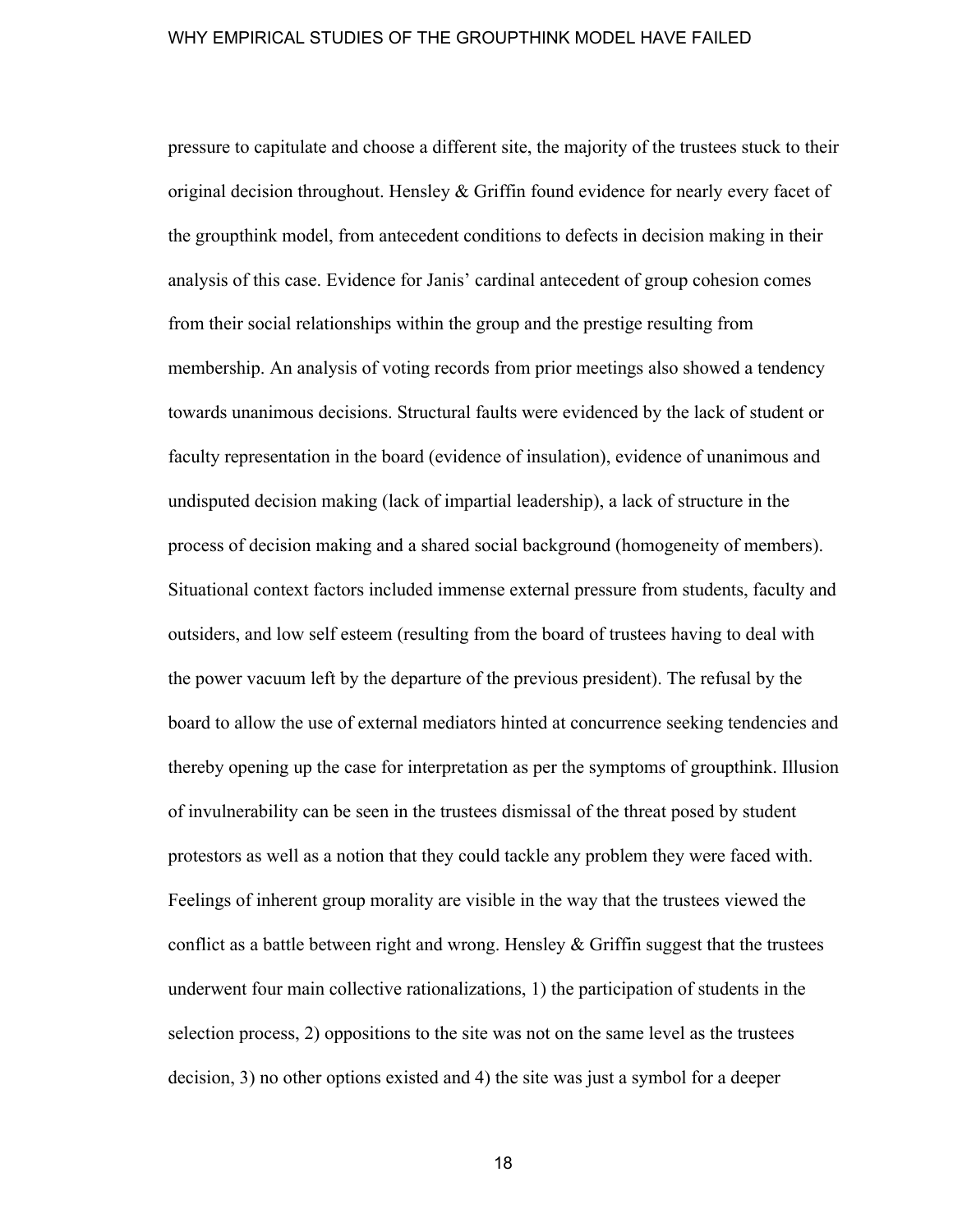pressure to capitulate and choose a different site, the majority of the trustees stuck to their original decision throughout. Hensley & Griffin found evidence for nearly every facet of the groupthink model, from antecedent conditions to defects in decision making in their analysis of this case. Evidence for Janis' cardinal antecedent of group cohesion comes from their social relationships within the group and the prestige resulting from membership. An analysis of voting records from prior meetings also showed a tendency towards unanimous decisions. Structural faults were evidenced by the lack of student or faculty representation in the board (evidence of insulation), evidence of unanimous and undisputed decision making (lack of impartial leadership), a lack of structure in the process of decision making and a shared social background (homogeneity of members). Situational context factors included immense external pressure from students, faculty and outsiders, and low self esteem (resulting from the board of trustees having to deal with the power vacuum left by the departure of the previous president). The refusal by the board to allow the use of external mediators hinted at concurrence seeking tendencies and thereby opening up the case for interpretation as per the symptoms of groupthink. Illusion of invulnerability can be seen in the trustees dismissal of the threat posed by student protestors as well as a notion that they could tackle any problem they were faced with. Feelings of inherent group morality are visible in the way that the trustees viewed the conflict as a battle between right and wrong. Hensley & Griffin suggest that the trustees underwent four main collective rationalizations, 1) the participation of students in the selection process, 2) oppositions to the site was not on the same level as the trustees decision, 3) no other options existed and 4) the site was just a symbol for a deeper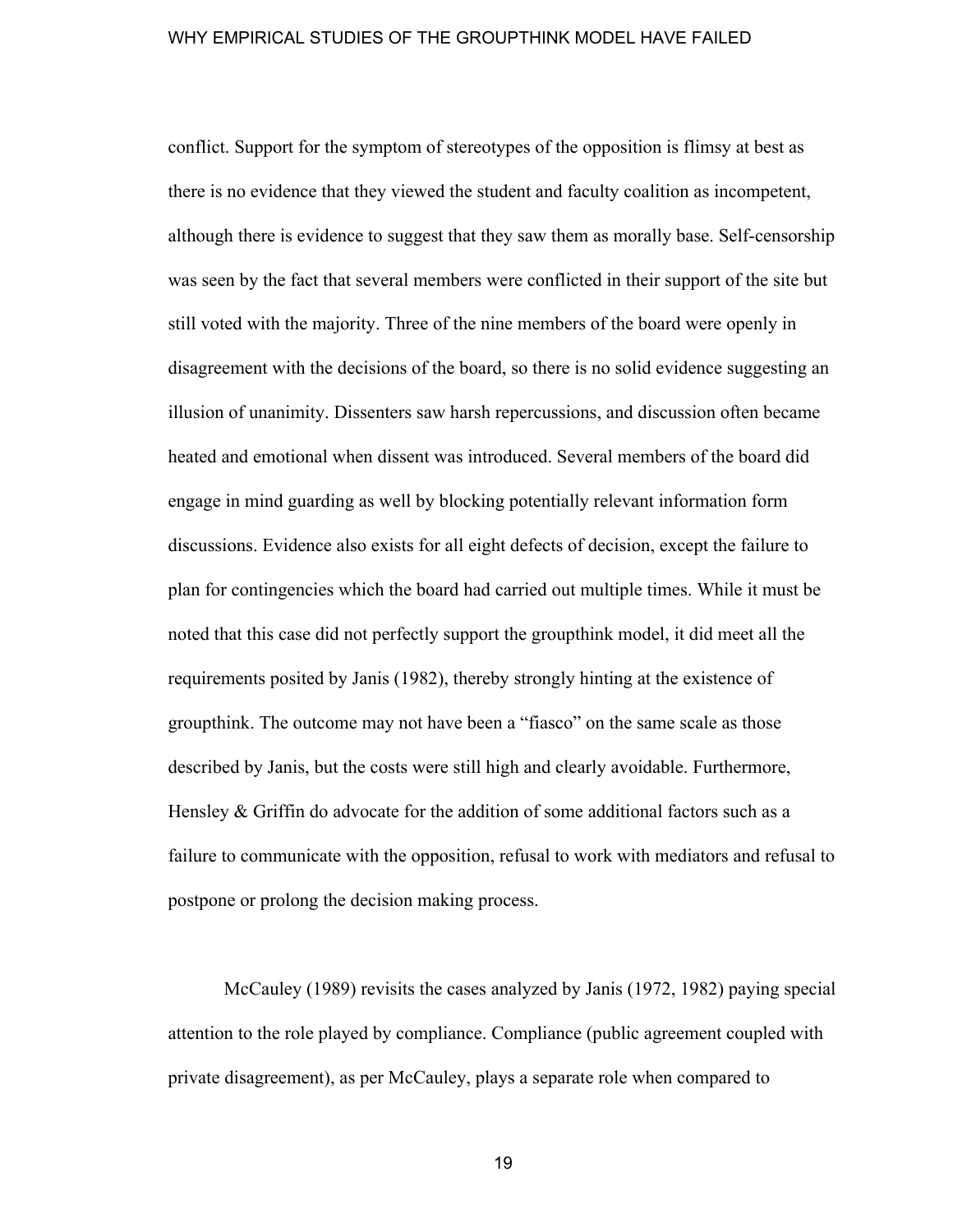conflict. Support for the symptom of stereotypes of the opposition is flimsy at best as there is no evidence that they viewed the student and faculty coalition as incompetent, although there is evidence to suggest that they saw them as morally base. Self-censorship was seen by the fact that several members were conflicted in their support of the site but still voted with the majority. Three of the nine members of the board were openly in disagreement with the decisions of the board, so there is no solid evidence suggesting an illusion of unanimity. Dissenters saw harsh repercussions, and discussion often became heated and emotional when dissent was introduced. Several members of the board did engage in mind guarding as well by blocking potentially relevant information form discussions. Evidence also exists for all eight defects of decision, except the failure to plan for contingencies which the board had carried out multiple times. While it must be noted that this case did not perfectly support the groupthink model, it did meet all the requirements posited by Janis (1982), thereby strongly hinting at the existence of groupthink. The outcome may not have been a "fiasco" on the same scale as those described by Janis, but the costs were still high and clearly avoidable. Furthermore, Hensley & Griffin do advocate for the addition of some additional factors such as a failure to communicate with the opposition, refusal to work with mediators and refusal to postpone or prolong the decision making process.

McCauley (1989) revisits the cases analyzed by Janis (1972, 1982) paying special attention to the role played by compliance. Compliance (public agreement coupled with private disagreement), as per McCauley, plays a separate role when compared to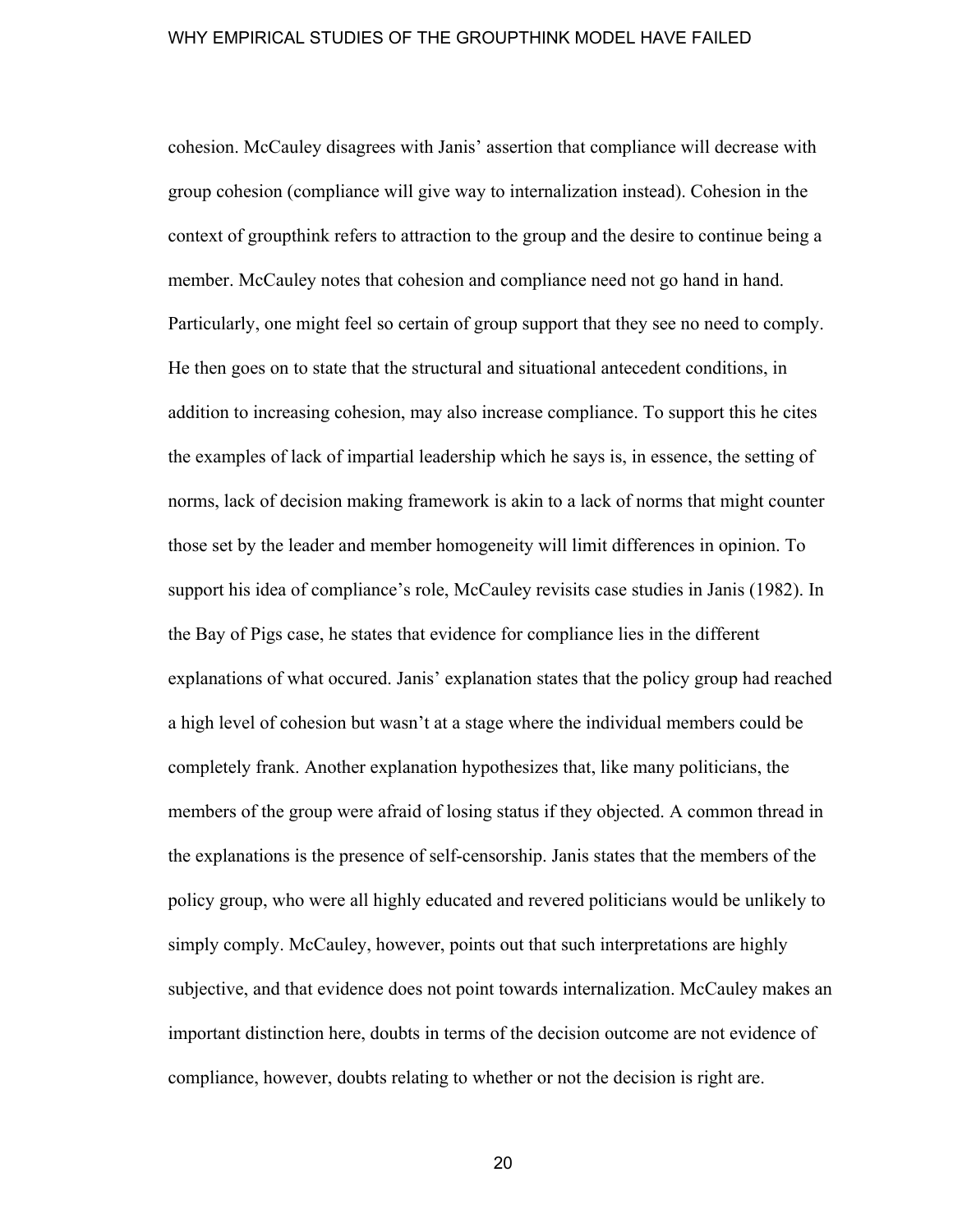cohesion. McCauley disagrees with Janis' assertion that compliance will decrease with group cohesion (compliance will give way to internalization instead). Cohesion in the context of groupthink refers to attraction to the group and the desire to continue being a member. McCauley notes that cohesion and compliance need not go hand in hand. Particularly, one might feel so certain of group support that they see no need to comply. He then goes on to state that the structural and situational antecedent conditions, in addition to increasing cohesion, may also increase compliance. To support this he cites the examples of lack of impartial leadership which he says is, in essence, the setting of norms, lack of decision making framework is akin to a lack of norms that might counter those set by the leader and member homogeneity will limit differences in opinion. To support his idea of compliance's role, McCauley revisits case studies in Janis (1982). In the Bay of Pigs case, he states that evidence for compliance lies in the different explanations of what occured. Janis' explanation states that the policy group had reached a high level of cohesion but wasn't at a stage where the individual members could be completely frank. Another explanation hypothesizes that, like many politicians, the members of the group were afraid of losing status if they objected. A common thread in the explanations is the presence of self-censorship. Janis states that the members of the policy group, who were all highly educated and revered politicians would be unlikely to simply comply. McCauley, however, points out that such interpretations are highly subjective, and that evidence does not point towards internalization. McCauley makes an important distinction here, doubts in terms of the decision outcome are not evidence of compliance, however, doubts relating to whether or not the decision is right are.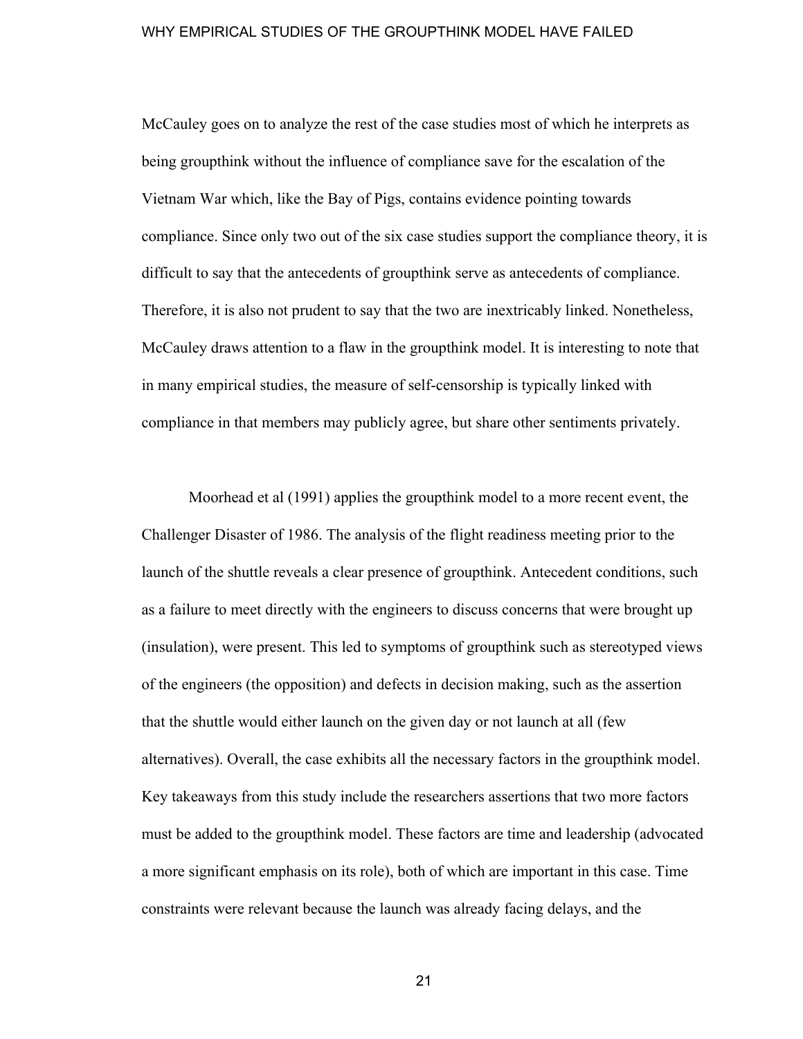McCauley goes on to analyze the rest of the case studies most of which he interprets as being groupthink without the influence of compliance save for the escalation of the Vietnam War which, like the Bay of Pigs, contains evidence pointing towards compliance. Since only two out of the six case studies support the compliance theory, it is difficult to say that the antecedents of groupthink serve as antecedents of compliance. Therefore, it is also not prudent to say that the two are inextricably linked. Nonetheless, McCauley draws attention to a flaw in the groupthink model. It is interesting to note that in many empirical studies, the measure of self-censorship is typically linked with compliance in that members may publicly agree, but share other sentiments privately.

Moorhead et al (1991) applies the groupthink model to a more recent event, the Challenger Disaster of 1986. The analysis of the flight readiness meeting prior to the launch of the shuttle reveals a clear presence of groupthink. Antecedent conditions, such as a failure to meet directly with the engineers to discuss concerns that were brought up (insulation), were present. This led to symptoms of groupthink such as stereotyped views of the engineers (the opposition) and defects in decision making, such as the assertion that the shuttle would either launch on the given day or not launch at all (few alternatives). Overall, the case exhibits all the necessary factors in the groupthink model. Key takeaways from this study include the researchers assertions that two more factors must be added to the groupthink model. These factors are time and leadership (advocated a more significant emphasis on its role), both of which are important in this case. Time constraints were relevant because the launch was already facing delays, and the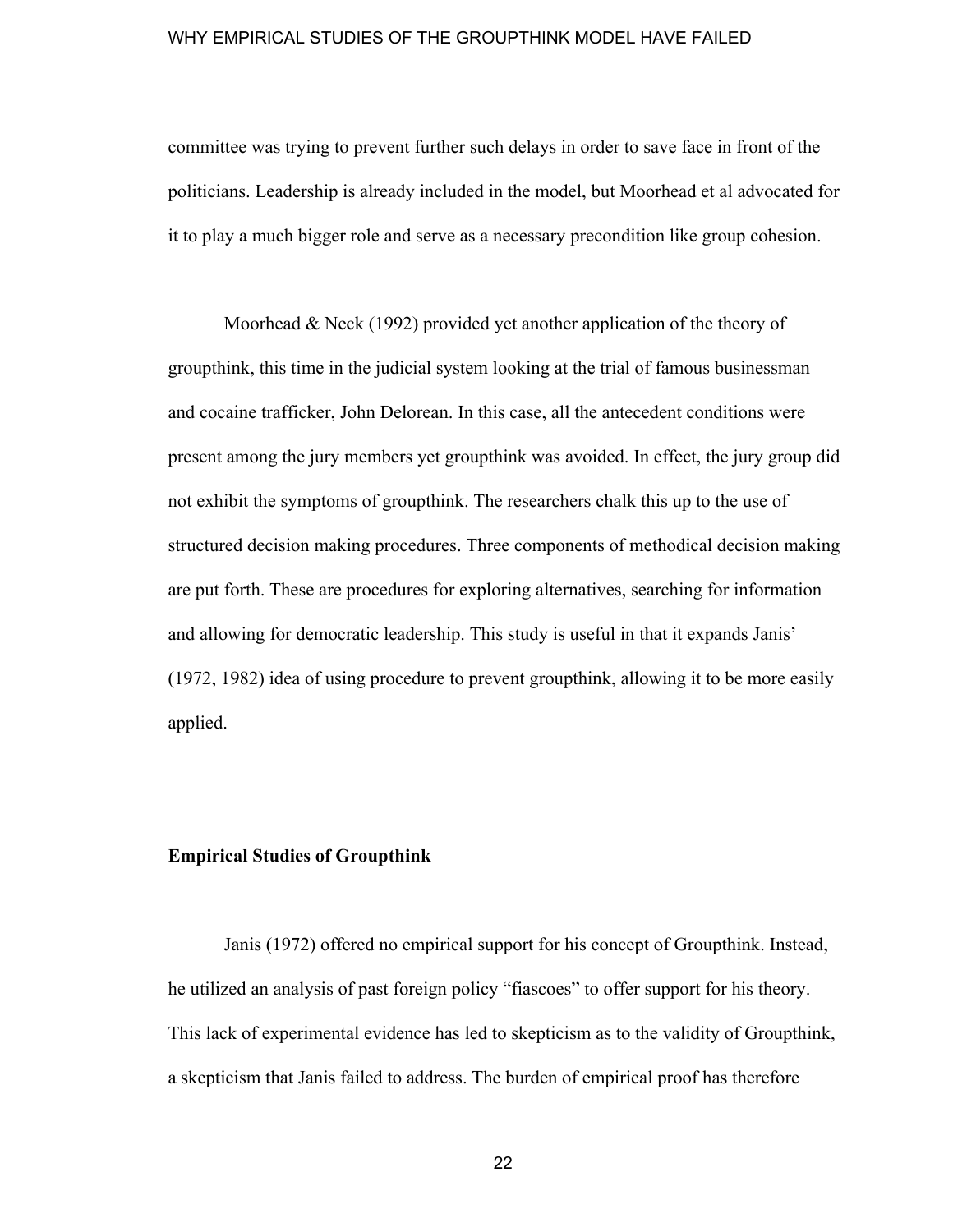committee was trying to prevent further such delays in order to save face in front of the politicians. Leadership is already included in the model, but Moorhead et al advocated for it to play a much bigger role and serve as a necessary precondition like group cohesion.

Moorhead & Neck (1992) provided yet another application of the theory of groupthink, this time in the judicial system looking at the trial of famous businessman and cocaine trafficker, John Delorean. In this case, all the antecedent conditions were present among the jury members yet groupthink was avoided. In effect, the jury group did not exhibit the symptoms of groupthink. The researchers chalk this up to the use of structured decision making procedures. Three components of methodical decision making are put forth. These are procedures for exploring alternatives, searching for information and allowing for democratic leadership. This study is useful in that it expands Janis' (1972, 1982) idea of using procedure to prevent groupthink, allowing it to be more easily applied.

**Empirical Studies of Groupthink**

Janis (1972) offered no empirical support for his concept of Groupthink. Instead, he utilized an analysis of past foreign policy "fiascoes" to offer support for his theory. This lack of experimental evidence has led to skepticism as to the validity of Groupthink, a skepticism that Janis failed to address. The burden of empirical proof has therefore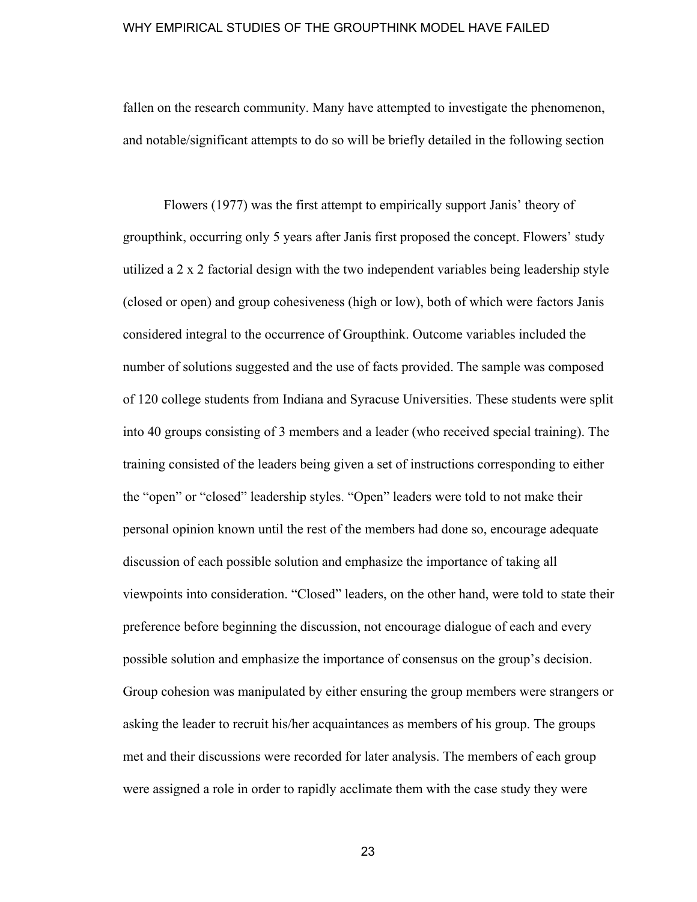fallen on the research community. Many have attempted to investigate the phenomenon, and notable/significant attempts to do so will be briefly detailed in the following section

Flowers (1977) was the first attempt to empirically support Janis' theory of groupthink, occurring only 5 years after Janis first proposed the concept. Flowers' study utilized a 2 x 2 factorial design with the two independent variables being leadership style (closed or open) and group cohesiveness (high or low), both of which were factors Janis considered integral to the occurrence of Groupthink. Outcome variables included the number of solutions suggested and the use of facts provided. The sample was composed of 120 college students from Indiana and Syracuse Universities. These students were split into 40 groups consisting of 3 members and a leader (who received special training). The training consisted of the leaders being given a set of instructions corresponding to either the "open" or "closed" leadership styles. "Open" leaders were told to not make their personal opinion known until the rest of the members had done so, encourage adequate discussion of each possible solution and emphasize the importance of taking all viewpoints into consideration. "Closed" leaders, on the other hand, were told to state their preference before beginning the discussion, not encourage dialogue of each and every possible solution and emphasize the importance of consensus on the group's decision. Group cohesion was manipulated by either ensuring the group members were strangers or asking the leader to recruit his/her acquaintances as members of his group. The groups met and their discussions were recorded for later analysis. The members of each group were assigned a role in order to rapidly acclimate them with the case study they were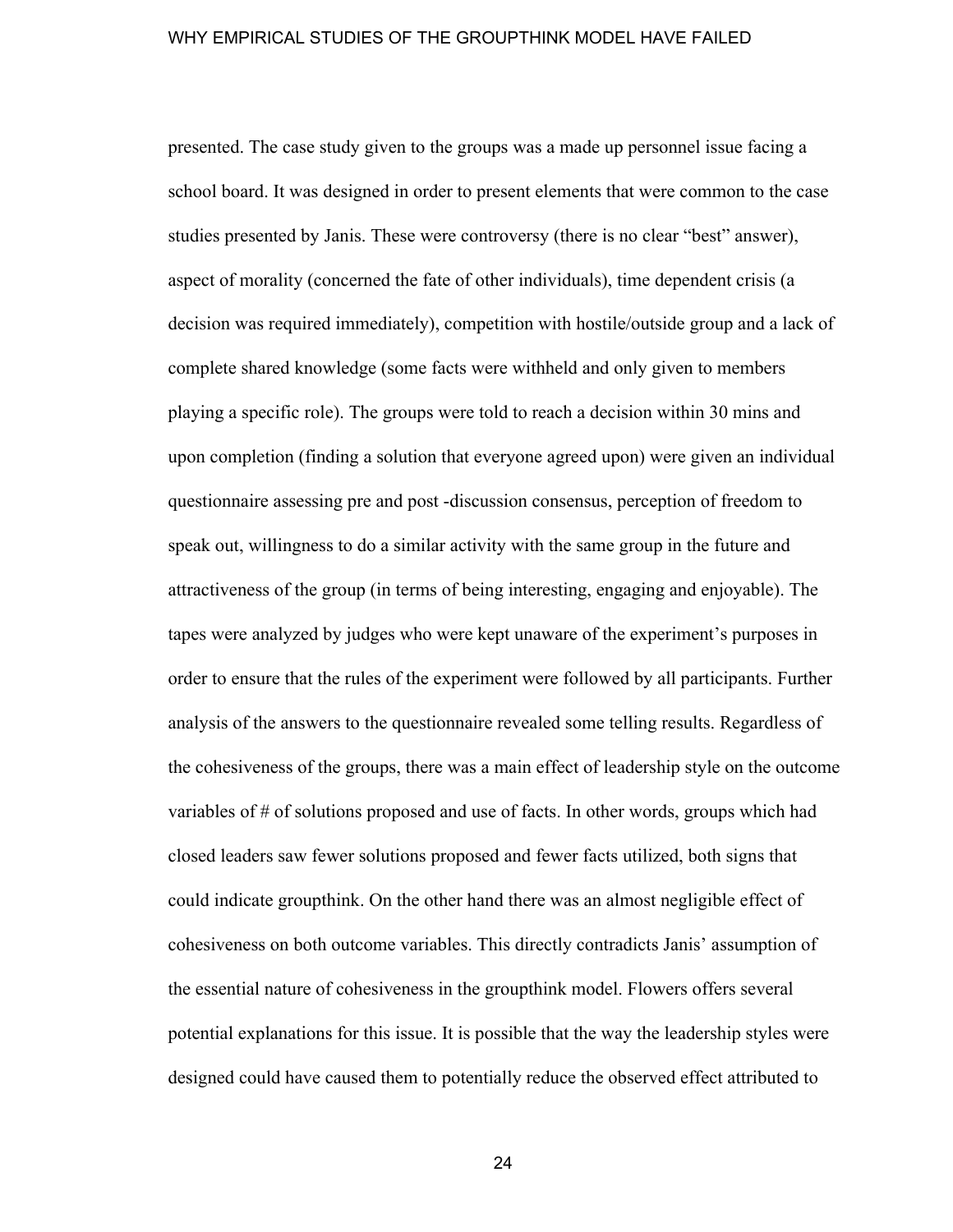presented. The case study given to the groups was a made up personnel issue facing a school board. It was designed in order to present elements that were common to the case studies presented by Janis. These were controversy (there is no clear "best" answer), aspect of morality (concerned the fate of other individuals), time dependent crisis (a decision was required immediately), competition with hostile/outside group and a lack of complete shared knowledge (some facts were withheld and only given to members playing a specific role). The groups were told to reach a decision within 30 mins and upon completion (finding a solution that everyone agreed upon) were given an individual questionnaire assessing pre and post -discussion consensus, perception of freedom to speak out, willingness to do a similar activity with the same group in the future and attractiveness of the group (in terms of being interesting, engaging and enjoyable). The tapes were analyzed by judges who were kept unaware of the experiment's purposes in order to ensure that the rules of the experiment were followed by all participants. Further analysis of the answers to the questionnaire revealed some telling results. Regardless of the cohesiveness of the groups, there was a main effect of leadership style on the outcome variables of # of solutions proposed and use of facts. In other words, groups which had closed leaders saw fewer solutions proposed and fewer facts utilized, both signs that could indicate groupthink. On the other hand there was an almost negligible effect of cohesiveness on both outcome variables. This directly contradicts Janis' assumption of the essential nature of cohesiveness in the groupthink model. Flowers offers several potential explanations for this issue. It is possible that the way the leadership styles were designed could have caused them to potentially reduce the observed effect attributed to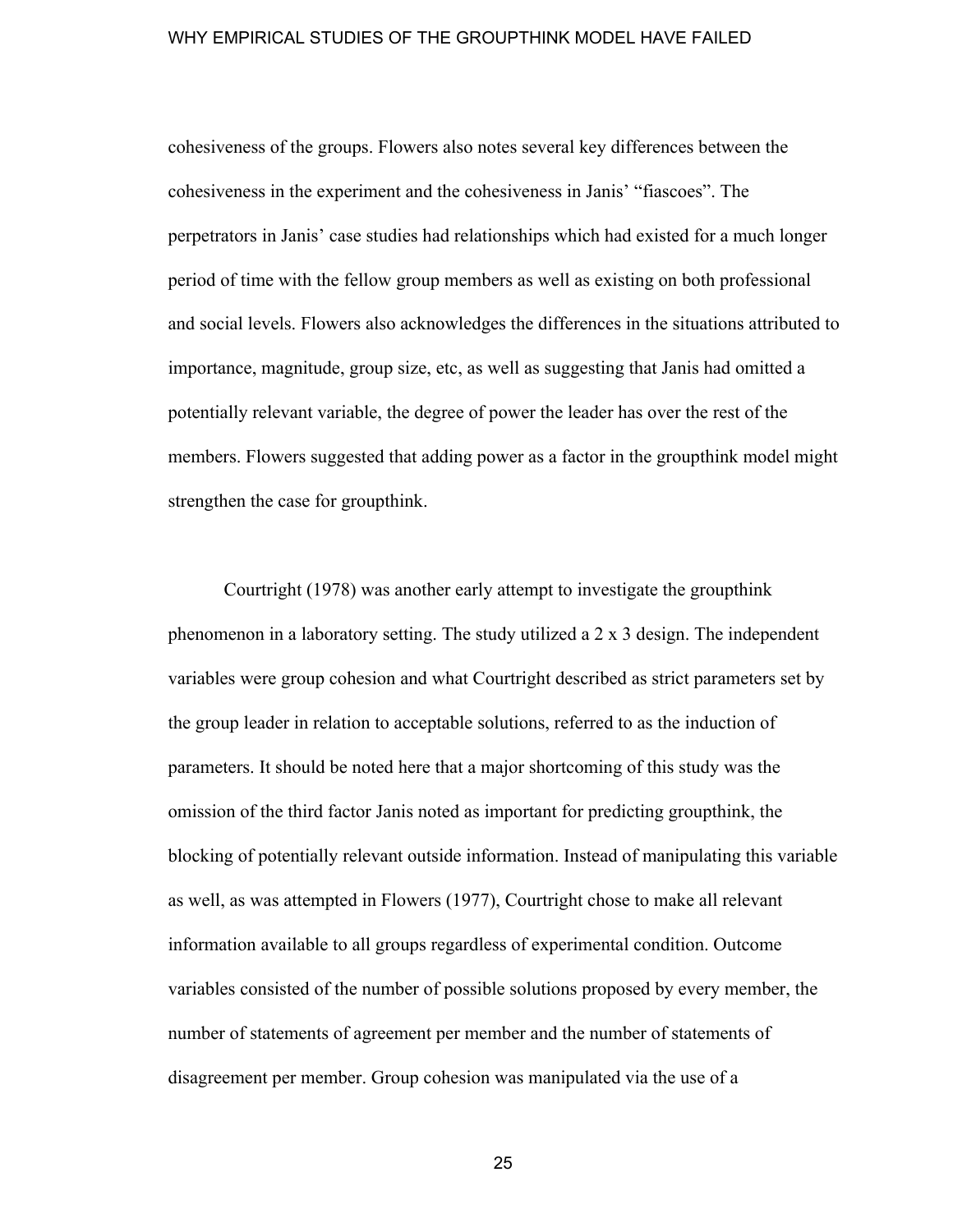cohesiveness of the groups. Flowers also notes several key differences between the cohesiveness in the experiment and the cohesiveness in Janis' "fiascoes". The perpetrators in Janis' case studies had relationships which had existed for a much longer period of time with the fellow group members as well as existing on both professional and social levels. Flowers also acknowledges the differences in the situations attributed to importance, magnitude, group size, etc, as well as suggesting that Janis had omitted a potentially relevant variable, the degree of power the leader has over the rest of the members. Flowers suggested that adding power as a factor in the groupthink model might strengthen the case for groupthink.

Courtright (1978) was another early attempt to investigate the groupthink phenomenon in a laboratory setting. The study utilized a 2 x 3 design. The independent variables were group cohesion and what Courtright described as strict parameters set by the group leader in relation to acceptable solutions, referred to as the induction of parameters. It should be noted here that a major shortcoming of this study was the omission of the third factor Janis noted as important for predicting groupthink, the blocking of potentially relevant outside information. Instead of manipulating this variable as well, as was attempted in Flowers (1977), Courtright chose to make all relevant information available to all groups regardless of experimental condition. Outcome variables consisted of the number of possible solutions proposed by every member, the number of statements of agreement per member and the number of statements of disagreement per member. Group cohesion was manipulated via the use of a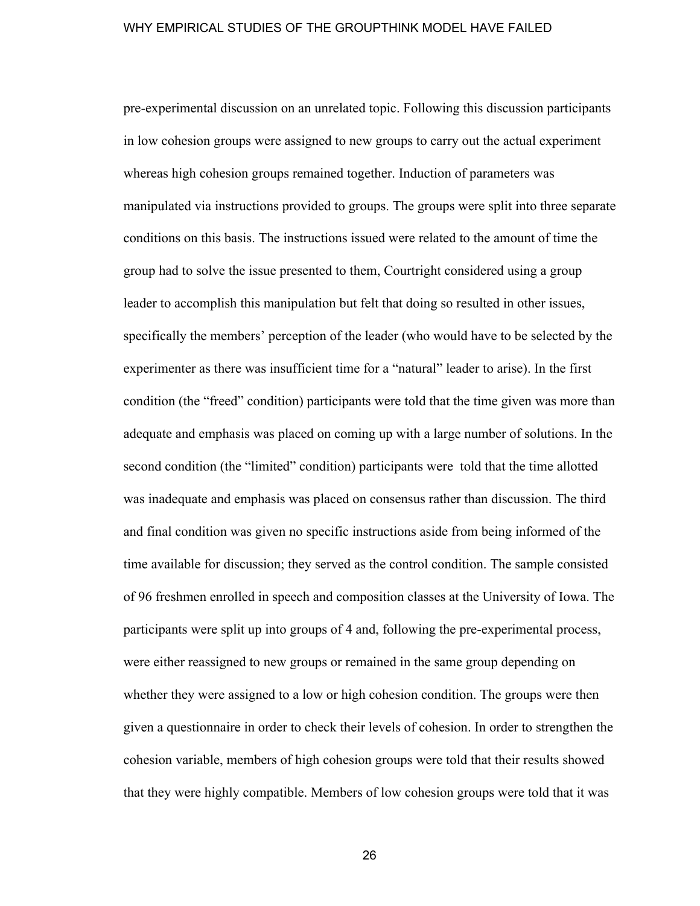pre-experimental discussion on an unrelated topic. Following this discussion participants in low cohesion groups were assigned to new groups to carry out the actual experiment whereas high cohesion groups remained together. Induction of parameters was manipulated via instructions provided to groups. The groups were split into three separate conditions on this basis. The instructions issued were related to the amount of time the group had to solve the issue presented to them, Courtright considered using a group leader to accomplish this manipulation but felt that doing so resulted in other issues, specifically the members' perception of the leader (who would have to be selected by the experimenter as there was insufficient time for a "natural" leader to arise). In the first condition (the "freed" condition) participants were told that the time given was more than adequate and emphasis was placed on coming up with a large number of solutions. In the second condition (the "limited" condition) participants were told that the time allotted was inadequate and emphasis was placed on consensus rather than discussion. The third and final condition was given no specific instructions aside from being informed of the time available for discussion; they served as the control condition. The sample consisted of 96 freshmen enrolled in speech and composition classes at the University of Iowa. The participants were split up into groups of 4 and, following the pre-experimental process, were either reassigned to new groups or remained in the same group depending on whether they were assigned to a low or high cohesion condition. The groups were then given a questionnaire in order to check their levels of cohesion. In order to strengthen the cohesion variable, members of high cohesion groups were told that their results showed that they were highly compatible. Members of low cohesion groups were told that it was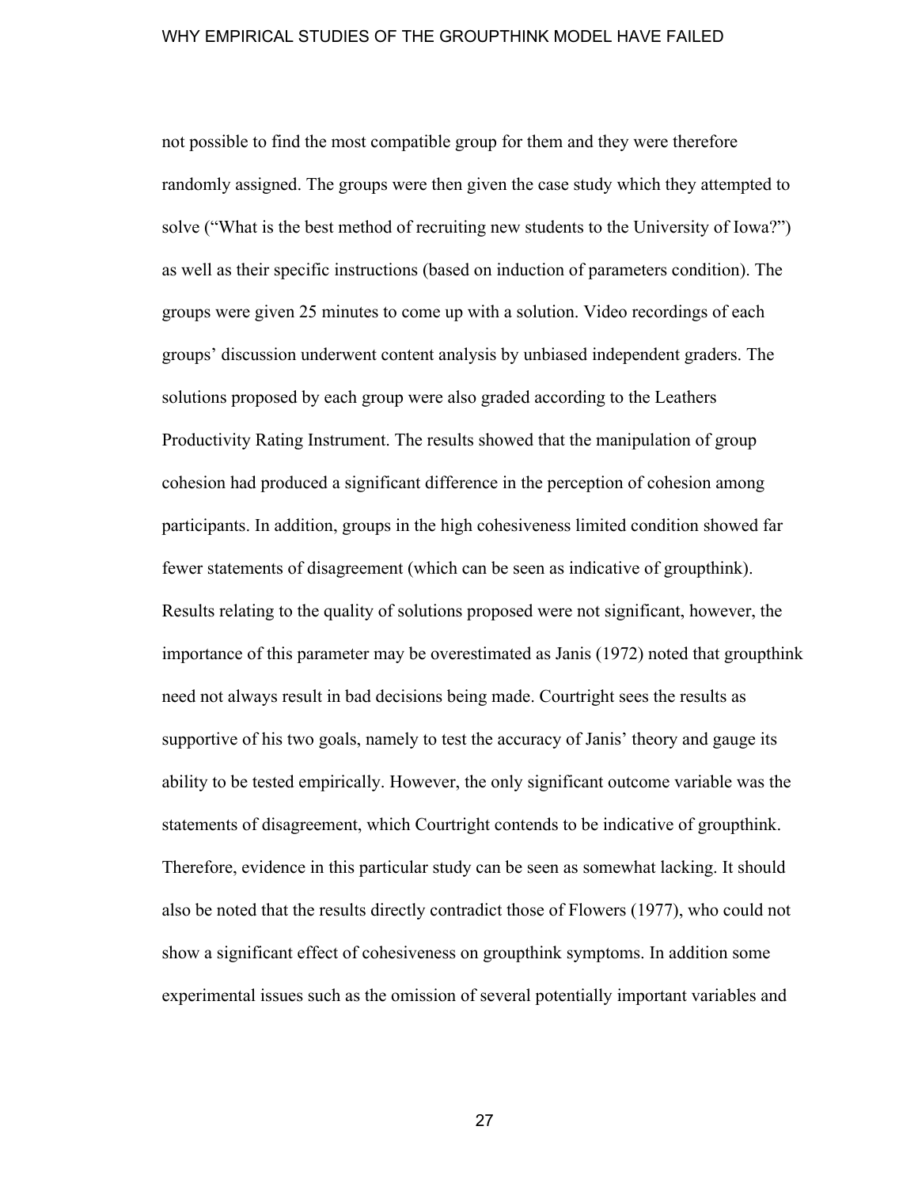not possible to find the most compatible group for them and they were therefore randomly assigned. The groups were then given the case study which they attempted to solve ("What is the best method of recruiting new students to the University of Iowa?") as well as their specific instructions (based on induction of parameters condition). The groups were given 25 minutes to come up with a solution. Video recordings of each groups' discussion underwent content analysis by unbiased independent graders. The solutions proposed by each group were also graded according to the Leathers Productivity Rating Instrument. The results showed that the manipulation of group cohesion had produced a significant difference in the perception of cohesion among participants. In addition, groups in the high cohesiveness limited condition showed far fewer statements of disagreement (which can be seen as indicative of groupthink). Results relating to the quality of solutions proposed were not significant, however, the importance of this parameter may be overestimated as Janis (1972) noted that groupthink need not always result in bad decisions being made. Courtright sees the results as supportive of his two goals, namely to test the accuracy of Janis' theory and gauge its ability to be tested empirically. However, the only significant outcome variable was the statements of disagreement, which Courtright contends to be indicative of groupthink. Therefore, evidence in this particular study can be seen as somewhat lacking. It should also be noted that the results directly contradict those of Flowers (1977), who could not show a significant effect of cohesiveness on groupthink symptoms. In addition some experimental issues such as the omission of several potentially important variables and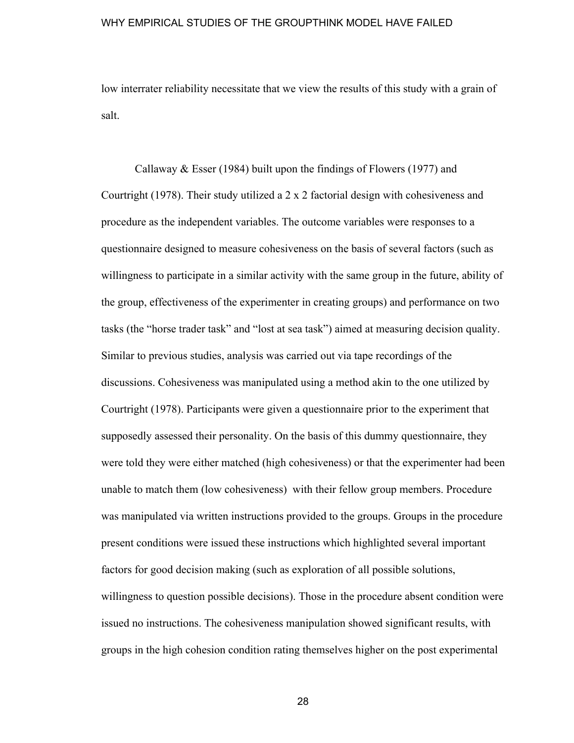low interrater reliability necessitate that we view the results of this study with a grain of salt.

Callaway & Esser (1984) built upon the findings of Flowers (1977) and Courtright (1978). Their study utilized a 2 x 2 factorial design with cohesiveness and procedure as the independent variables. The outcome variables were responses to a questionnaire designed to measure cohesiveness on the basis of several factors (such as willingness to participate in a similar activity with the same group in the future, ability of the group, effectiveness of the experimenter in creating groups) and performance on two tasks (the "horse trader task" and "lost at sea task") aimed at measuring decision quality. Similar to previous studies, analysis was carried out via tape recordings of the discussions. Cohesiveness was manipulated using a method akin to the one utilized by Courtright (1978). Participants were given a questionnaire prior to the experiment that supposedly assessed their personality. On the basis of this dummy questionnaire, they were told they were either matched (high cohesiveness) or that the experimenter had been unable to match them (low cohesiveness) with their fellow group members. Procedure was manipulated via written instructions provided to the groups. Groups in the procedure present conditions were issued these instructions which highlighted several important factors for good decision making (such as exploration of all possible solutions, willingness to question possible decisions). Those in the procedure absent condition were issued no instructions. The cohesiveness manipulation showed significant results, with groups in the high cohesion condition rating themselves higher on the post experimental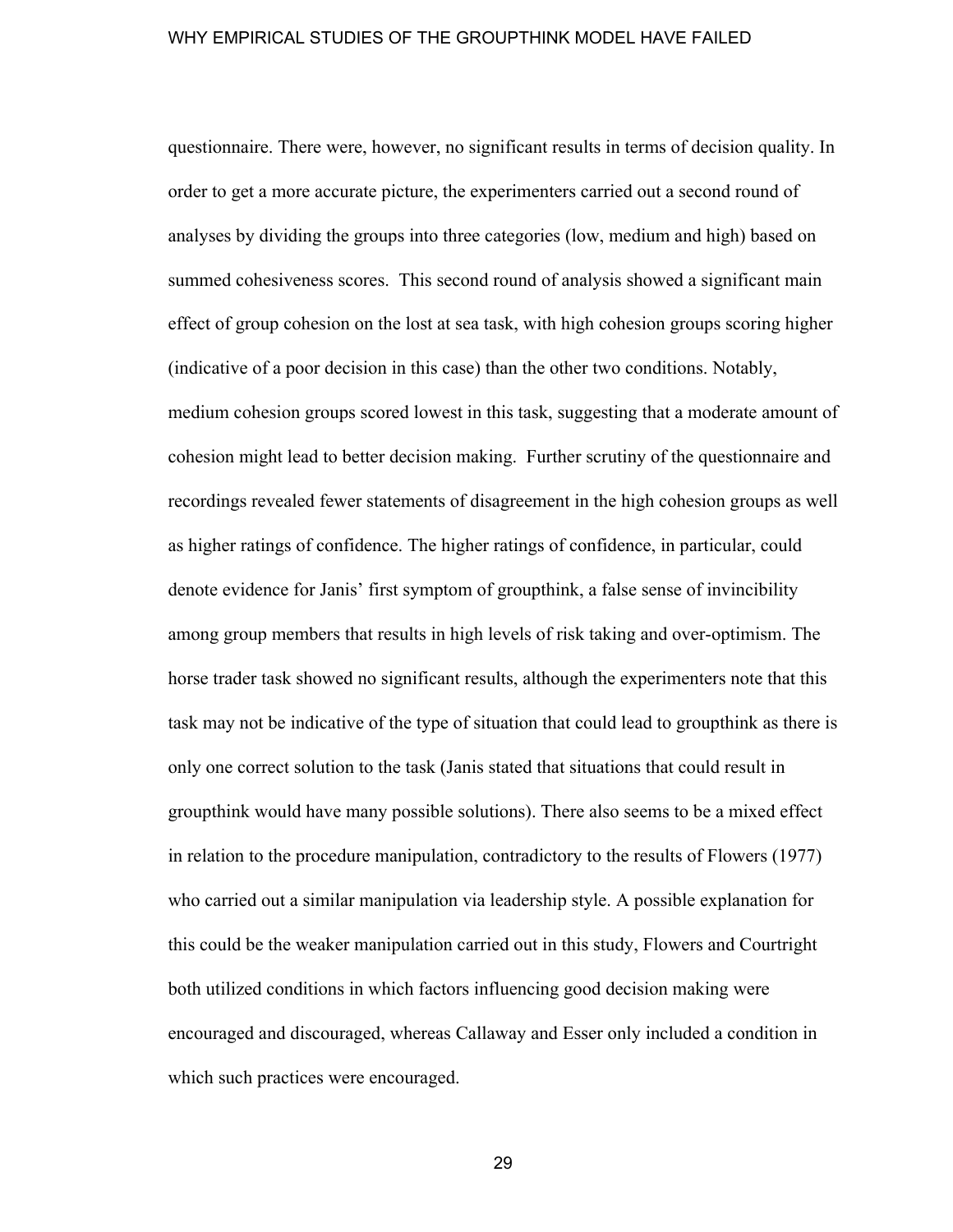questionnaire. There were, however, no significant results in terms of decision quality. In order to get a more accurate picture, the experimenters carried out a second round of analyses by dividing the groups into three categories (low, medium and high) based on summed cohesiveness scores. This second round of analysis showed a significant main effect of group cohesion on the lost at sea task, with high cohesion groups scoring higher (indicative of a poor decision in this case) than the other two conditions. Notably, medium cohesion groups scored lowest in this task, suggesting that a moderate amount of cohesion might lead to better decision making. Further scrutiny of the questionnaire and recordings revealed fewer statements of disagreement in the high cohesion groups as well as higher ratings of confidence. The higher ratings of confidence, in particular, could denote evidence for Janis' first symptom of groupthink, a false sense of invincibility among group members that results in high levels of risk taking and over-optimism. The horse trader task showed no significant results, although the experimenters note that this task may not be indicative of the type of situation that could lead to groupthink as there is only one correct solution to the task (Janis stated that situations that could result in groupthink would have many possible solutions). There also seems to be a mixed effect in relation to the procedure manipulation, contradictory to the results of Flowers (1977) who carried out a similar manipulation via leadership style. A possible explanation for this could be the weaker manipulation carried out in this study, Flowers and Courtright both utilized conditions in which factors influencing good decision making were encouraged and discouraged, whereas Callaway and Esser only included a condition in which such practices were encouraged.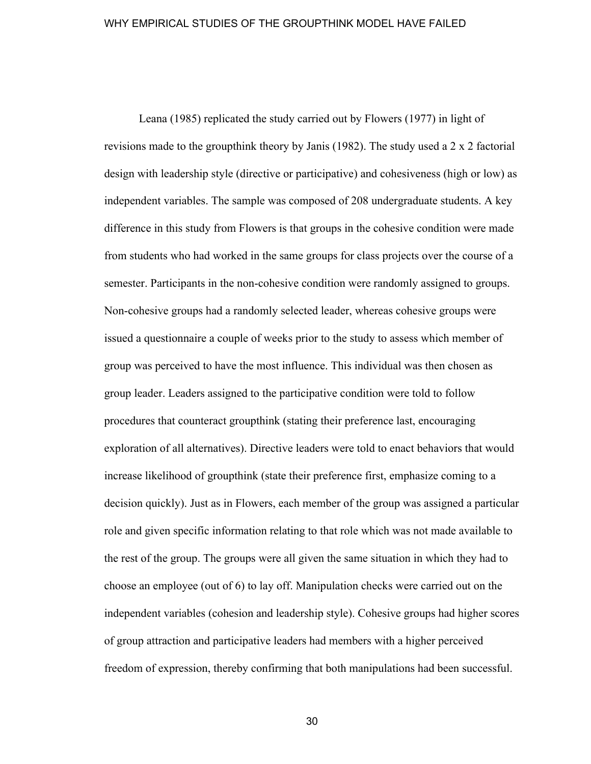Leana (1985) replicated the study carried out by Flowers (1977) in light of revisions made to the groupthink theory by Janis (1982). The study used a 2 x 2 factorial design with leadership style (directive or participative) and cohesiveness (high or low) as independent variables. The sample was composed of 208 undergraduate students. A key difference in this study from Flowers is that groups in the cohesive condition were made from students who had worked in the same groups for class projects over the course of a semester. Participants in the non-cohesive condition were randomly assigned to groups. Non-cohesive groups had a randomly selected leader, whereas cohesive groups were issued a questionnaire a couple of weeks prior to the study to assess which member of group was perceived to have the most influence. This individual was then chosen as group leader. Leaders assigned to the participative condition were told to follow procedures that counteract groupthink (stating their preference last, encouraging exploration of all alternatives). Directive leaders were told to enact behaviors that would increase likelihood of groupthink (state their preference first, emphasize coming to a decision quickly). Just as in Flowers, each member of the group was assigned a particular role and given specific information relating to that role which was not made available to the rest of the group. The groups were all given the same situation in which they had to choose an employee (out of 6) to lay off. Manipulation checks were carried out on the independent variables (cohesion and leadership style). Cohesive groups had higher scores of group attraction and participative leaders had members with a higher perceived freedom of expression, thereby confirming that both manipulations had been successful.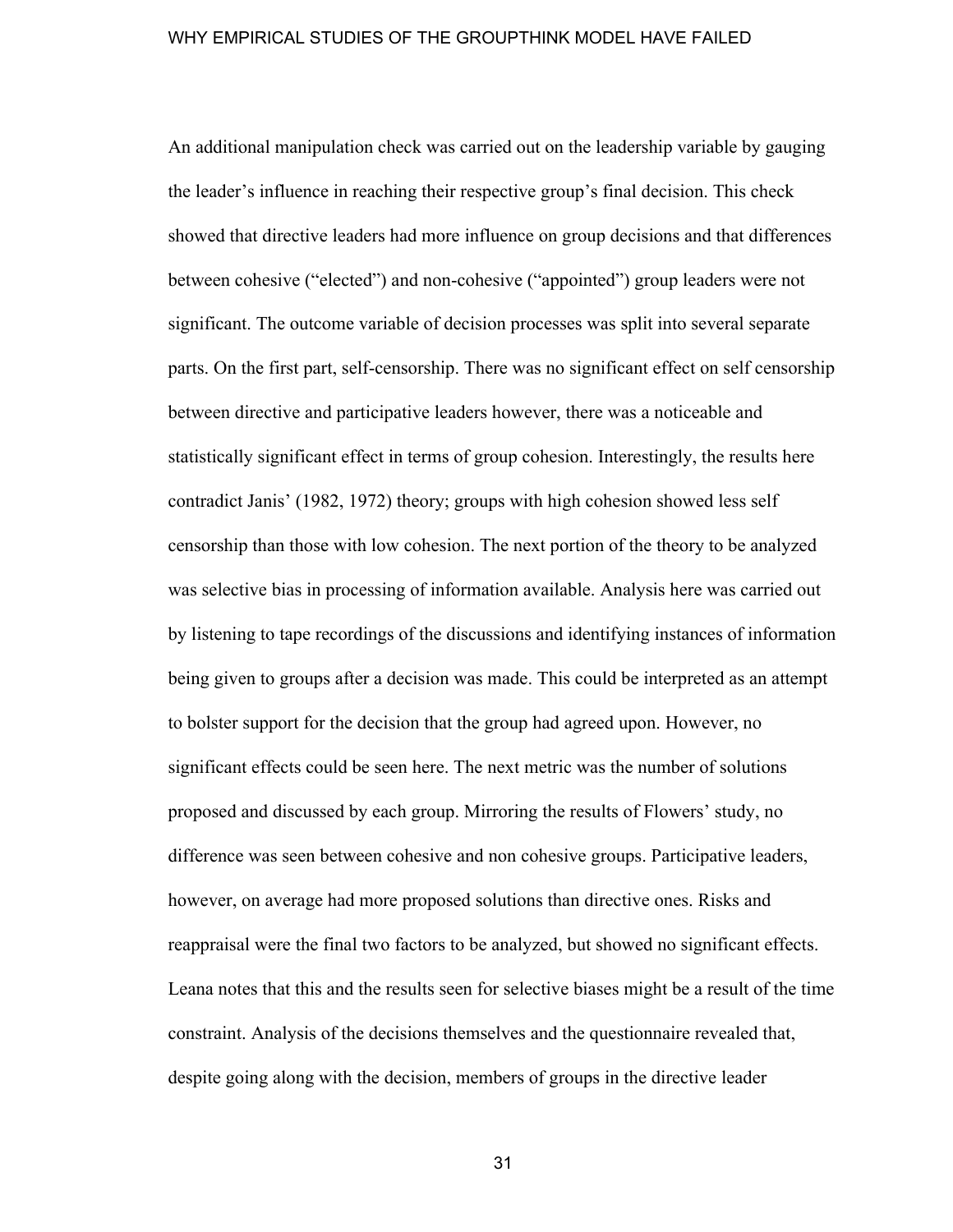An additional manipulation check was carried out on the leadership variable by gauging the leader's influence in reaching their respective group's final decision. This check showed that directive leaders had more influence on group decisions and that differences between cohesive ("elected") and non-cohesive ("appointed") group leaders were not significant. The outcome variable of decision processes was split into several separate parts. On the first part, self-censorship. There was no significant effect on self censorship between directive and participative leaders however, there was a noticeable and statistically significant effect in terms of group cohesion. Interestingly, the results here contradict Janis' (1982, 1972) theory; groups with high cohesion showed less self censorship than those with low cohesion. The next portion of the theory to be analyzed was selective bias in processing of information available. Analysis here was carried out by listening to tape recordings of the discussions and identifying instances of information being given to groups after a decision was made. This could be interpreted as an attempt to bolster support for the decision that the group had agreed upon. However, no significant effects could be seen here. The next metric was the number of solutions proposed and discussed by each group. Mirroring the results of Flowers' study, no difference was seen between cohesive and non cohesive groups. Participative leaders, however, on average had more proposed solutions than directive ones. Risks and reappraisal were the final two factors to be analyzed, but showed no significant effects. Leana notes that this and the results seen for selective biases might be a result of the time constraint. Analysis of the decisions themselves and the questionnaire revealed that, despite going along with the decision, members of groups in the directive leader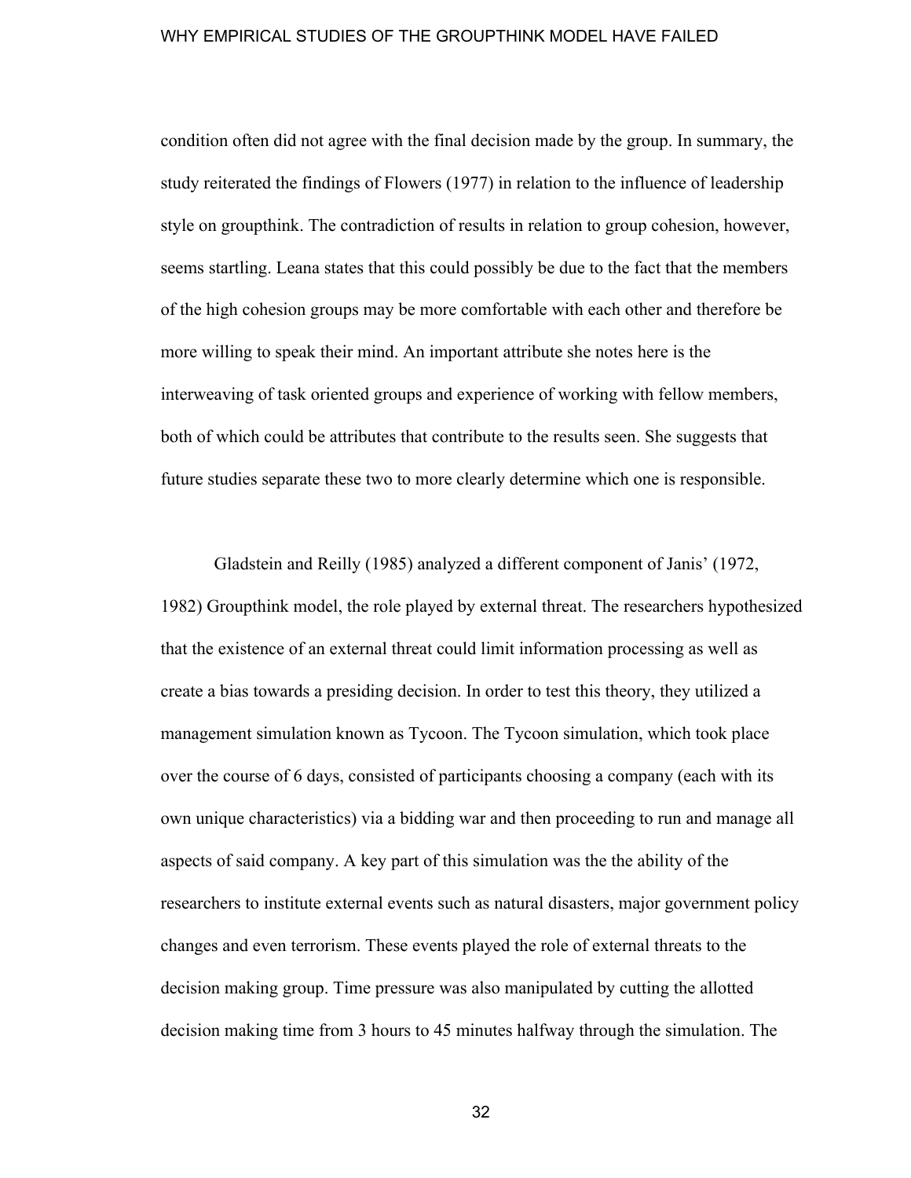condition often did not agree with the final decision made by the group. In summary, the study reiterated the findings of Flowers (1977) in relation to the influence of leadership style on groupthink. The contradiction of results in relation to group cohesion, however, seems startling. Leana states that this could possibly be due to the fact that the members of the high cohesion groups may be more comfortable with each other and therefore be more willing to speak their mind. An important attribute she notes here is the interweaving of task oriented groups and experience of working with fellow members, both of which could be attributes that contribute to the results seen. She suggests that future studies separate these two to more clearly determine which one is responsible.

Gladstein and Reilly (1985) analyzed a different component of Janis' (1972, 1982) Groupthink model, the role played by external threat. The researchers hypothesized that the existence of an external threat could limit information processing as well as create a bias towards a presiding decision. In order to test this theory, they utilized a management simulation known as Tycoon. The Tycoon simulation, which took place over the course of 6 days, consisted of participants choosing a company (each with its own unique characteristics) via a bidding war and then proceeding to run and manage all aspects of said company. A key part of this simulation was the the ability of the researchers to institute external events such as natural disasters, major government policy changes and even terrorism. These events played the role of external threats to the decision making group. Time pressure was also manipulated by cutting the allotted decision making time from 3 hours to 45 minutes halfway through the simulation. The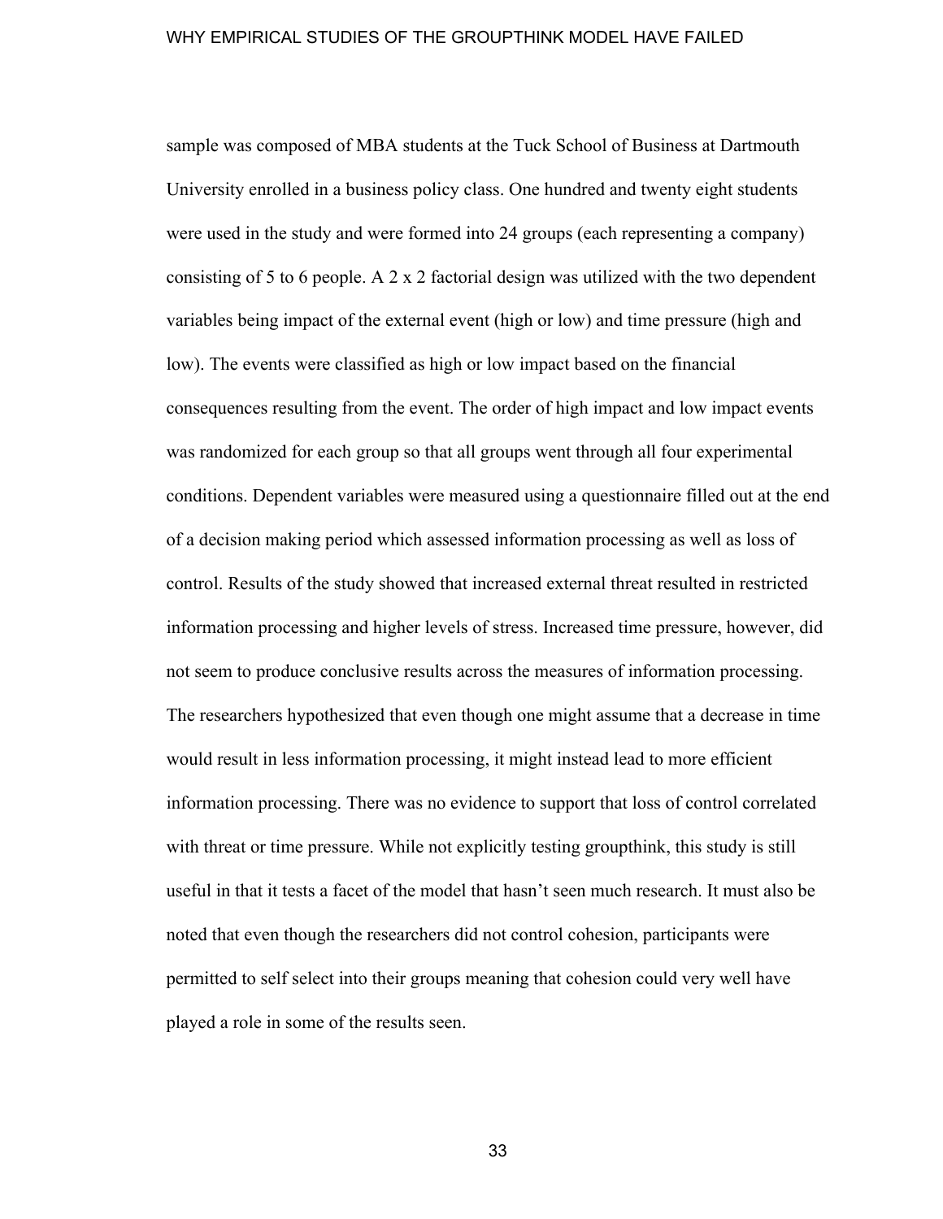sample was composed of MBA students at the Tuck School of Business at Dartmouth University enrolled in a business policy class. One hundred and twenty eight students were used in the study and were formed into 24 groups (each representing a company) consisting of 5 to 6 people. A 2 x 2 factorial design was utilized with the two dependent variables being impact of the external event (high or low) and time pressure (high and low). The events were classified as high or low impact based on the financial consequences resulting from the event. The order of high impact and low impact events was randomized for each group so that all groups went through all four experimental conditions. Dependent variables were measured using a questionnaire filled out at the end of a decision making period which assessed information processing as well as loss of control. Results of the study showed that increased external threat resulted in restricted information processing and higher levels of stress. Increased time pressure, however, did not seem to produce conclusive results across the measures of information processing. The researchers hypothesized that even though one might assume that a decrease in time would result in less information processing, it might instead lead to more efficient information processing. There was no evidence to support that loss of control correlated with threat or time pressure. While not explicitly testing groupthink, this study is still useful in that it tests a facet of the model that hasn't seen much research. It must also be noted that even though the researchers did not control cohesion, participants were permitted to self select into their groups meaning that cohesion could very well have played a role in some of the results seen.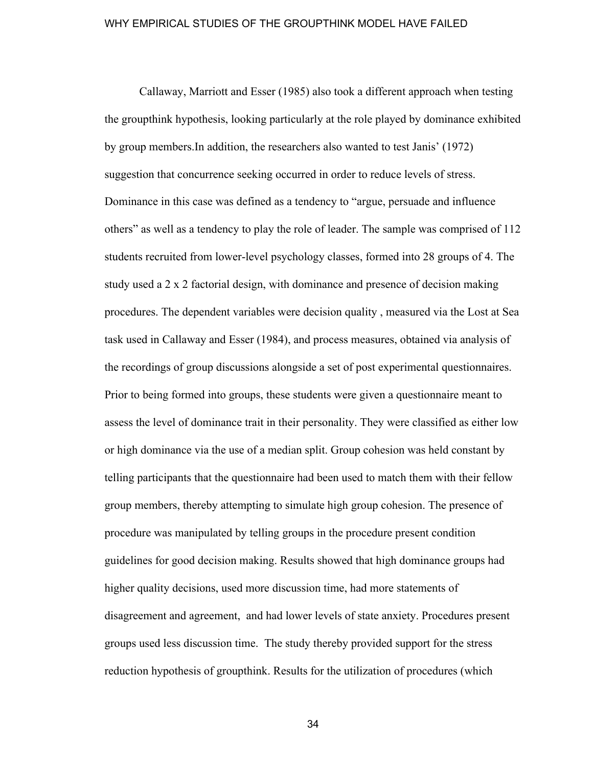Callaway, Marriott and Esser (1985) also took a different approach when testing the groupthink hypothesis, looking particularly at the role played by dominance exhibited by group members.In addition, the researchers also wanted to test Janis' (1972) suggestion that concurrence seeking occurred in order to reduce levels of stress. Dominance in this case was defined as a tendency to "argue, persuade and influence others" as well as a tendency to play the role of leader. The sample was comprised of 112 students recruited from lower-level psychology classes, formed into 28 groups of 4. The study used a 2 x 2 factorial design, with dominance and presence of decision making procedures. The dependent variables were decision quality , measured via the Lost at Sea task used in Callaway and Esser (1984), and process measures, obtained via analysis of the recordings of group discussions alongside a set of post experimental questionnaires. Prior to being formed into groups, these students were given a questionnaire meant to assess the level of dominance trait in their personality. They were classified as either low or high dominance via the use of a median split. Group cohesion was held constant by telling participants that the questionnaire had been used to match them with their fellow group members, thereby attempting to simulate high group cohesion. The presence of procedure was manipulated by telling groups in the procedure present condition guidelines for good decision making. Results showed that high dominance groups had higher quality decisions, used more discussion time, had more statements of disagreement and agreement, and had lower levels of state anxiety. Procedures present groups used less discussion time. The study thereby provided support for the stress reduction hypothesis of groupthink. Results for the utilization of procedures (which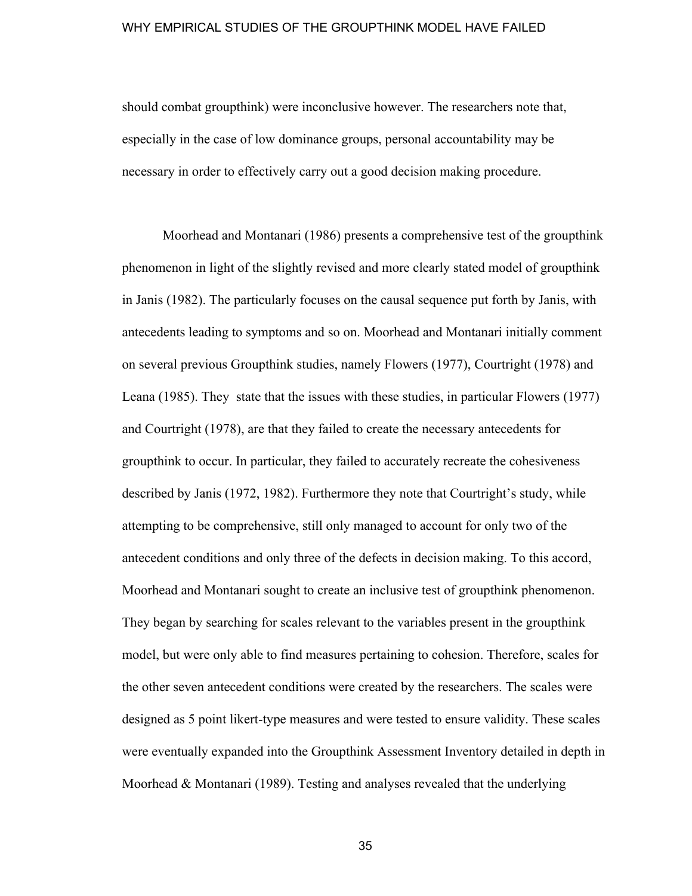should combat groupthink) were inconclusive however. The researchers note that, especially in the case of low dominance groups, personal accountability may be necessary in order to effectively carry out a good decision making procedure.

Moorhead and Montanari (1986) presents a comprehensive test of the groupthink phenomenon in light of the slightly revised and more clearly stated model of groupthink in Janis (1982). The particularly focuses on the causal sequence put forth by Janis, with antecedents leading to symptoms and so on. Moorhead and Montanari initially comment on several previous Groupthink studies, namely Flowers (1977), Courtright (1978) and Leana (1985). They  state that the issues with these studies, in particular Flowers (1977) and Courtright (1978), are that they failed to create the necessary antecedents for groupthink to occur. In particular, they failed to accurately recreate the cohesiveness described by Janis (1972, 1982). Furthermore they note that Courtright's study, while attempting to be comprehensive, still only managed to account for only two of the antecedent conditions and only three of the defects in decision making. To this accord, Moorhead and Montanari sought to create an inclusive test of groupthink phenomenon. They began by searching for scales relevant to the variables present in the groupthink model, but were only able to find measures pertaining to cohesion. Therefore, scales for the other seven antecedent conditions were created by the researchers. The scales were designed as 5 point likert-type measures and were tested to ensure validity. These scales were eventually expanded into the Groupthink Assessment Inventory detailed in depth in Moorhead & Montanari (1989). Testing and analyses revealed that the underlying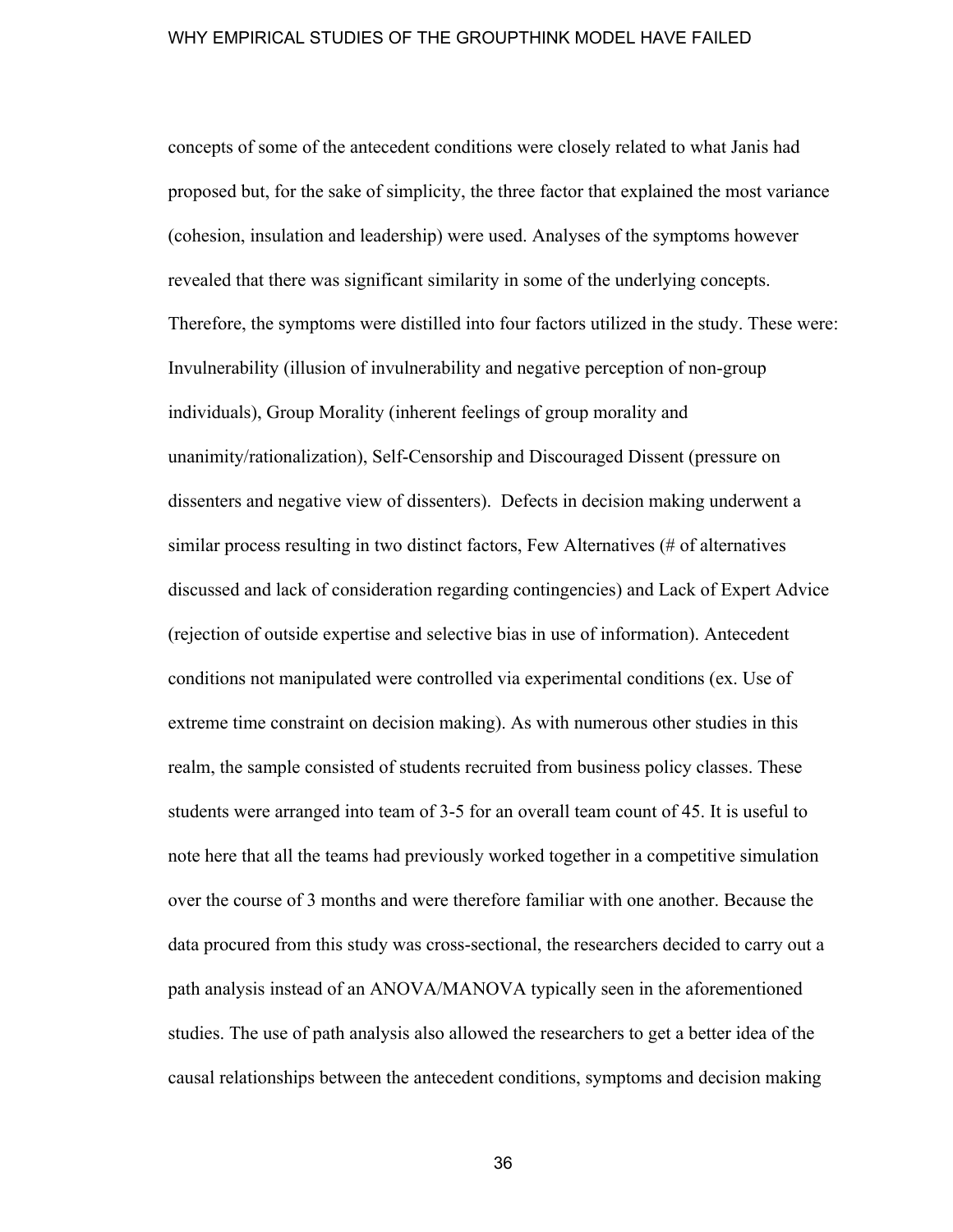concepts of some of the antecedent conditions were closely related to what Janis had proposed but, for the sake of simplicity, the three factor that explained the most variance (cohesion, insulation and leadership) were used. Analyses of the symptoms however revealed that there was significant similarity in some of the underlying concepts. Therefore, the symptoms were distilled into four factors utilized in the study. These were: Invulnerability (illusion of invulnerability and negative perception of non-group individuals), Group Morality (inherent feelings of group morality and unanimity/rationalization), Self-Censorship and Discouraged Dissent (pressure on dissenters and negative view of dissenters). Defects in decision making underwent a similar process resulting in two distinct factors, Few Alternatives (# of alternatives discussed and lack of consideration regarding contingencies) and Lack of Expert Advice (rejection of outside expertise and selective bias in use of information). Antecedent conditions not manipulated were controlled via experimental conditions (ex. Use of extreme time constraint on decision making). As with numerous other studies in this realm, the sample consisted of students recruited from business policy classes. These students were arranged into team of 3-5 for an overall team count of 45. It is useful to note here that all the teams had previously worked together in a competitive simulation over the course of 3 months and were therefore familiar with one another. Because the data procured from this study was cross-sectional, the researchers decided to carry out a path analysis instead of an ANOVA/MANOVA typically seen in the aforementioned studies. The use of path analysis also allowed the researchers to get a better idea of the causal relationships between the antecedent conditions, symptoms and decision making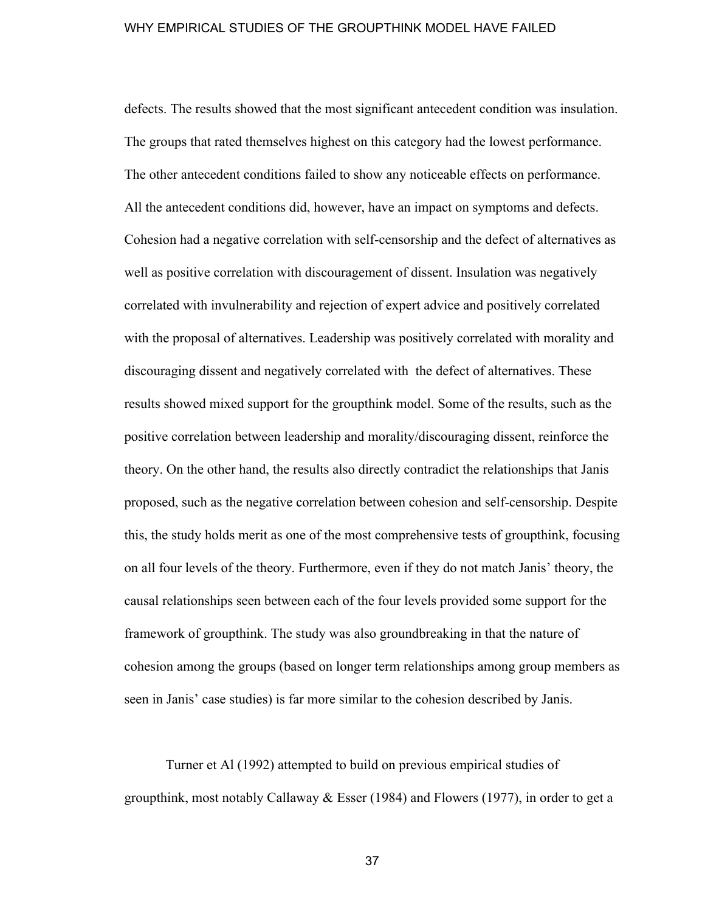defects. The results showed that the most significant antecedent condition was insulation. The groups that rated themselves highest on this category had the lowest performance. The other antecedent conditions failed to show any noticeable effects on performance. All the antecedent conditions did, however, have an impact on symptoms and defects. Cohesion had a negative correlation with self-censorship and the defect of alternatives as well as positive correlation with discouragement of dissent. Insulation was negatively correlated with invulnerability and rejection of expert advice and positively correlated with the proposal of alternatives. Leadership was positively correlated with morality and discouraging dissent and negatively correlated with the defect of alternatives. These results showed mixed support for the groupthink model. Some of the results, such as the positive correlation between leadership and morality/discouraging dissent, reinforce the theory. On the other hand, the results also directly contradict the relationships that Janis proposed, such as the negative correlation between cohesion and self-censorship. Despite this, the study holds merit as one of the most comprehensive tests of groupthink, focusing on all four levels of the theory. Furthermore, even if they do not match Janis' theory, the causal relationships seen between each of the four levels provided some support for the framework of groupthink. The study was also groundbreaking in that the nature of cohesion among the groups (based on longer term relationships among group members as seen in Janis' case studies) is far more similar to the cohesion described by Janis.

Turner et Al (1992) attempted to build on previous empirical studies of groupthink, most notably Callaway & Esser (1984) and Flowers (1977), in order to get a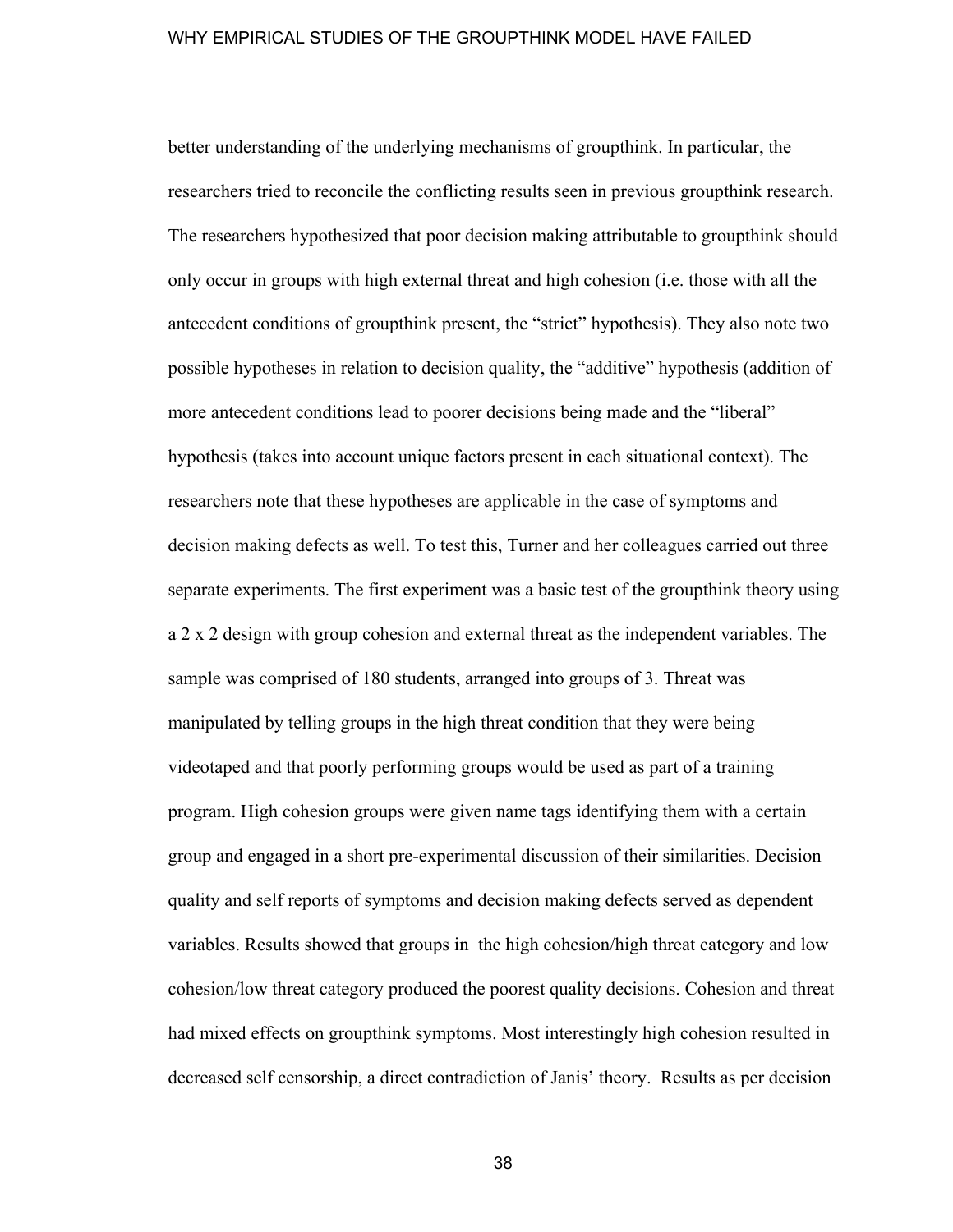better understanding of the underlying mechanisms of groupthink. In particular, the researchers tried to reconcile the conflicting results seen in previous groupthink research. The researchers hypothesized that poor decision making attributable to groupthink should only occur in groups with high external threat and high cohesion (i.e. those with all the antecedent conditions of groupthink present, the "strict" hypothesis). They also note two possible hypotheses in relation to decision quality, the "additive" hypothesis (addition of more antecedent conditions lead to poorer decisions being made and the "liberal" hypothesis (takes into account unique factors present in each situational context). The researchers note that these hypotheses are applicable in the case of symptoms and decision making defects as well. To test this, Turner and her colleagues carried out three separate experiments. The first experiment was a basic test of the groupthink theory using a 2 x 2 design with group cohesion and external threat as the independent variables. The sample was comprised of 180 students, arranged into groups of 3. Threat was manipulated by telling groups in the high threat condition that they were being videotaped and that poorly performing groups would be used as part of a training program. High cohesion groups were given name tags identifying them with a certain group and engaged in a short pre-experimental discussion of their similarities. Decision quality and self reports of symptoms and decision making defects served as dependent variables. Results showed that groups in the high cohesion/high threat category and low cohesion/low threat category produced the poorest quality decisions. Cohesion and threat had mixed effects on groupthink symptoms. Most interestingly high cohesion resulted in decreased self censorship, a direct contradiction of Janis' theory. Results as per decision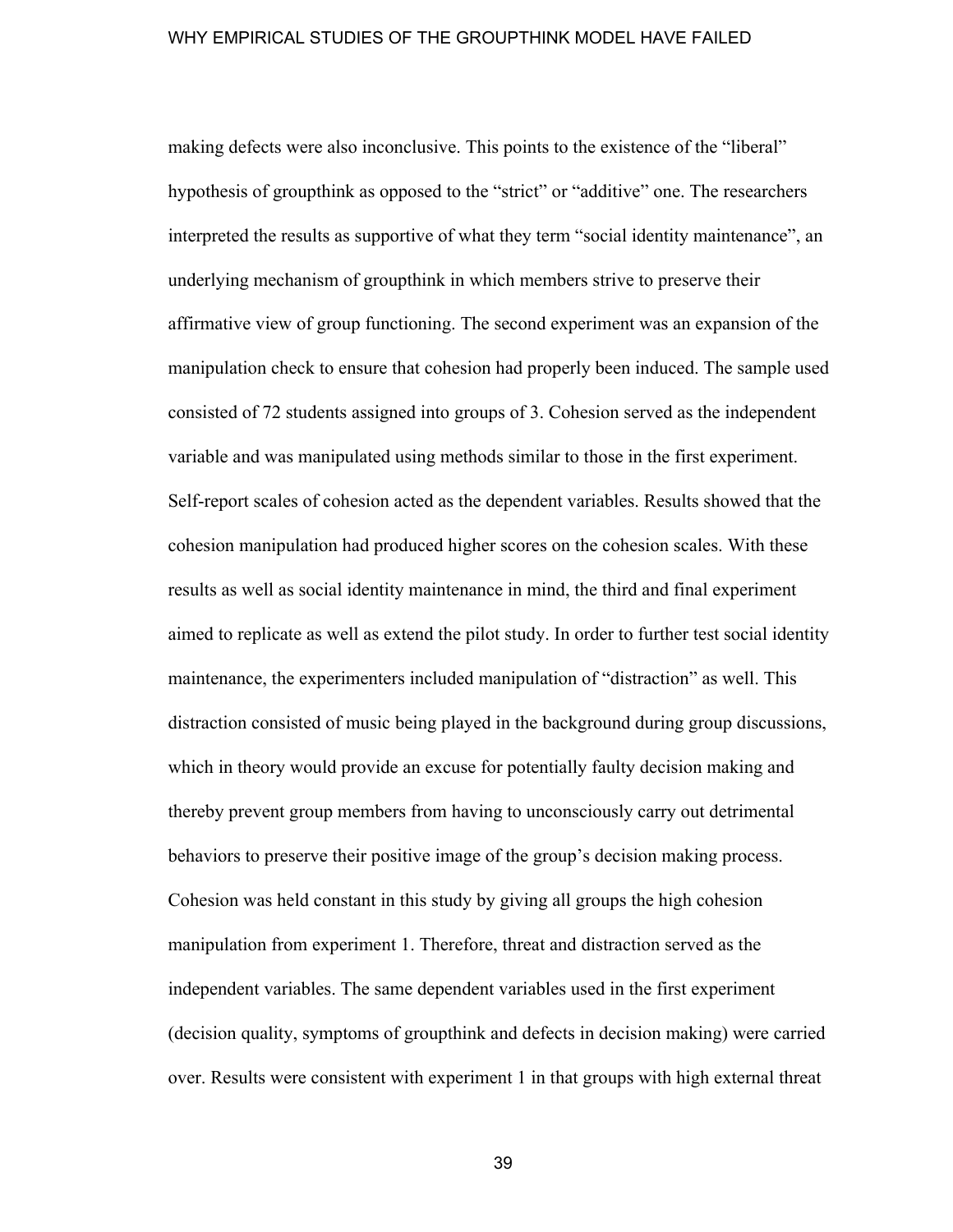making defects were also inconclusive. This points to the existence of the “liberal” hypothesis of groupthink as opposed to the “strict” or “additive” one. The researchers interpreted the results as supportive of what they term “social identity maintenance”, an underlying mechanism of groupthink in which members strive to preserve their affirmative view of group functioning. The second experiment was an expansion of the manipulation check to ensure that cohesion had properly been induced. The sample used consisted of 72 students assigned into groups of 3. Cohesion served as the independent variable and was manipulated using methods similar to those in the first experiment. Self-report scales of cohesion acted as the dependent variables. Results showed that the cohesion manipulation had produced higher scores on the cohesion scales. With these results as well as social identity maintenance in mind, the third and final experiment aimed to replicate as well as extend the pilot study. In order to further test social identity maintenance, the experimenters included manipulation of “distraction” as well. This distraction consisted of music being played in the background during group discussions, which in theory would provide an excuse for potentially faulty decision making and thereby prevent group members from having to unconsciously carry out detrimental behaviors to preserve their positive image of the group’s decision making process. Cohesion was held constant in this study by giving all groups the high cohesion manipulation from experiment 1. Therefore, threat and distraction served as the independent variables. The same dependent variables used in the first experiment (decision quality, symptoms of groupthink and defects in decision making) were carried over. Results were consistent with experiment 1 in that groups with high external threat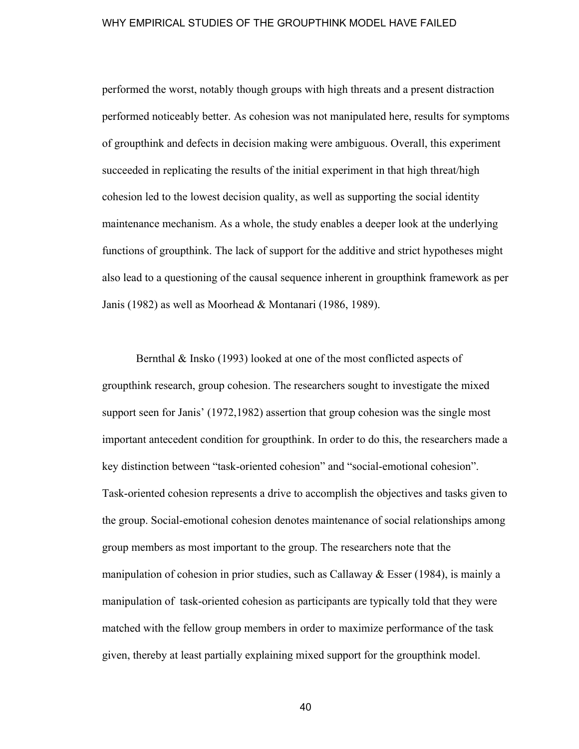performed the worst, notably though groups with high threats and a present distraction performed noticeably better. As cohesion was not manipulated here, results for symptoms of groupthink and defects in decision making were ambiguous. Overall, this experiment succeeded in replicating the results of the initial experiment in that high threat/high cohesion led to the lowest decision quality, as well as supporting the social identity maintenance mechanism. As a whole, the study enables a deeper look at the underlying functions of groupthink. The lack of support for the additive and strict hypotheses might also lead to a questioning of the causal sequence inherent in groupthink framework as per Janis (1982) as well as Moorhead & Montanari (1986, 1989).

Bernthal & Insko (1993) looked at one of the most conflicted aspects of groupthink research, group cohesion. The researchers sought to investigate the mixed support seen for Janis' (1972,1982) assertion that group cohesion was the single most important antecedent condition for groupthink. In order to do this, the researchers made a key distinction between "task-oriented cohesion" and "social-emotional cohesion". Task-oriented cohesion represents a drive to accomplish the objectives and tasks given to the group. Social-emotional cohesion denotes maintenance of social relationships among group members as most important to the group. The researchers note that the manipulation of cohesion in prior studies, such as Callaway & Esser (1984), is mainly a manipulation of task-oriented cohesion as participants are typically told that they were matched with the fellow group members in order to maximize performance of the task given, thereby at least partially explaining mixed support for the groupthink model.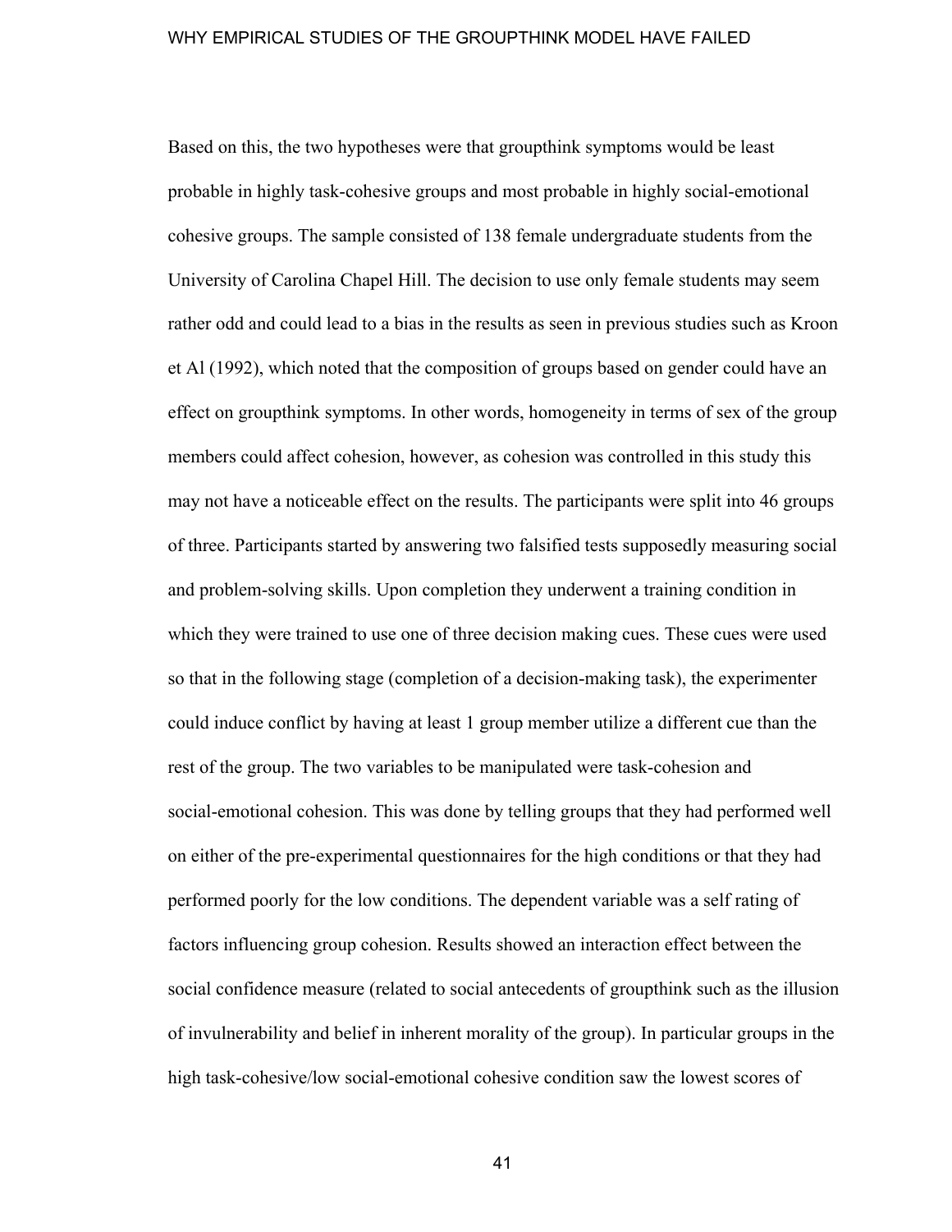Based on this, the two hypotheses were that groupthink symptoms would be least probable in highly task-cohesive groups and most probable in highly social-emotional cohesive groups. The sample consisted of 138 female undergraduate students from the University of Carolina Chapel Hill. The decision to use only female students may seem rather odd and could lead to a bias in the results as seen in previous studies such as Kroon et Al (1992), which noted that the composition of groups based on gender could have an effect on groupthink symptoms. In other words, homogeneity in terms of sex of the group members could affect cohesion, however, as cohesion was controlled in this study this may not have a noticeable effect on the results. The participants were split into 46 groups of three. Participants started by answering two falsified tests supposedly measuring social and problem-solving skills. Upon completion they underwent a training condition in which they were trained to use one of three decision making cues. These cues were used so that in the following stage (completion of a decision-making task), the experimenter could induce conflict by having at least 1 group member utilize a different cue than the rest of the group. The two variables to be manipulated were task-cohesion and social-emotional cohesion. This was done by telling groups that they had performed well on either of the pre-experimental questionnaires for the high conditions or that they had performed poorly for the low conditions. The dependent variable was a self rating of factors influencing group cohesion. Results showed an interaction effect between the social confidence measure (related to social antecedents of groupthink such as the illusion of invulnerability and belief in inherent morality of the group). In particular groups in the high task-cohesive/low social-emotional cohesive condition saw the lowest scores of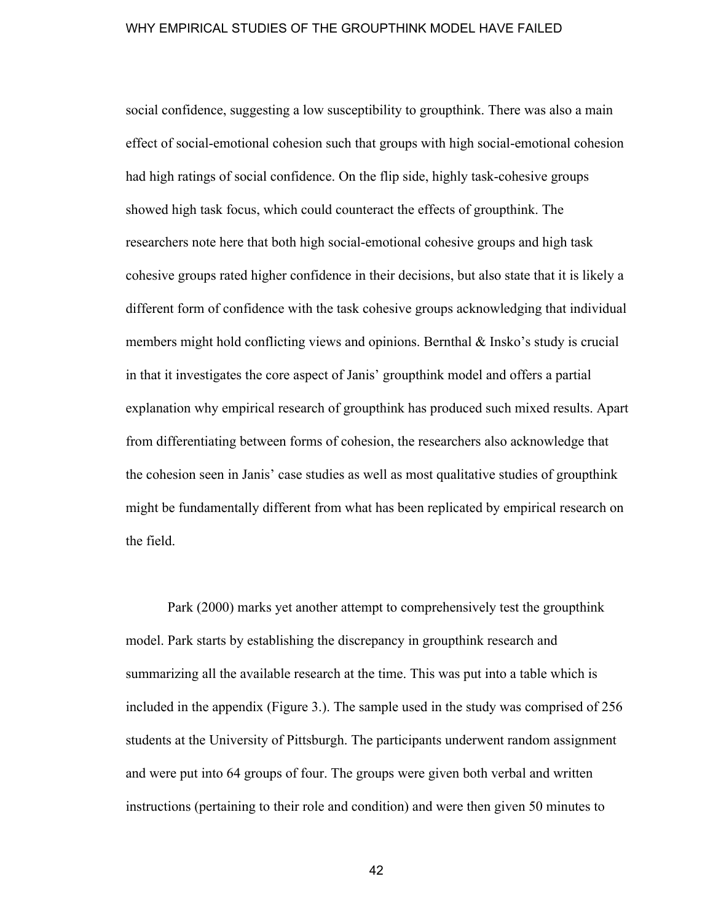social confidence, suggesting a low susceptibility to groupthink. There was also a main effect of social-emotional cohesion such that groups with high social-emotional cohesion had high ratings of social confidence. On the flip side, highly task-cohesive groups showed high task focus, which could counteract the effects of groupthink. The researchers note here that both high social-emotional cohesive groups and high task cohesive groups rated higher confidence in their decisions, but also state that it is likely a different form of confidence with the task cohesive groups acknowledging that individual members might hold conflicting views and opinions. Bernthal & Insko's study is crucial in that it investigates the core aspect of Janis' groupthink model and offers a partial explanation why empirical research of groupthink has produced such mixed results. Apart from differentiating between forms of cohesion, the researchers also acknowledge that the cohesion seen in Janis' case studies as well as most qualitative studies of groupthink might be fundamentally different from what has been replicated by empirical research on the field.

Park (2000) marks yet another attempt to comprehensively test the groupthink model. Park starts by establishing the discrepancy in groupthink research and summarizing all the available research at the time. This was put into a table which is included in the appendix (Figure 3.). The sample used in the study was comprised of 256 students at the University of Pittsburgh. The participants underwent random assignment and were put into 64 groups of four. The groups were given both verbal and written instructions (pertaining to their role and condition) and were then given 50 minutes to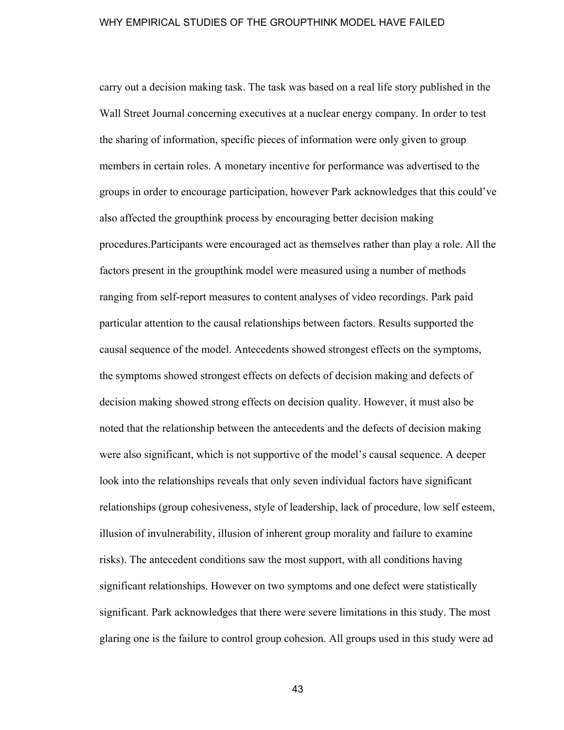carry out a decision making task. The task was based on a real life story published in the Wall Street Journal concerning executives at a nuclear energy company. In order to test the sharing of information, specific pieces of information were only given to group members in certain roles. A monetary incentive for performance was advertised to the groups in order to encourage participation, however Park acknowledges that this could've also affected the groupthink process by encouraging better decision making procedures.Participants were encouraged act as themselves rather than play a role. All the factors present in the groupthink model were measured using a number of methods ranging from self-report measures to content analyses of video recordings. Park paid particular attention to the causal relationships between factors. Results supported the causal sequence of the model. Antecedents showed strongest effects on the symptoms, the symptoms showed strongest effects on defects of decision making and defects of decision making showed strong effects on decision quality. However, it must also be noted that the relationship between the antecedents and the defects of decision making were also significant, which is not supportive of the model's causal sequence. A deeper look into the relationships reveals that only seven individual factors have significant relationships (group cohesiveness, style of leadership, lack of procedure, low self esteem, illusion of invulnerability, illusion of inherent group morality and failure to examine risks). The antecedent conditions saw the most support, with all conditions having significant relationships. However on two symptoms and one defect were statistically significant. Park acknowledges that there were severe limitations in this study. The most glaring one is the failure to control group cohesion. All groups used in this study were ad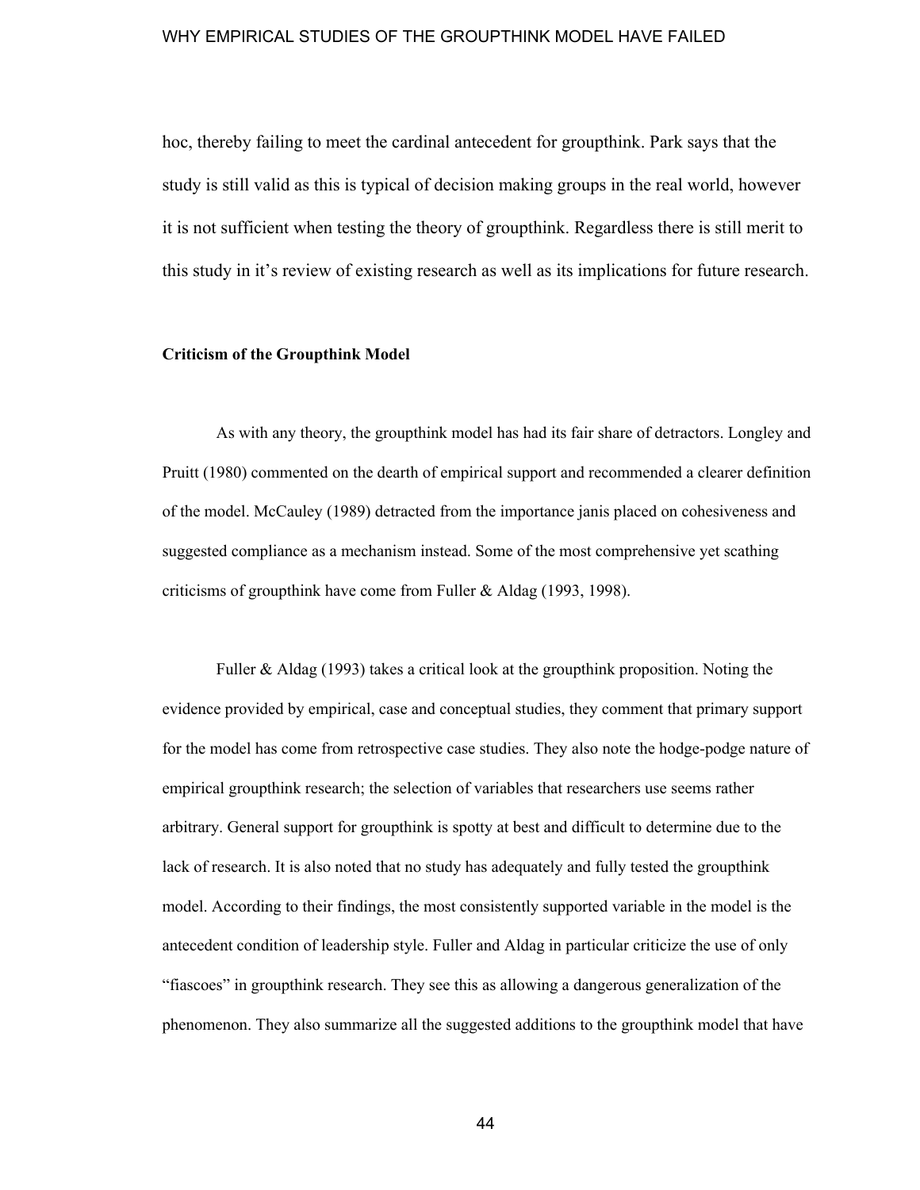hoc, thereby failing to meet the cardinal antecedent for groupthink. Park says that the study is still valid as this is typical of decision making groups in the real world, however it is not sufficient when testing the theory of groupthink. Regardless there is still merit to this study in it's review of existing research as well as its implications for future research.

**Criticism of the Groupthink Model**

As with any theory, the groupthink model has had its fair share of detractors. Longley and Pruitt (1980) commented on the dearth of empirical support and recommended a clearer definition of the model. McCauley (1989) detracted from the importance janis placed on cohesiveness and suggested compliance as a mechanism instead. Some of the most comprehensive yet scathing criticisms of groupthink have come from Fuller & Aldag (1993, 1998).

Fuller & Aldag (1993) takes a critical look at the groupthink proposition. Noting the evidence provided by empirical, case and conceptual studies, they comment that primary support for the model has come from retrospective case studies. They also note the hodge-podge nature of empirical groupthink research; the selection of variables that researchers use seems rather arbitrary. General support for groupthink is spotty at best and difficult to determine due to the lack of research. It is also noted that no study has adequately and fully tested the groupthink model. According to their findings, the most consistently supported variable in the model is the antecedent condition of leadership style. Fuller and Aldag in particular criticize the use of only "fiascoes" in groupthink research. They see this as allowing a dangerous generalization of the phenomenon. They also summarize all the suggested additions to the groupthink model that have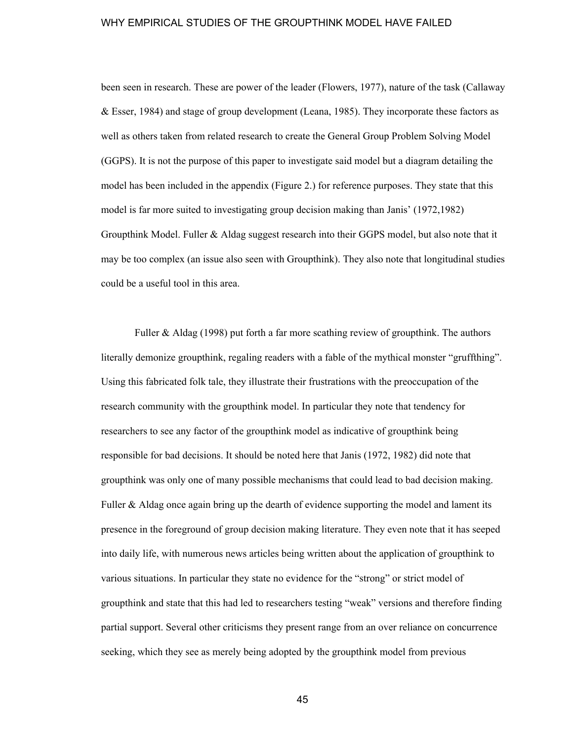been seen in research. These are power of the leader (Flowers, 1977), nature of the task (Callaway & Esser, 1984) and stage of group development (Leana, 1985). They incorporate these factors as well as others taken from related research to create the General Group Problem Solving Model (GGPS). It is not the purpose of this paper to investigate said model but a diagram detailing the model has been included in the appendix (Figure 2.) for reference purposes. They state that this model is far more suited to investigating group decision making than Janis' (1972,1982) Groupthink Model. Fuller & Aldag suggest research into their GGPS model, but also note that it may be too complex (an issue also seen with Groupthink). They also note that longitudinal studies could be a useful tool in this area.

Fuller & Aldag (1998) put forth a far more scathing review of groupthink. The authors literally demonize groupthink, regaling readers with a fable of the mythical monster "gruffthing". Using this fabricated folk tale, they illustrate their frustrations with the preoccupation of the research community with the groupthink model. In particular they note that tendency for researchers to see any factor of the groupthink model as indicative of groupthink being responsible for bad decisions. It should be noted here that Janis (1972, 1982) did note that groupthink was only one of many possible mechanisms that could lead to bad decision making. Fuller & Aldag once again bring up the dearth of evidence supporting the model and lament its presence in the foreground of group decision making literature. They even note that it has seeped into daily life, with numerous news articles being written about the application of groupthink to various situations. In particular they state no evidence for the "strong" or strict model of groupthink and state that this had led to researchers testing "weak" versions and therefore finding partial support. Several other criticisms they present range from an over reliance on concurrence seeking, which they see as merely being adopted by the groupthink model from previous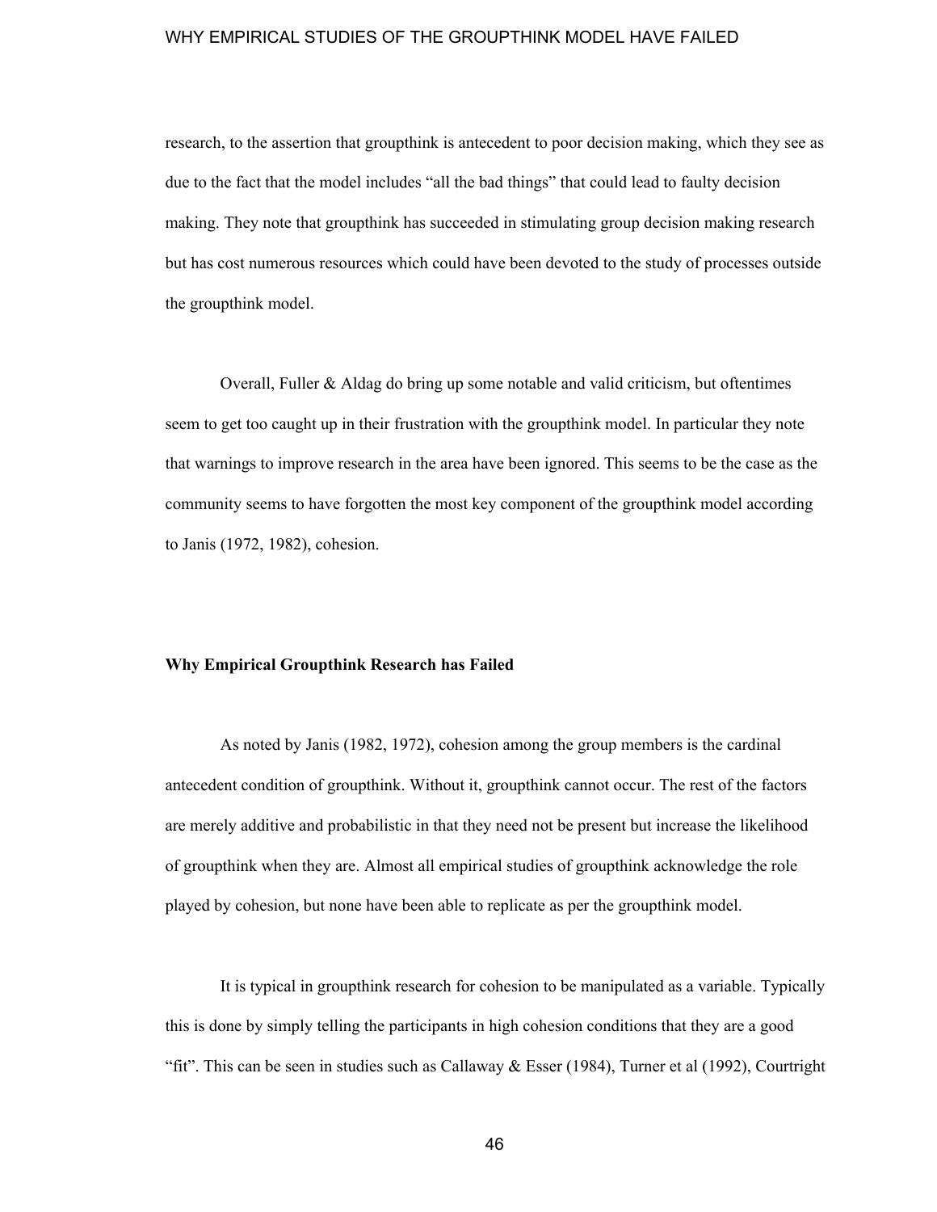research, to the assertion that groupthink is antecedent to poor decision making, which they see as due to the fact that the model includes “all the bad things” that could lead to faulty decision making. They note that groupthink has succeeded in stimulating group decision making research but has cost numerous resources which could have been devoted to the study of processes outside the groupthink model.

Overall, Fuller & Aldag do bring up some notable and valid criticism, but oftentimes seem to get too caught up in their frustration with the groupthink model. In particular they note that warnings to improve research in the area have been ignored. This seems to be the case as the community seems to have forgotten the most key component of the groupthink model according to Janis (1972, 1982), cohesion.

**Why Empirical Groupthink Research has Failed**

As noted by Janis (1982, 1972), cohesion among the group members is the cardinal antecedent condition of groupthink. Without it, groupthink cannot occur. The rest of the factors are merely additive and probabilistic in that they need not be present but increase the likelihood of groupthink when they are. Almost all empirical studies of groupthink acknowledge the role played by cohesion, but none have been able to replicate as per the groupthink model.

It is typical in groupthink research for cohesion to be manipulated as a variable. Typically this is done by simply telling the participants in high cohesion conditions that they are a good “fit”. This can be seen in studies such as Callaway & Esser (1984), Turner et al (1992), Courtright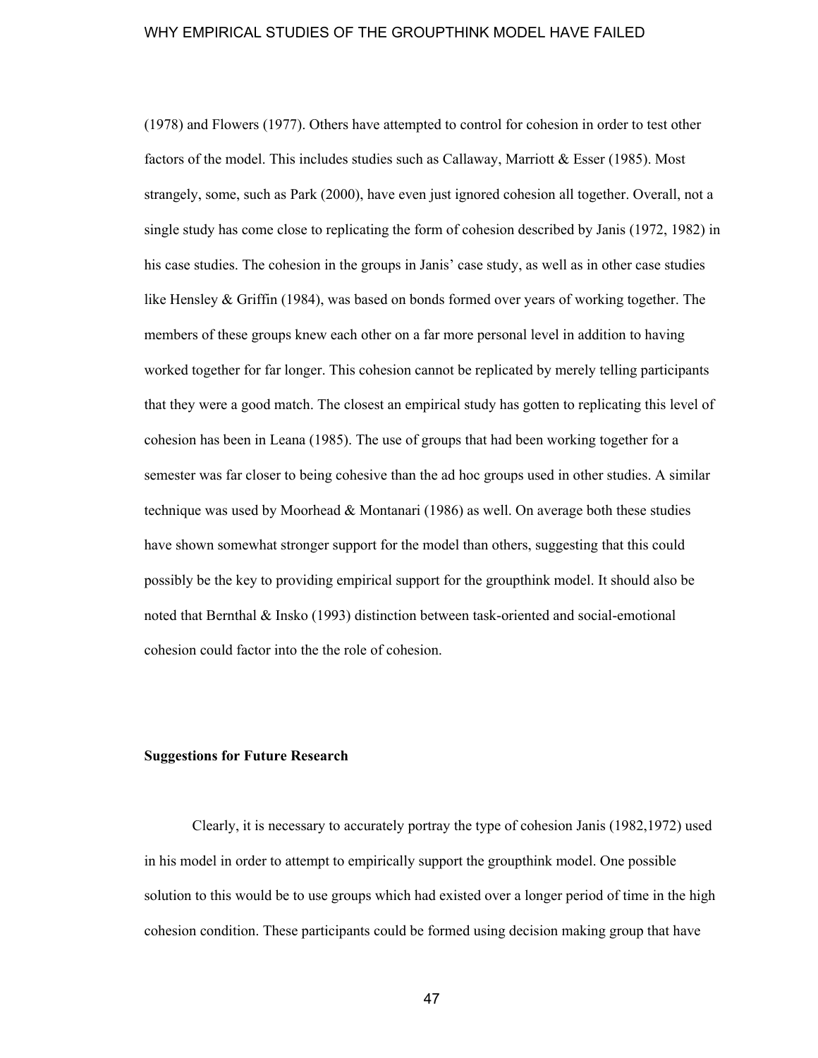(1978) and Flowers (1977). Others have attempted to control for cohesion in order to test other factors of the model. This includes studies such as Callaway, Marriott & Esser (1985). Most strangely, some, such as Park (2000), have even just ignored cohesion all together. Overall, not a single study has come close to replicating the form of cohesion described by Janis (1972, 1982) in his case studies. The cohesion in the groups in Janis' case study, as well as in other case studies like Hensley & Griffin (1984), was based on bonds formed over years of working together. The members of these groups knew each other on a far more personal level in addition to having worked together for far longer. This cohesion cannot be replicated by merely telling participants that they were a good match. The closest an empirical study has gotten to replicating this level of cohesion has been in Leana (1985). The use of groups that had been working together for a semester was far closer to being cohesive than the ad hoc groups used in other studies. A similar technique was used by Moorhead & Montanari (1986) as well. On average both these studies have shown somewhat stronger support for the model than others, suggesting that this could possibly be the key to providing empirical support for the groupthink model. It should also be noted that Bernthal & Insko (1993) distinction between task-oriented and social-emotional cohesion could factor into the the role of cohesion.

**Suggestions for Future Research**

Clearly, it is necessary to accurately portray the type of cohesion Janis (1982,1972) used in his model in order to attempt to empirically support the groupthink model. One possible solution to this would be to use groups which had existed over a longer period of time in the high cohesion condition. These participants could be formed using decision making group that have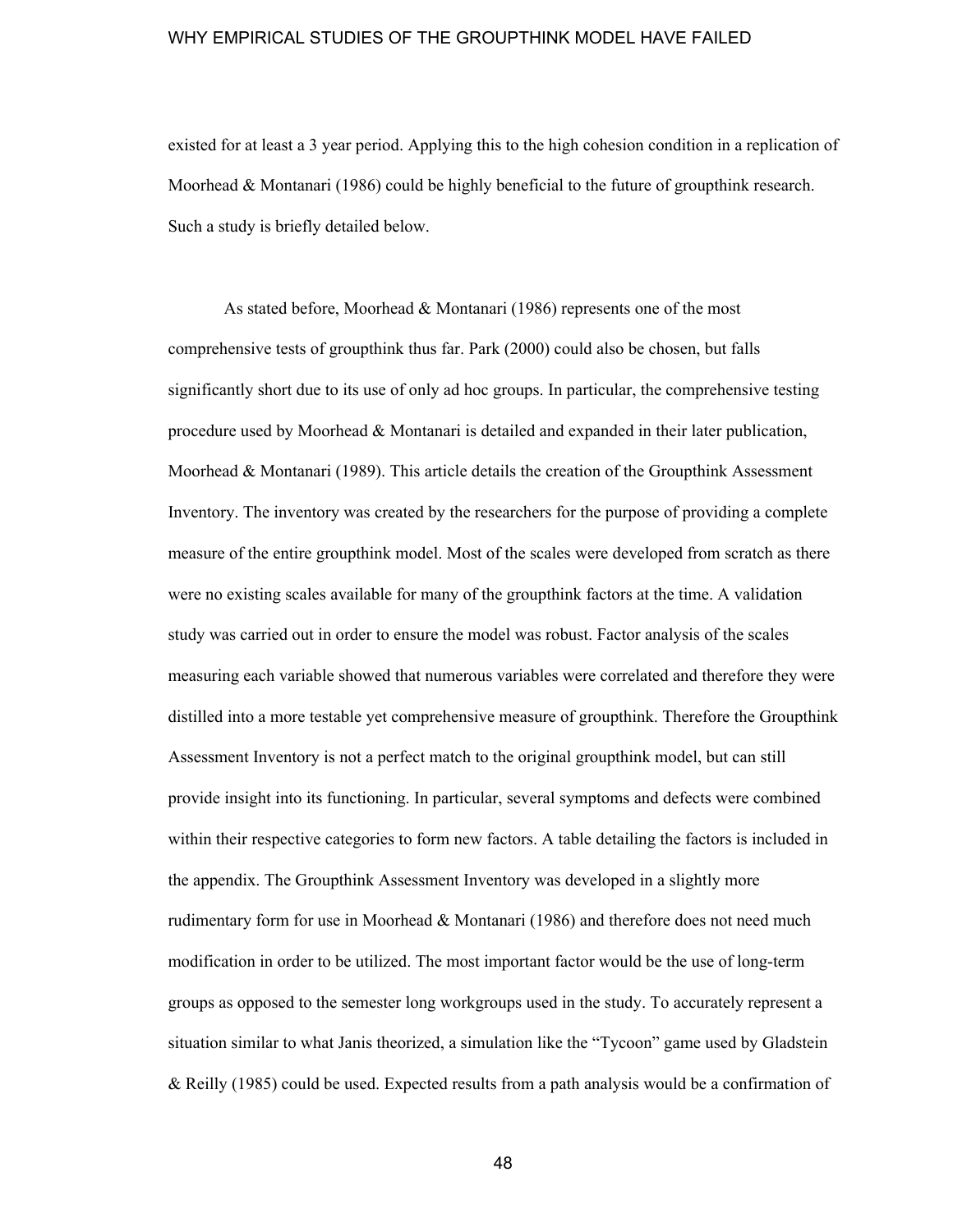existed for at least a 3 year period. Applying this to the high cohesion condition in a replication of Moorhead & Montanari (1986) could be highly beneficial to the future of groupthink research. Such a study is briefly detailed below.

As stated before, Moorhead & Montanari (1986) represents one of the most comprehensive tests of groupthink thus far. Park (2000) could also be chosen, but falls significantly short due to its use of only ad hoc groups. In particular, the comprehensive testing procedure used by Moorhead & Montanari is detailed and expanded in their later publication, Moorhead & Montanari (1989). This article details the creation of the Groupthink Assessment Inventory. The inventory was created by the researchers for the purpose of providing a complete measure of the entire groupthink model. Most of the scales were developed from scratch as there were no existing scales available for many of the groupthink factors at the time. A validation study was carried out in order to ensure the model was robust. Factor analysis of the scales measuring each variable showed that numerous variables were correlated and therefore they were distilled into a more testable yet comprehensive measure of groupthink. Therefore the Groupthink Assessment Inventory is not a perfect match to the original groupthink model, but can still provide insight into its functioning. In particular, several symptoms and defects were combined within their respective categories to form new factors. A table detailing the factors is included in the appendix. The Groupthink Assessment Inventory was developed in a slightly more rudimentary form for use in Moorhead & Montanari (1986) and therefore does not need much modification in order to be utilized. The most important factor would be the use of long-term groups as opposed to the semester long workgroups used in the study. To accurately represent a situation similar to what Janis theorized, a simulation like the "Tycoon" game used by Gladstein & Reilly (1985) could be used. Expected results from a path analysis would be a confirmation of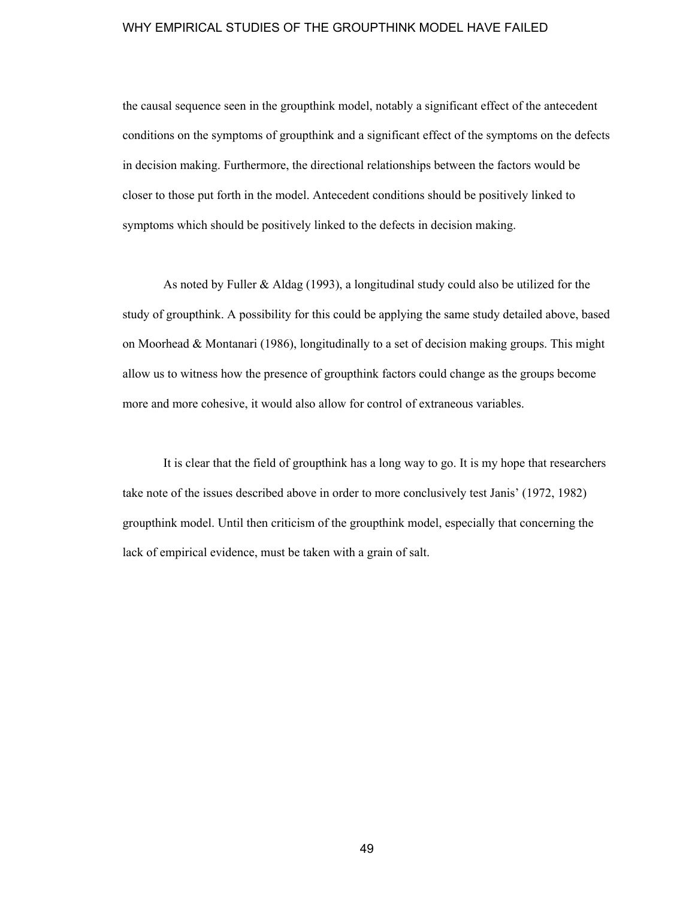the causal sequence seen in the groupthink model, notably a significant effect of the antecedent conditions on the symptoms of groupthink and a significant effect of the symptoms on the defects in decision making. Furthermore, the directional relationships between the factors would be closer to those put forth in the model. Antecedent conditions should be positively linked to symptoms which should be positively linked to the defects in decision making.

As noted by Fuller & Aldag (1993), a longitudinal study could also be utilized for the study of groupthink. A possibility for this could be applying the same study detailed above, based on Moorhead & Montanari (1986), longitudinally to a set of decision making groups. This might allow us to witness how the presence of groupthink factors could change as the groups become more and more cohesive, it would also allow for control of extraneous variables.

It is clear that the field of groupthink has a long way to go. It is my hope that researchers take note of the issues described above in order to more conclusively test Janis' (1972, 1982) groupthink model. Until then criticism of the groupthink model, especially that concerning the lack of empirical evidence, must be taken with a grain of salt.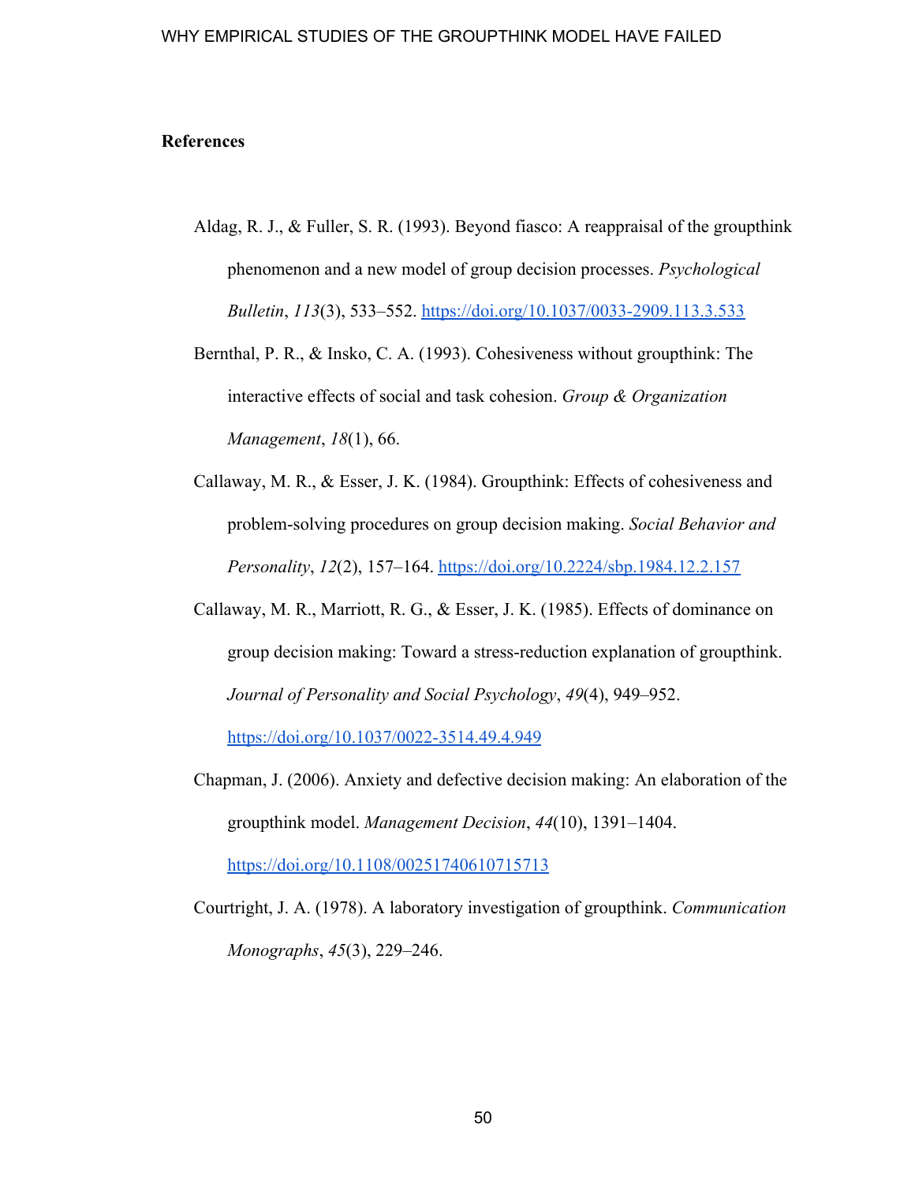## References

Aldag, R. J., & Fuller, S. R. (1993). Beyond fiasco: A reappraisal of the groupthink phenomenon and a new model of group decision processes. *Psychological Bulletin*, *113*(3), 533–552. https://doi.org/10.1037/0033-2909.113.3.533

Bernthal, P. R., & Insko, C. A. (1993). Cohesiveness without groupthink: The interactive effects of social and task cohesion. *Group & Organization Management*, *18*(1), 66.

Callaway, M. R., & Esser, J. K. (1984). Groupthink: Effects of cohesiveness and problem-solving procedures on group decision making. *Social Behavior and Personality*, *12*(2), 157–164. https://doi.org/10.2224/sbp.1984.12.2.157

Callaway, M. R., Marriott, R. G., & Esser, J. K. (1985). Effects of dominance on group decision making: Toward a stress-reduction explanation of groupthink. *Journal of Personality and Social Psychology*, *49*(4), 949–952. https://doi.org/10.1037/0022-3514.49.4.949

Chapman, J. (2006). Anxiety and defective decision making: An elaboration of the groupthink model. *Management Decision*, *44*(10), 1391–1404. https://doi.org/10.1108/00251740610715713

Courtright, J. A. (1978). A laboratory investigation of groupthink. *Communication Monographs*, *45*(3), 229–246.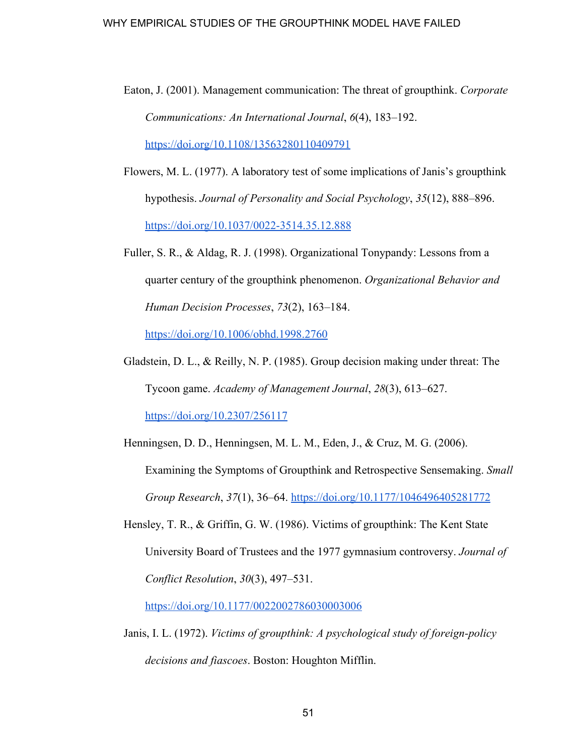Eaton, J. (2001). Management communication: The threat of groupthink. *Corporate Communications: An International Journal*, *6*(4), 183–192. https://doi.org/10.1108/13563280110409791

Flowers, M. L. (1977). A laboratory test of some implications of Janis's groupthink hypothesis. *Journal of Personality and Social Psychology*, *35*(12), 888–896. https://doi.org/10.1037/0022-3514.35.12.888

Fuller, S. R., & Aldag, R. J. (1998). Organizational Tonypandy: Lessons from a quarter century of the groupthink phenomenon. *Organizational Behavior and Human Decision Processes*, *73*(2), 163–184. https://doi.org/10.1006/obhd.1998.2760

Gladstein, D. L., & Reilly, N. P. (1985). Group decision making under threat: The Tycoon game. *Academy of Management Journal*, *28*(3), 613–627. https://doi.org/10.2307/256117

Henningsen, D. D., Henningsen, M. L. M., Eden, J., & Cruz, M. G. (2006). Examining the Symptoms of Groupthink and Retrospective Sensemaking. *Small Group Research*, *37*(1), 36–64. https://doi.org/10.1177/1046496405281772

Hensley, T. R., & Griffin, G. W. (1986). Victims of groupthink: The Kent State University Board of Trustees and the 1977 gymnasium controversy. *Journal of Conflict Resolution*, *30*(3), 497–531. https://doi.org/10.1177/0022002786030003006

Janis, I. L. (1972). *Victims of groupthink: A psychological study of foreign-policy decisions and fiascoes*. Boston: Houghton Mifflin.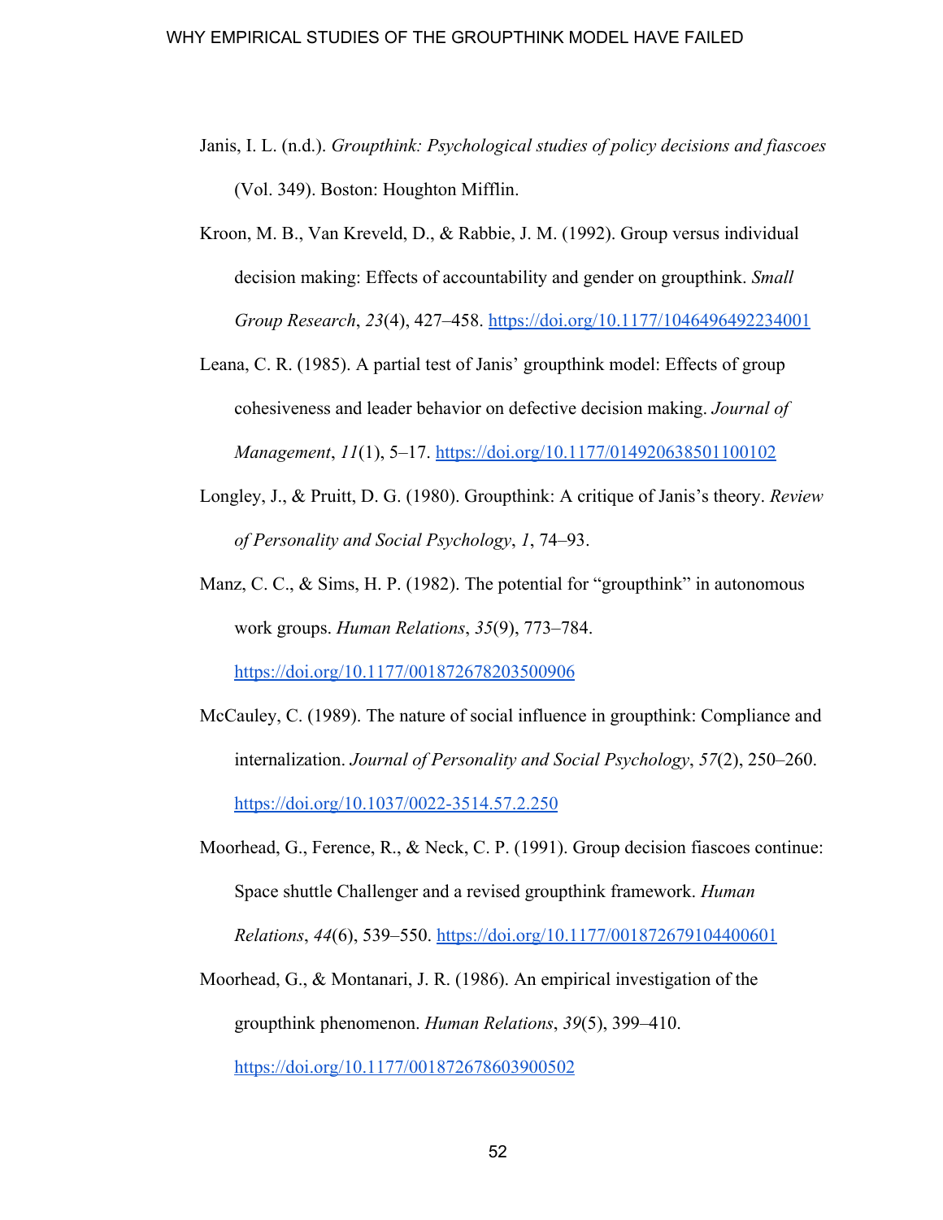Janis, I. L. (n.d.). *Groupthink: Psychological studies of policy decisions and fiascoes* (Vol. 349). Boston: Houghton Mifflin.

Kroon, M. B., Van Kreveld, D., & Rabbie, J. M. (1992). Group versus individual decision making: Effects of accountability and gender on groupthink. *Small Group Research*, *23*(4), 427–458. https://doi.org/10.1177/1046496492234001

Leana, C. R. (1985). A partial test of Janis' groupthink model: Effects of group cohesiveness and leader behavior on defective decision making. *Journal of Management*, *11*(1), 5–17. https://doi.org/10.1177/014920638501100102

Longley, J., & Pruitt, D. G. (1980). Groupthink: A critique of Janis's theory. *Review of Personality and Social Psychology*, *1*, 74–93.

Manz, C. C., & Sims, H. P. (1982). The potential for "groupthink" in autonomous work groups. *Human Relations*, *35*(9), 773–784. https://doi.org/10.1177/001872678203500906

McCauley, C. (1989). The nature of social influence in groupthink: Compliance and internalization. *Journal of Personality and Social Psychology*, *57*(2), 250–260. https://doi.org/10.1037/0022-3514.57.2.250

Moorhead, G., Ference, R., & Neck, C. P. (1991). Group decision fiascoes continue: Space shuttle Challenger and a revised groupthink framework. *Human Relations*, *44*(6), 539–550. https://doi.org/10.1177/001872679104400601

Moorhead, G., & Montanari, J. R. (1986). An empirical investigation of the groupthink phenomenon. *Human Relations*, *39*(5), 399–410. https://doi.org/10.1177/001872678603900502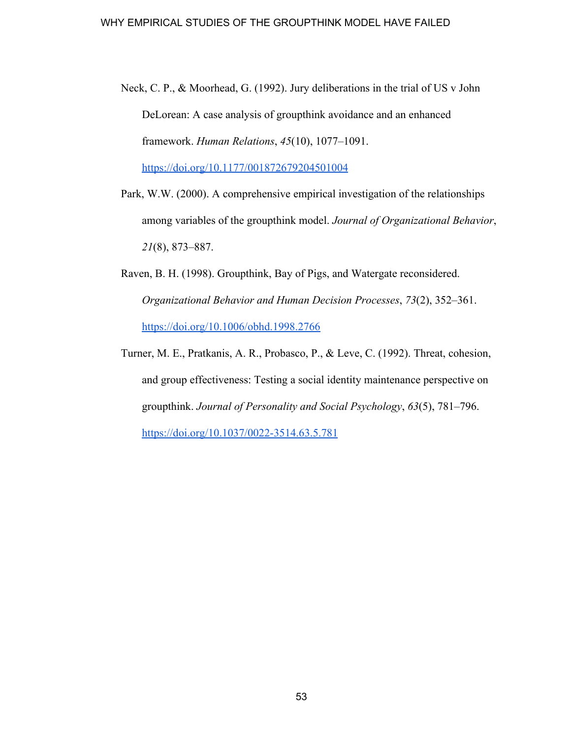Neck, C. P., & Moorhead, G. (1992). Jury deliberations in the trial of US v John DeLorean: A case analysis of groupthink avoidance and an enhanced framework. *Human Relations*, *45*(10), 1077–1091. https://doi.org/10.1177/001872679204501004

Park, W.W. (2000). A comprehensive empirical investigation of the relationships among variables of the groupthink model. *Journal of Organizational Behavior*, *21*(8), 873–887.

Raven, B. H. (1998). Groupthink, Bay of Pigs, and Watergate reconsidered. *Organizational Behavior and Human Decision Processes*, *73*(2), 352–361. https://doi.org/10.1006/obhd.1998.2766

Turner, M. E., Pratkanis, A. R., Probasco, P., & Leve, C. (1992). Threat, cohesion, and group effectiveness: Testing a social identity maintenance perspective on groupthink. *Journal of Personality and Social Psychology*, *63*(5), 781–796. https://doi.org/10.1037/0022-3514.63.5.781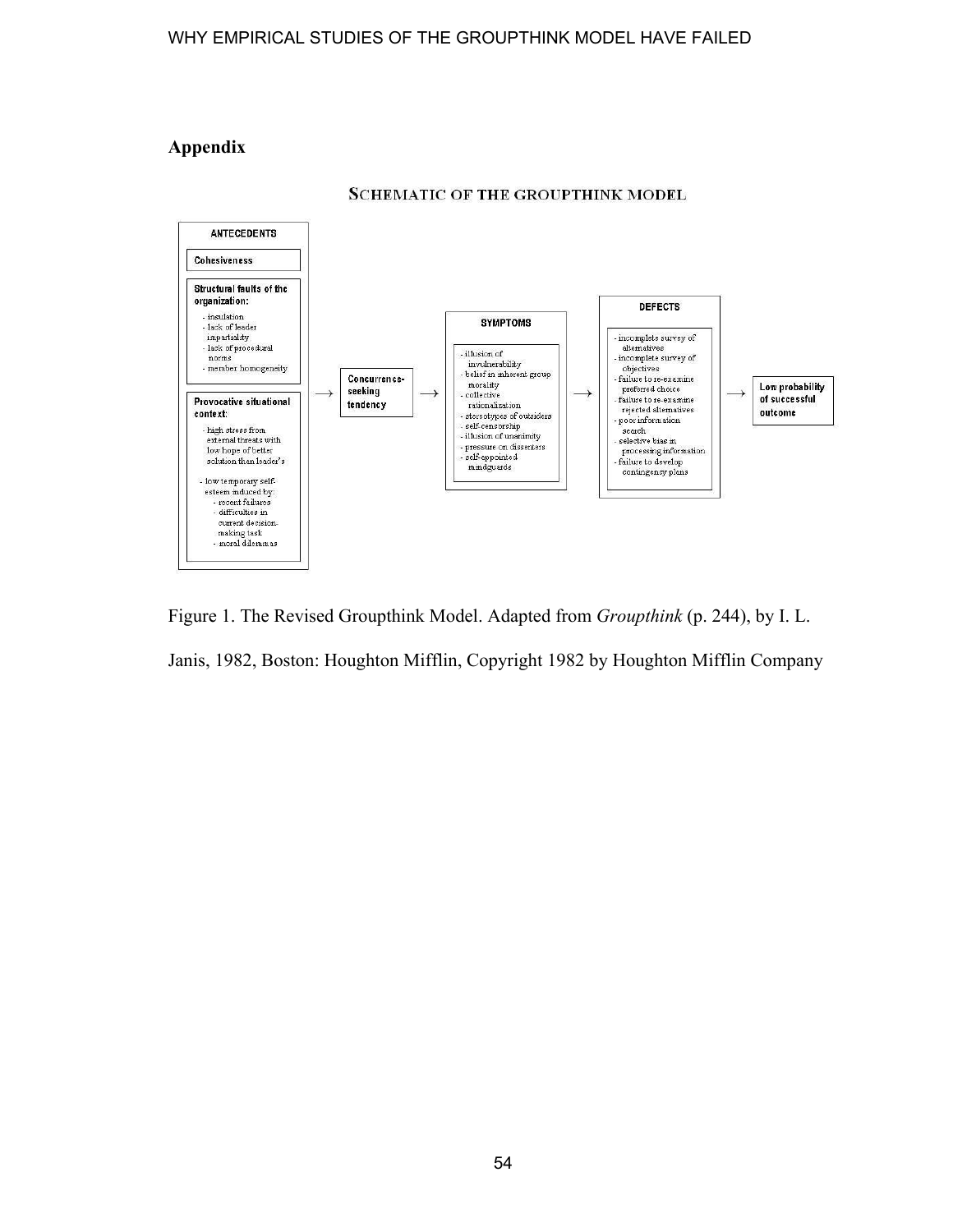# Appendix

SCHEMATIC OF THE GROUPTHINK MODEL

**ANTECEDENTS**

**Cohesiveness**

**Structural faults of the organization:**
- insulation
- lack of leader impartiality
- lack of procedural norms
- member homogeneity

**Provocative situational context:**
- high stress from external threats with low hope of better solution than leader's
- low temporary self-esteem induced by:
  - recent failures
  - difficulties in current decision-making task
  - moral dilemmas

→ **Concurrence-seeking tendency** →

**SYMPTOMS**
- illusion of invulnerability
- belief in inherent group morality
- collective rationalization
- stereotypes of outsiders
- self-censorship
- illusion of unanimity
- pressure on dissenters
- self-appointed mindguards

→

**DEFECTS**
- incomplete survey of alternatives
- incomplete survey of objectives
- failure to re-examine preferred choice
- failure to re-examine rejected alternatives
- poor information search
- selective bias in processing information
- failure to develop contingency plans

→ **Low probability of successful outcome**

Figure 1. The Revised Groupthink Model. Adapted from *Groupthink* (p. 244), by I. L. Janis, 1982, Boston: Houghton Mifflin, Copyright 1982 by Houghton Mifflin Company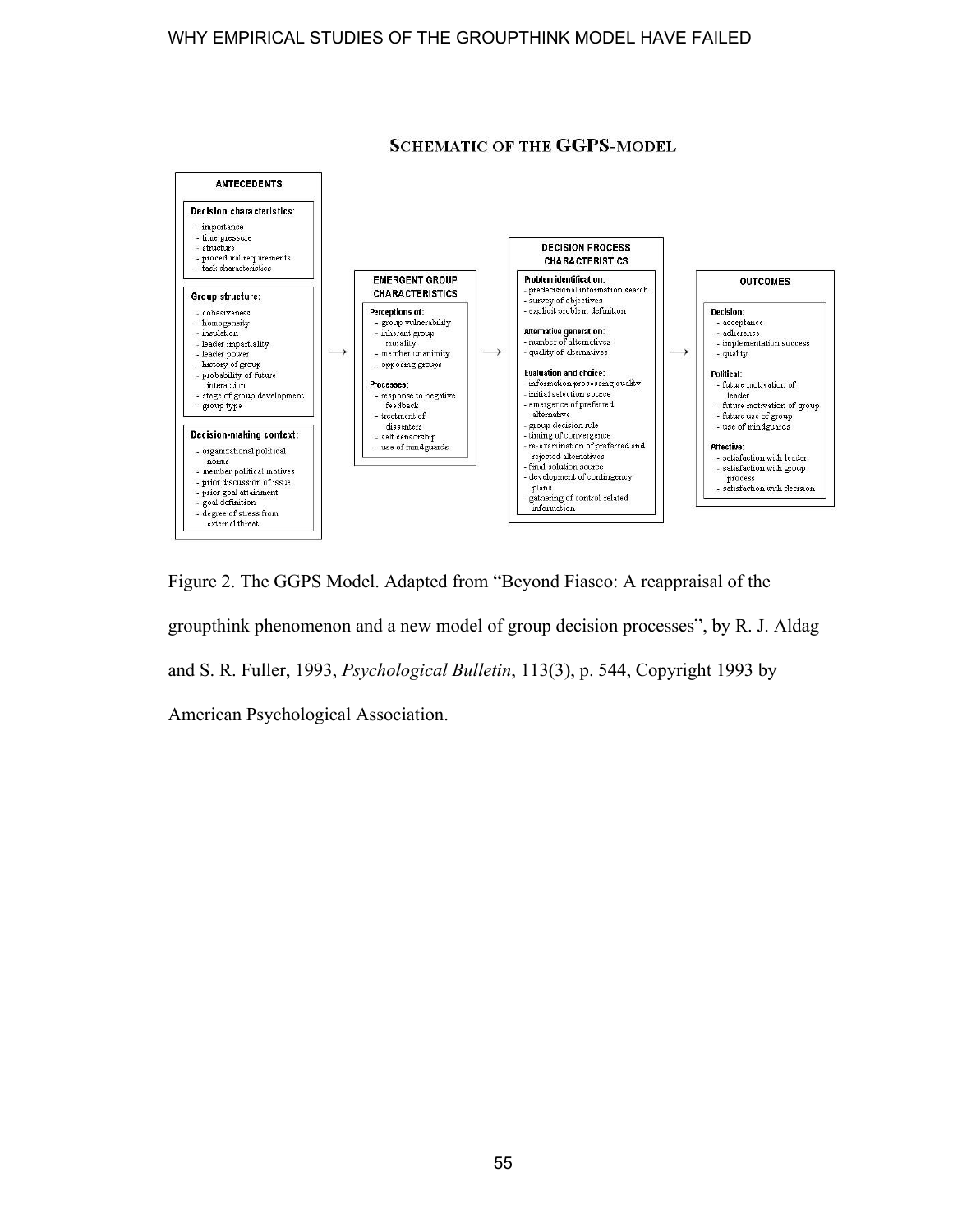**SCHEMATIC OF THE GGPS-MODEL**

**ANTECEDENTS**

**Decision characteristics:**
- importance
- time pressure
- structure
- procedural requirements
- task characteristics

**Group structure:**
- cohesiveness
- homogeneity
- insulation
- leader impartiality
- leader power
- history of group
- probability of future interaction
- stage of group development
- group type

**Decision-making context:**
- organizational political norms
- member political motives
- prior discussion of issue
- prior goal attainment
- goal definition
- degree of stress from external threat

→

**EMERGENT GROUP CHARACTERISTICS**

**Perceptions of:**
- group vulnerability
- inherent group morality
- member unanimity
- opposing groups

**Processes:**
- response to negative feedback
- treatment of dissenters
- self censorship
- use of mindguards

→

**DECISION PROCESS CHARACTERISTICS**

**Problem identification:**
- predecisional information search
- survey of objectives
- explicit problem definition

**Alternative generation:**
- number of alternatives
- quality of alternatives

**Evaluation and choice:**
- information processing quality
- initial selection source
- emergence of preferred alternative
- group decision rule
- timing of convergence
- re-examination of preferred and rejected alternatives
- final solution source
- development of contingency plans
- gathering of control-related information

→

**OUTCOMES**

**Decision:**
- acceptance
- adherence
- implementation success
- quality

**Political:**
- future motivation of leader
- future motivation of group
- future use of group
- use of mindguards

**Affective:**
- satisfaction with leader
- satisfaction with group process
- satisfaction with decision

Figure 2. The GGPS Model. Adapted from "Beyond Fiasco: A reappraisal of the groupthink phenomenon and a new model of group decision processes", by R. J. Aldag and S. R. Fuller, 1993, *Psychological Bulletin*, 113(3), p. 544, Copyright 1993 by American Psychological Association.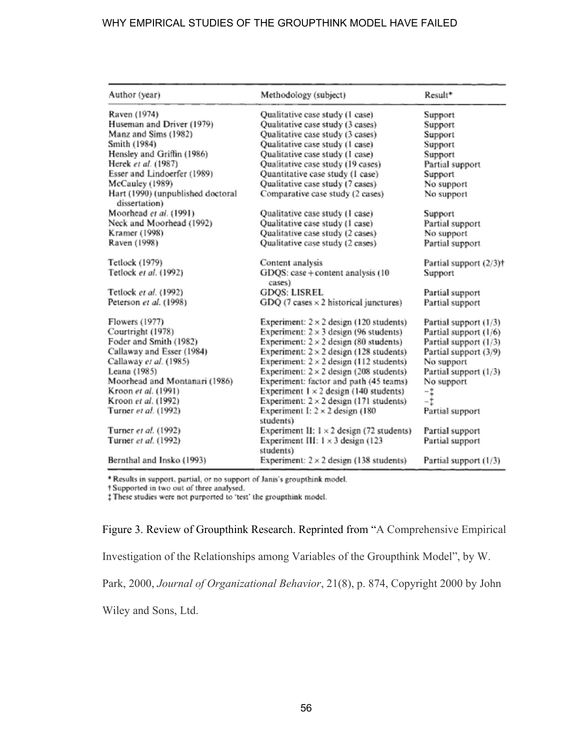| Author (year) | Methodology (subject) | Result* |
| --- | --- | --- |
| Raven (1974) | Qualitative case study (1 case) | Support |
| Huseman and Driver (1979) | Qualitative case study (3 cases) | Support |
| Manz and Sims (1982) | Qualitative case study (3 cases) | Support |
| Smith (1984) | Qualitative case study (1 case) | Support |
| Hensley and Griffin (1986) | Qualitative case study (1 case) | Support |
| Herek *et al.* (1987) | Qualitative case study (19 cases) | Partial support |
| Esser and Lindoerfer (1989) | Quantitative case study (1 case) | Support |
| McCauley (1989) | Qualitative case study (7 cases) | No support |
| Hart (1990) (unpublished doctoral dissertation) | Comparative case study (2 cases) | No support |
| Moorhead *et al.* (1991) | Qualitative case study (1 case) | Support |
| Neck and Moorhead (1992) | Qualitative case study (1 case) | Partial support |
| Kramer (1998) | Qualitative case study (2 cases) | No support |
| Raven (1998) | Qualitative case study (2 cases) | Partial support |
| Tetlock (1979) | Content analysis | Partial support (2/3)† |
| Tetlock *et al.* (1992) | GDQS: case + content analysis (10 cases) | Support |
| Tetlock *et al.* (1992) | GDQS: LISREL | Partial support |
| Peterson *et al.* (1998) | GDQ (7 cases × 2 historical junctures) | Partial support |
| Flowers (1977) | Experiment: 2 × 2 design (120 students) | Partial support (1/3) |
| Courtright (1978) | Experiment: 2 × 3 design (96 students) | Partial support (1/6) |
| Foder and Smith (1982) | Experiment: 2 × 2 design (80 students) | Partial support (1/3) |
| Callaway and Esser (1984) | Experiment: 2 × 2 design (128 students) | Partial support (3/9) |
| Callaway *et al.* (1985) | Experiment: 2 × 2 design (112 students) | No support |
| Leana (1985) | Experiment: 2 × 2 design (208 students) | Partial support (1/3) |
| Moorhead and Montanari (1986) | Experiment: factor and path (45 teams) | No support |
| Kroon *et al.* (1991) | Experiment 1 × 2 design (140 students) | –‡ |
| Kroon *et al.* (1992) | Experiment: 2 × 2 design (171 students) | –‡ |
| Turner *et al.* (1992) | Experiment I: 2 × 2 design (180 students) | Partial support |
| Turner *et al.* (1992) | Experiment II: 1 × 2 design (72 students) | Partial support |
| Turner *et al.* (1992) | Experiment III: 1 × 3 design (123 students) | Partial support |
| Bernthal and Insko (1993) | Experiment: 2 × 2 design (138 students) | Partial support (1/3) |

* Results in support, partial, or no support of Janis's groupthink model.
† Supported in two out of three analysed.
‡ These studies were not purported to 'test' the groupthink model.

Figure 3. Review of Groupthink Research. Reprinted from "A Comprehensive Empirical Investigation of the Relationships among Variables of the Groupthink Model", by W. Park, 2000, *Journal of Organizational Behavior*, 21(8), p. 874, Copyright 2000 by John Wiley and Sons, Ltd.